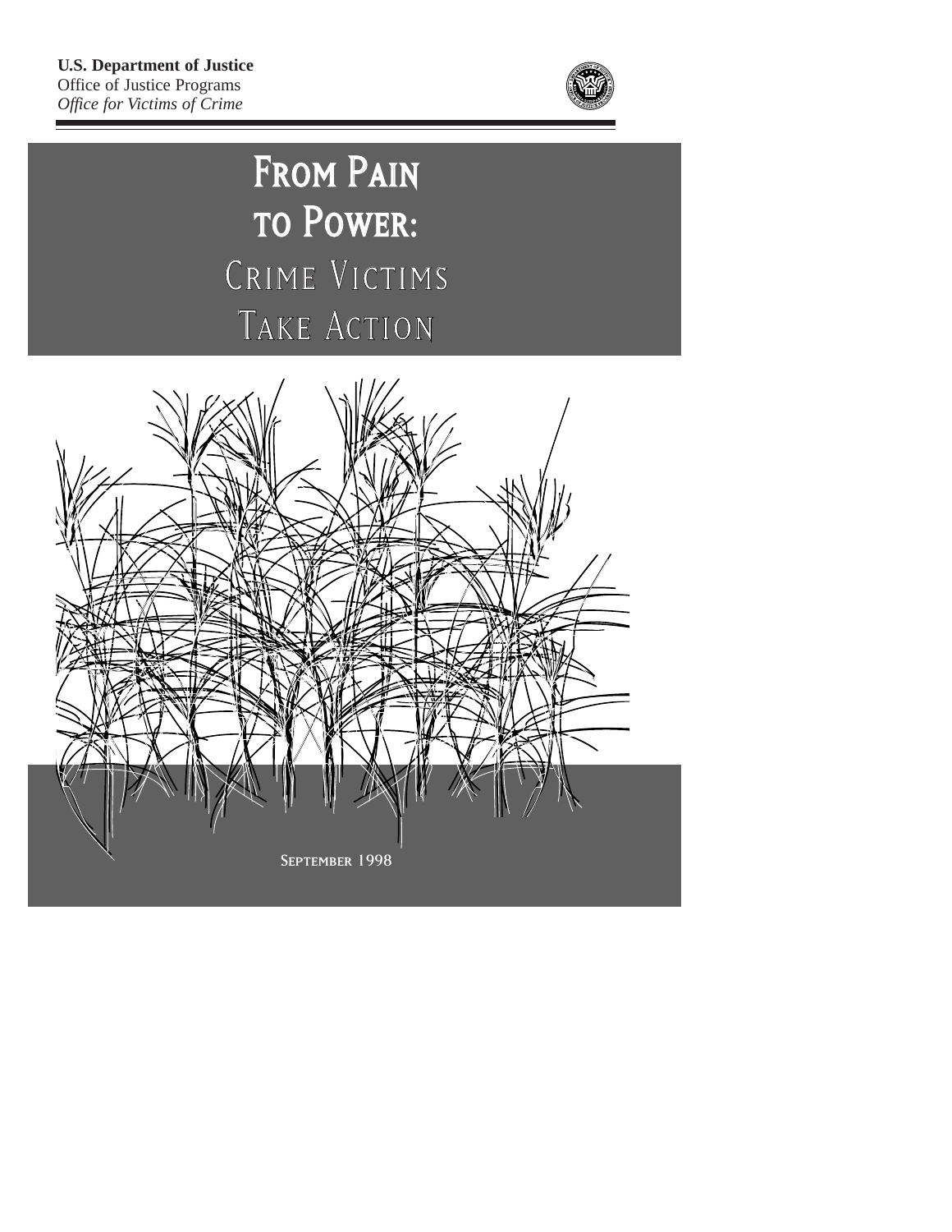**U.S. Department of Justice**
Office of Justice Programs
*Office for Victims of Crime*

# From Pain to Power: Crime Victims Take Action

September 1998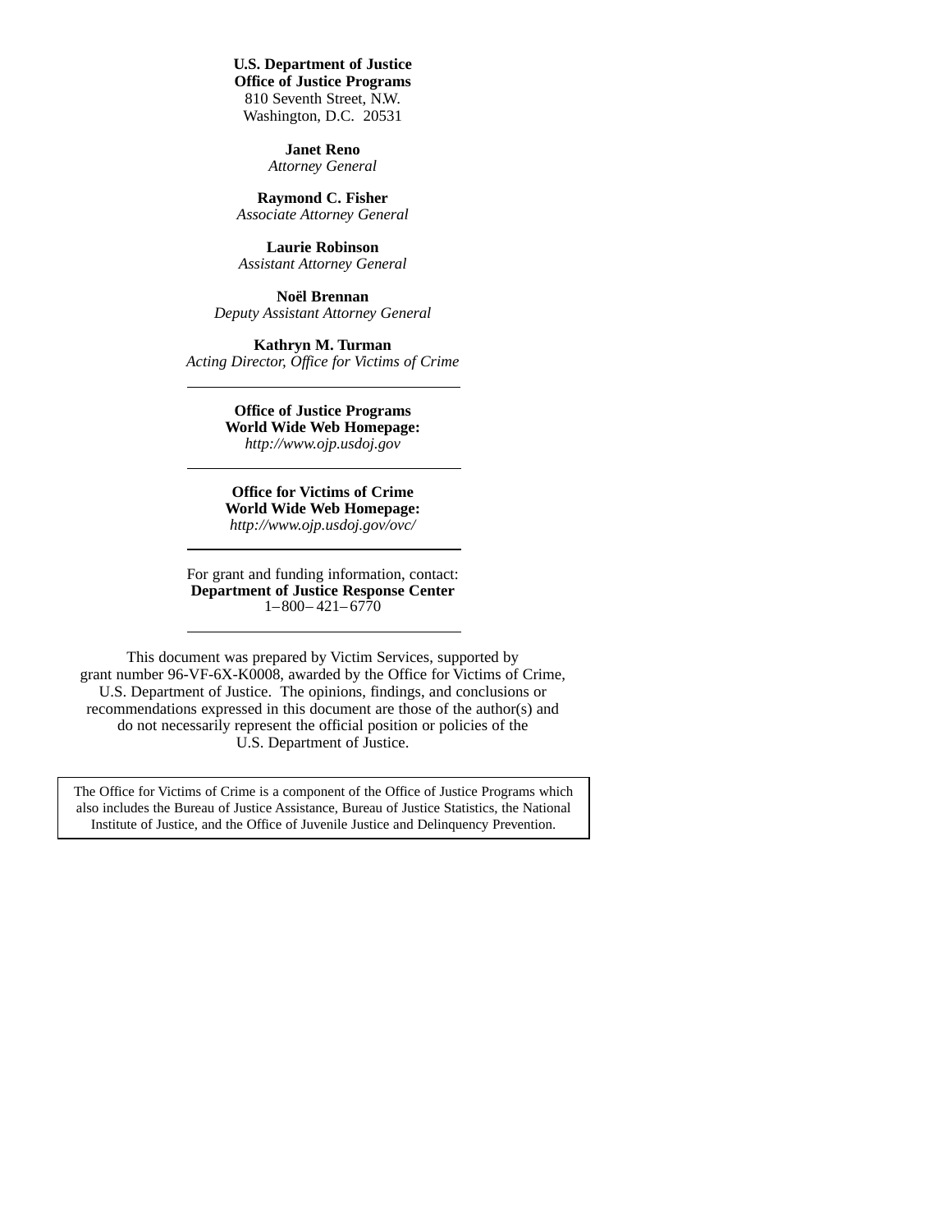**U.S. Department of Justice**
**Office of Justice Programs**
810 Seventh Street, N.W.
Washington, D.C. 20531

**Janet Reno**
*Attorney General*

**Raymond C. Fisher**
*Associate Attorney General*

**Laurie Robinson**
*Assistant Attorney General*

**Noël Brennan**
*Deputy Assistant Attorney General*

**Kathryn M. Turman**
*Acting Director, Office for Victims of Crime*

---

**Office of Justice Programs**
**World Wide Web Homepage:**
*http://www.ojp.usdoj.gov*

---

**Office for Victims of Crime**
**World Wide Web Homepage:**
*http://www.ojp.usdoj.gov/ovc/*

---

For grant and funding information, contact:
**Department of Justice Response Center**
1–800–421–6770

---

This document was prepared by Victim Services, supported by grant number 96-VF-6X-K0008, awarded by the Office for Victims of Crime, U.S. Department of Justice. The opinions, findings, and conclusions or recommendations expressed in this document are those of the author(s) and do not necessarily represent the official position or policies of the U.S. Department of Justice.

The Office for Victims of Crime is a component of the Office of Justice Programs which also includes the Bureau of Justice Assistance, Bureau of Justice Statistics, the National Institute of Justice, and the Office of Juvenile Justice and Delinquency Prevention.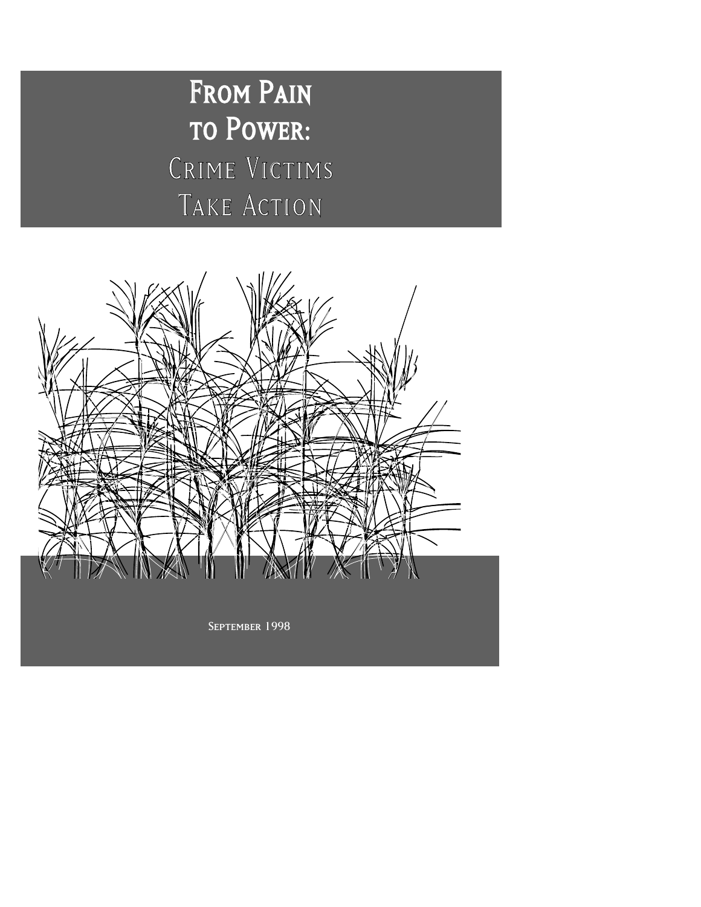# From Pain to Power: Crime Victims Take Action

September 1998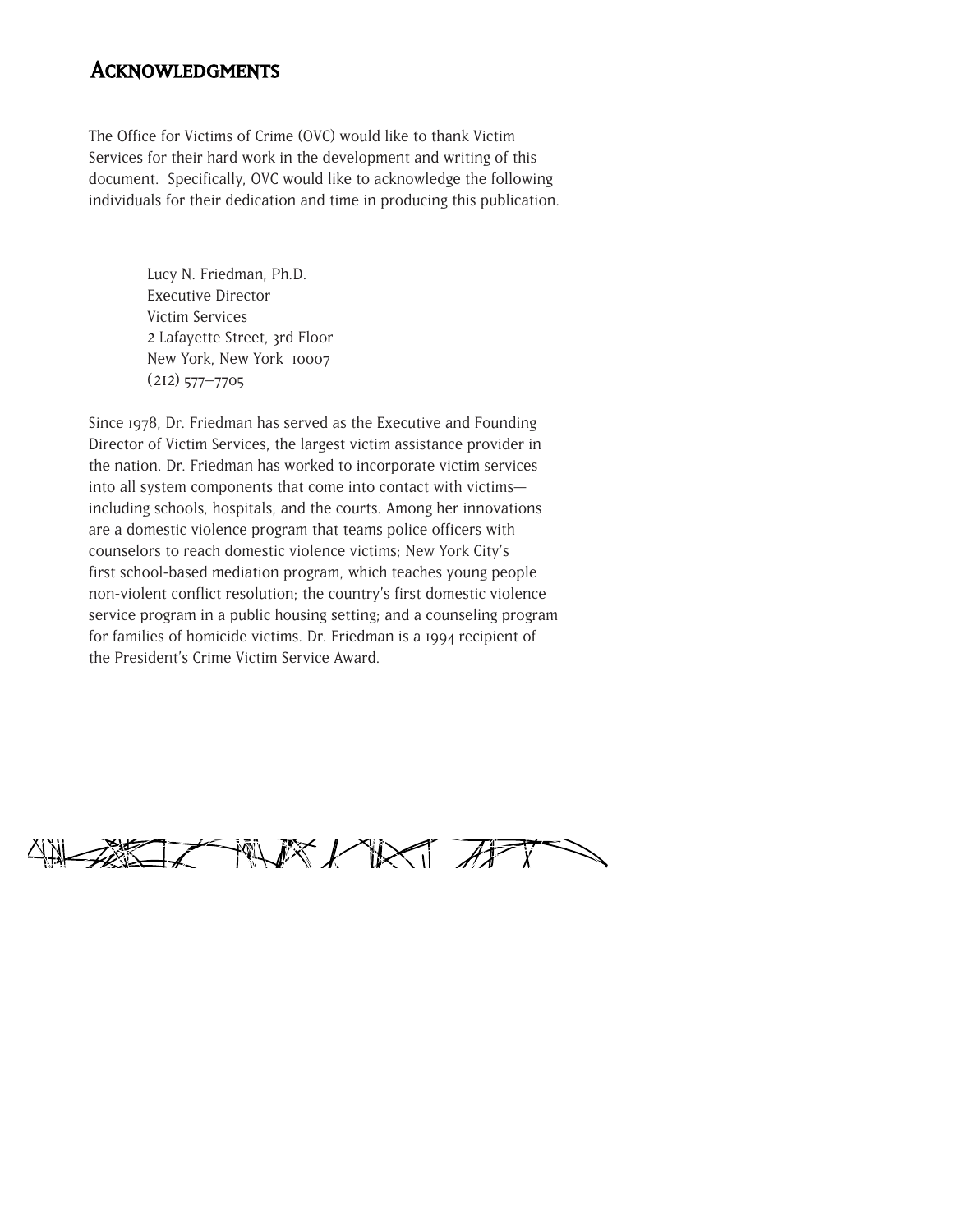# Acknowledgments

The Office for Victims of Crime (OVC) would like to thank Victim Services for their hard work in the development and writing of this document. Specifically, OVC would like to acknowledge the following individuals for their dedication and time in producing this publication.

Lucy N. Friedman, Ph.D.
Executive Director
Victim Services
2 Lafayette Street, 3rd Floor
New York, New York 10007
(212) 577–7705

Since 1978, Dr. Friedman has served as the Executive and Founding Director of Victim Services, the largest victim assistance provider in the nation. Dr. Friedman has worked to incorporate victim services into all system components that come into contact with victims—including schools, hospitals, and the courts. Among her innovations are a domestic violence program that teams police officers with counselors to reach domestic violence victims; New York City's first school-based mediation program, which teaches young people non-violent conflict resolution; the country's first domestic violence service program in a public housing setting; and a counseling program for families of homicide victims. Dr. Friedman is a 1994 recipient of the President's Crime Victim Service Award.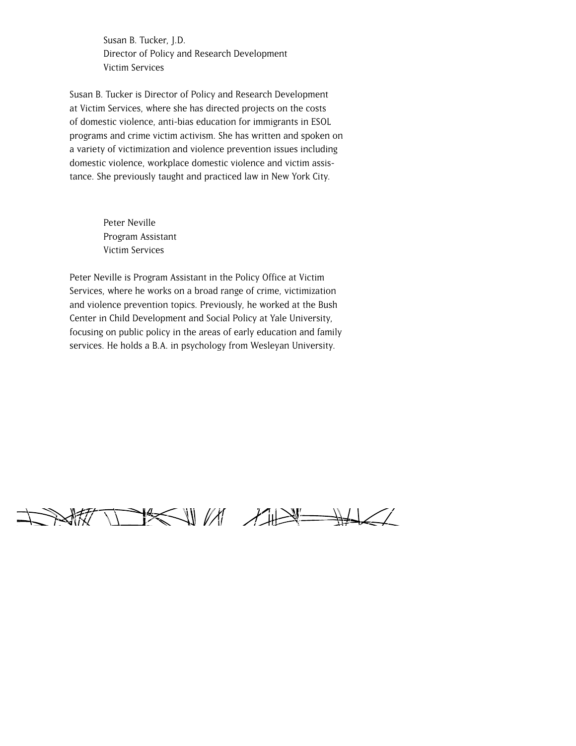Susan B. Tucker, J.D.
Director of Policy and Research Development
Victim Services

Susan B. Tucker is Director of Policy and Research Development at Victim Services, where she has directed projects on the costs of domestic violence, anti-bias education for immigrants in ESOL programs and crime victim activism. She has written and spoken on a variety of victimization and violence prevention issues including domestic violence, workplace domestic violence and victim assistance. She previously taught and practiced law in New York City.

Peter Neville
Program Assistant
Victim Services

Peter Neville is Program Assistant in the Policy Office at Victim Services, where he works on a broad range of crime, victimization and violence prevention topics. Previously, he worked at the Bush Center in Child Development and Social Policy at Yale University, focusing on public policy in the areas of early education and family services. He holds a B.A. in psychology from Wesleyan University.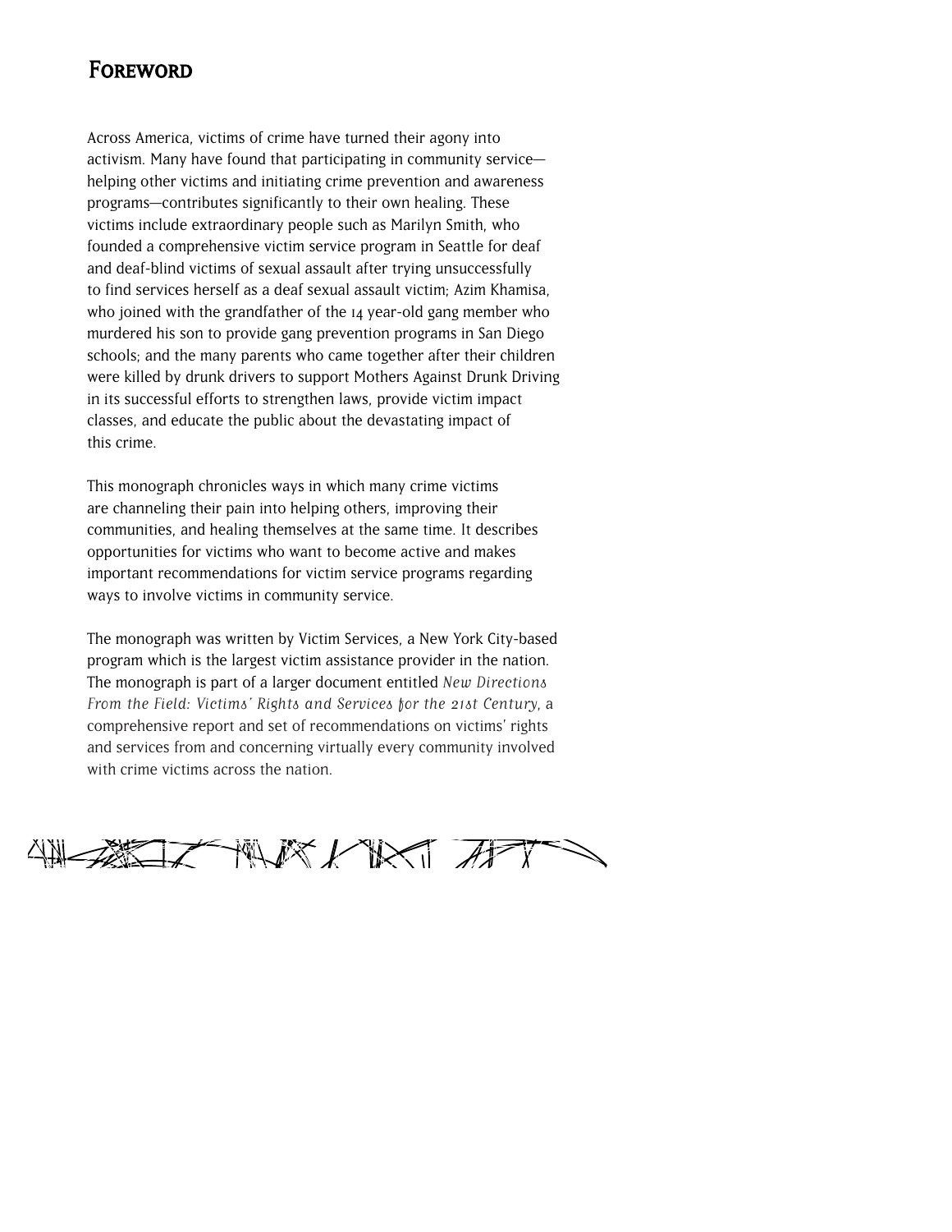# Foreword

Across America, victims of crime have turned their agony into activism. Many have found that participating in community service—helping other victims and initiating crime prevention and awareness programs—contributes significantly to their own healing. These victims include extraordinary people such as Marilyn Smith, who founded a comprehensive victim service program in Seattle for deaf and deaf-blind victims of sexual assault after trying unsuccessfully to find services herself as a deaf sexual assault victim; Azim Khamisa, who joined with the grandfather of the 14 year-old gang member who murdered his son to provide gang prevention programs in San Diego schools; and the many parents who came together after their children were killed by drunk drivers to support Mothers Against Drunk Driving in its successful efforts to strengthen laws, provide victim impact classes, and educate the public about the devastating impact of this crime.

This monograph chronicles ways in which many crime victims are channeling their pain into helping others, improving their communities, and healing themselves at the same time. It describes opportunities for victims who want to become active and makes important recommendations for victim service programs regarding ways to involve victims in community service.

The monograph was written by Victim Services, a New York City-based program which is the largest victim assistance provider in the nation. The monograph is part of a larger document entitled *New Directions From the Field: Victims' Rights and Services for the 21st Century*, a comprehensive report and set of recommendations on victims' rights and services from and concerning virtually every community involved with crime victims across the nation.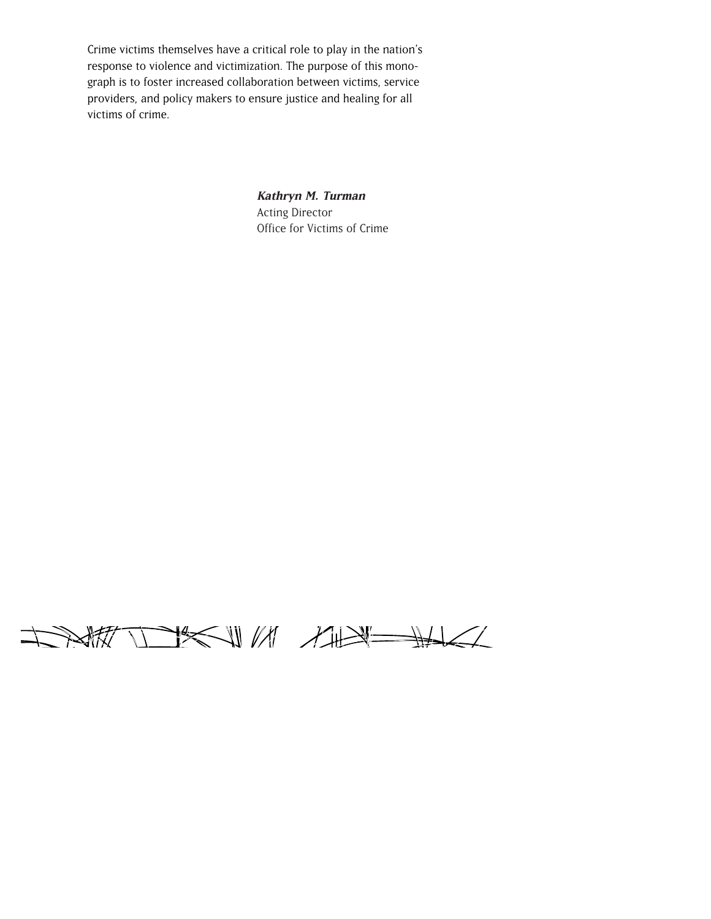Crime victims themselves have a critical role to play in the nation's response to violence and victimization. The purpose of this monograph is to foster increased collaboration between victims, service providers, and policy makers to ensure justice and healing for all victims of crime.

***Kathryn M. Turman***
Acting Director
Office for Victims of Crime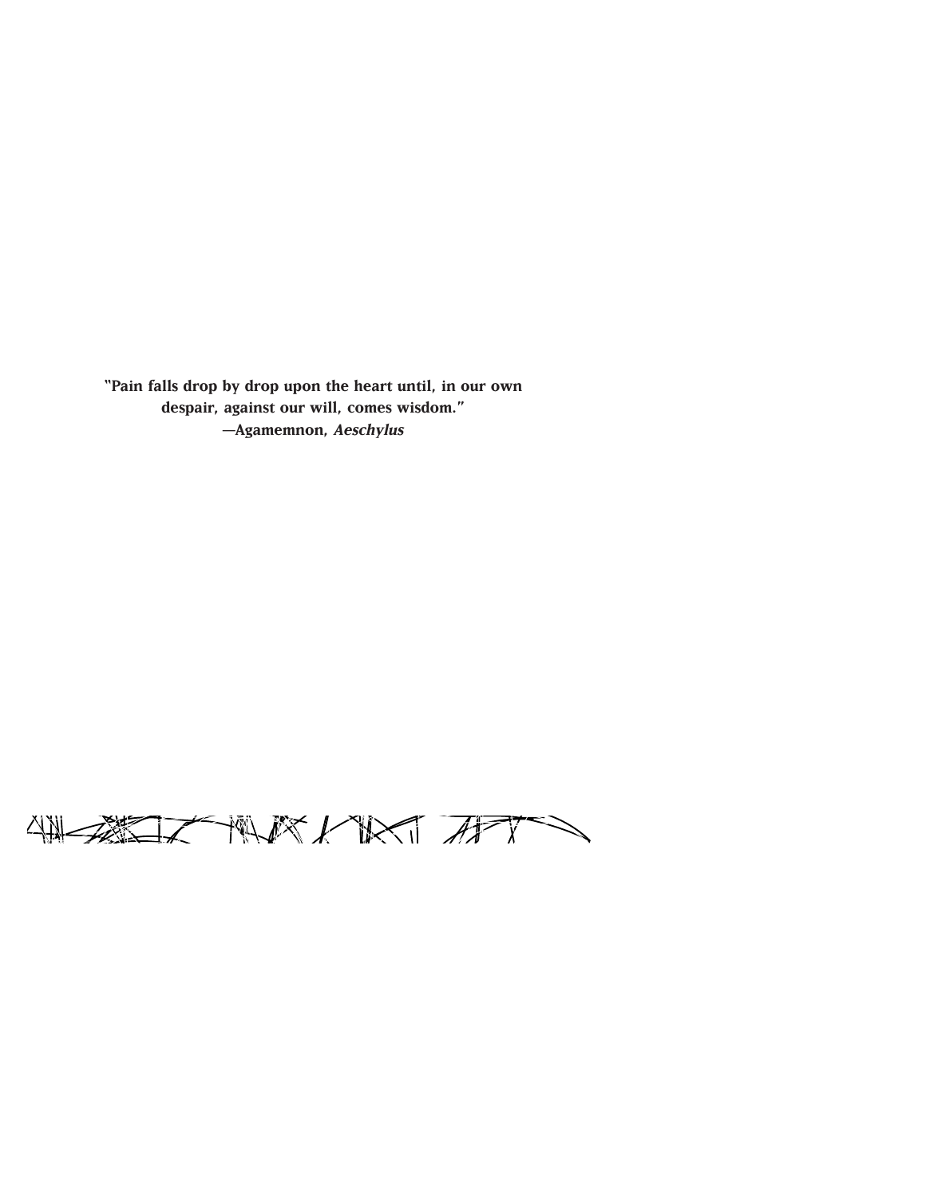**"Pain falls drop by drop upon the heart until, in our own despair, against our will, comes wisdom."**

**—Agamemnon, *Aeschylus***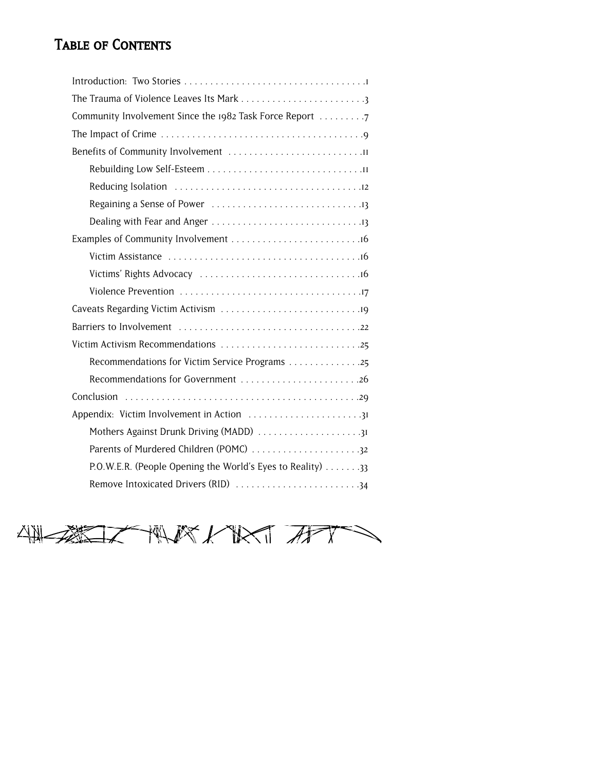# Table of Contents

Introduction: Two Stories . . . . . . . . . . . . . . . . . . . . . . . . . . . . . . . . . . .1

The Trauma of Violence Leaves Its Mark . . . . . . . . . . . . . . . . . . . . . . . .3

Community Involvement Since the 1982 Task Force Report . . . . . . . . .7

The Impact of Crime . . . . . . . . . . . . . . . . . . . . . . . . . . . . . . . . . . . . . .9

Benefits of Community Involvement . . . . . . . . . . . . . . . . . . . . . . . . . .11

- Rebuilding Low Self-Esteem . . . . . . . . . . . . . . . . . . . . . . . . . . . . .11
- Reducing Isolation . . . . . . . . . . . . . . . . . . . . . . . . . . . . . . . . . . . .12
- Regaining a Sense of Power . . . . . . . . . . . . . . . . . . . . . . . . . . . .13
- Dealing with Fear and Anger . . . . . . . . . . . . . . . . . . . . . . . . . . . .13

Examples of Community Involvement . . . . . . . . . . . . . . . . . . . . . . . . .16

- Victim Assistance . . . . . . . . . . . . . . . . . . . . . . . . . . . . . . . . . . . .16
- Victims' Rights Advocacy . . . . . . . . . . . . . . . . . . . . . . . . . . . . . .16
- Violence Prevention . . . . . . . . . . . . . . . . . . . . . . . . . . . . . . . . . .17

Caveats Regarding Victim Activism . . . . . . . . . . . . . . . . . . . . . . . . . .19

Barriers to Involvement . . . . . . . . . . . . . . . . . . . . . . . . . . . . . . . . . .22

Victim Activism Recommendations . . . . . . . . . . . . . . . . . . . . . . . . . .25

- Recommendations for Victim Service Programs . . . . . . . . . . . . .25
- Recommendations for Government . . . . . . . . . . . . . . . . . . . . . . .26

Conclusion . . . . . . . . . . . . . . . . . . . . . . . . . . . . . . . . . . . . . . . . . . . .29

Appendix: Victim Involvement in Action . . . . . . . . . . . . . . . . . . . . . .31

- Mothers Against Drunk Driving (MADD) . . . . . . . . . . . . . . . . . . .31
- Parents of Murdered Children (POMC) . . . . . . . . . . . . . . . . . . . .32
- P.O.W.E.R. (People Opening the World's Eyes to Reality) . . . . . . .33
- Remove Intoxicated Drivers (RID) . . . . . . . . . . . . . . . . . . . . . . .34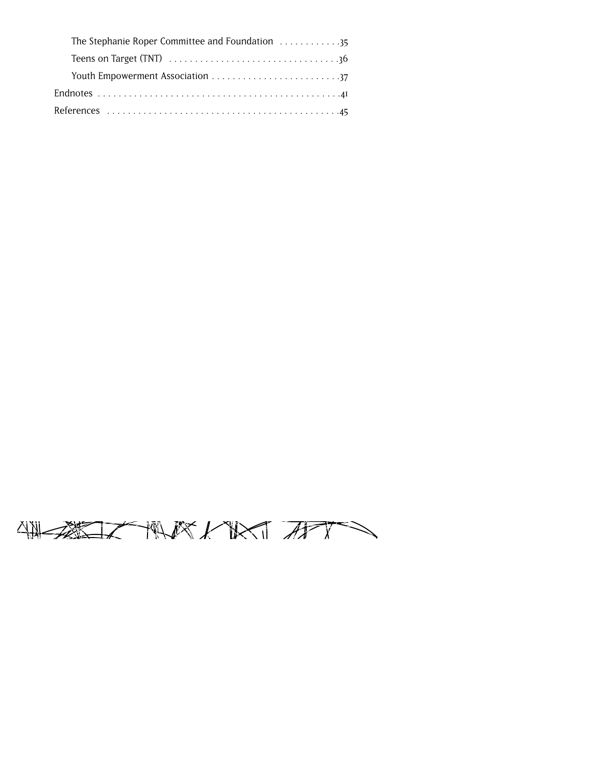- The Stephanie Roper Committee and Foundation . . . . . . . . . . . .35
- Teens on Target (TNT) . . . . . . . . . . . . . . . . . . . . . . . . . . . . . . . . .36
- Youth Empowerment Association . . . . . . . . . . . . . . . . . . . . . . . . .37

Endnotes . . . . . . . . . . . . . . . . . . . . . . . . . . . . . . . . . . . . . . . . . . . . . . .41

References . . . . . . . . . . . . . . . . . . . . . . . . . . . . . . . . . . . . . . . . . . . .45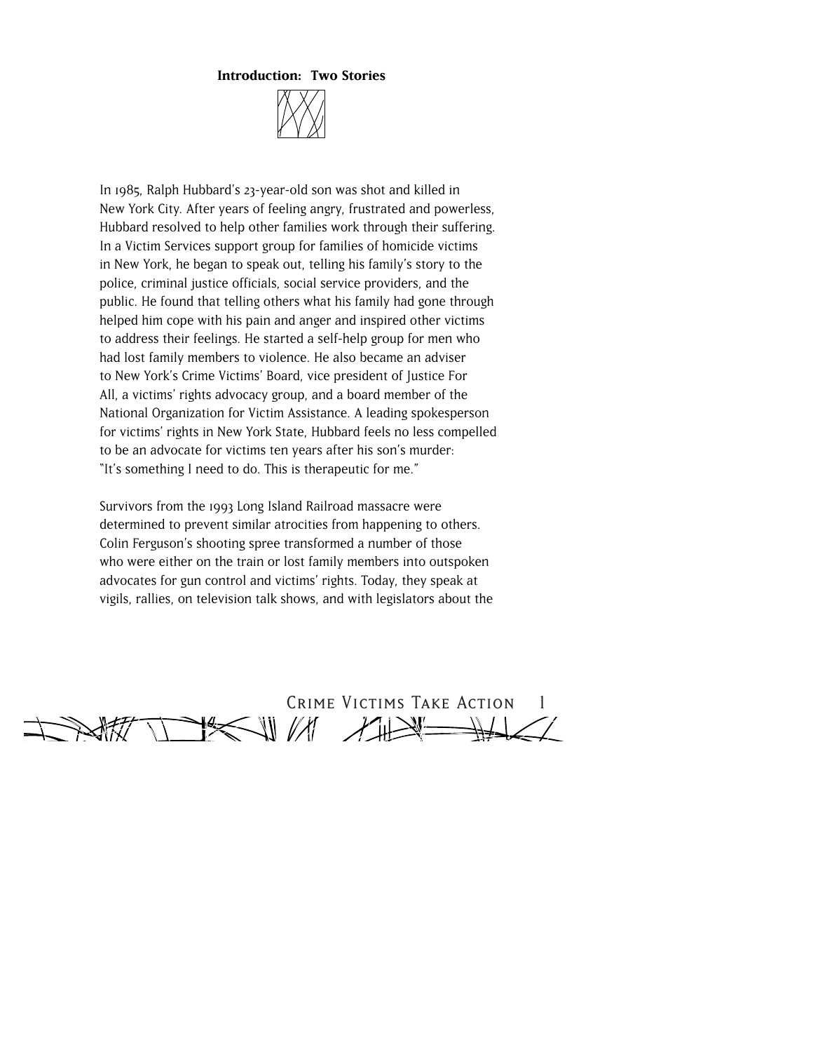## Introduction: Two Stories

In 1985, Ralph Hubbard's 23-year-old son was shot and killed in New York City. After years of feeling angry, frustrated and powerless, Hubbard resolved to help other families work through their suffering. In a Victim Services support group for families of homicide victims in New York, he began to speak out, telling his family's story to the police, criminal justice officials, social service providers, and the public. He found that telling others what his family had gone through helped him cope with his pain and anger and inspired other victims to address their feelings. He started a self-help group for men who had lost family members to violence. He also became an adviser to New York's Crime Victims' Board, vice president of Justice For All, a victims' rights advocacy group, and a board member of the National Organization for Victim Assistance. A leading spokesperson for victims' rights in New York State, Hubbard feels no less compelled to be an advocate for victims ten years after his son's murder: "It's something I need to do. This is therapeutic for me."

Survivors from the 1993 Long Island Railroad massacre were determined to prevent similar atrocities from happening to others. Colin Ferguson's shooting spree transformed a number of those who were either on the train or lost family members into outspoken advocates for gun control and victims' rights. Today, they speak at vigils, rallies, on television talk shows, and with legislators about the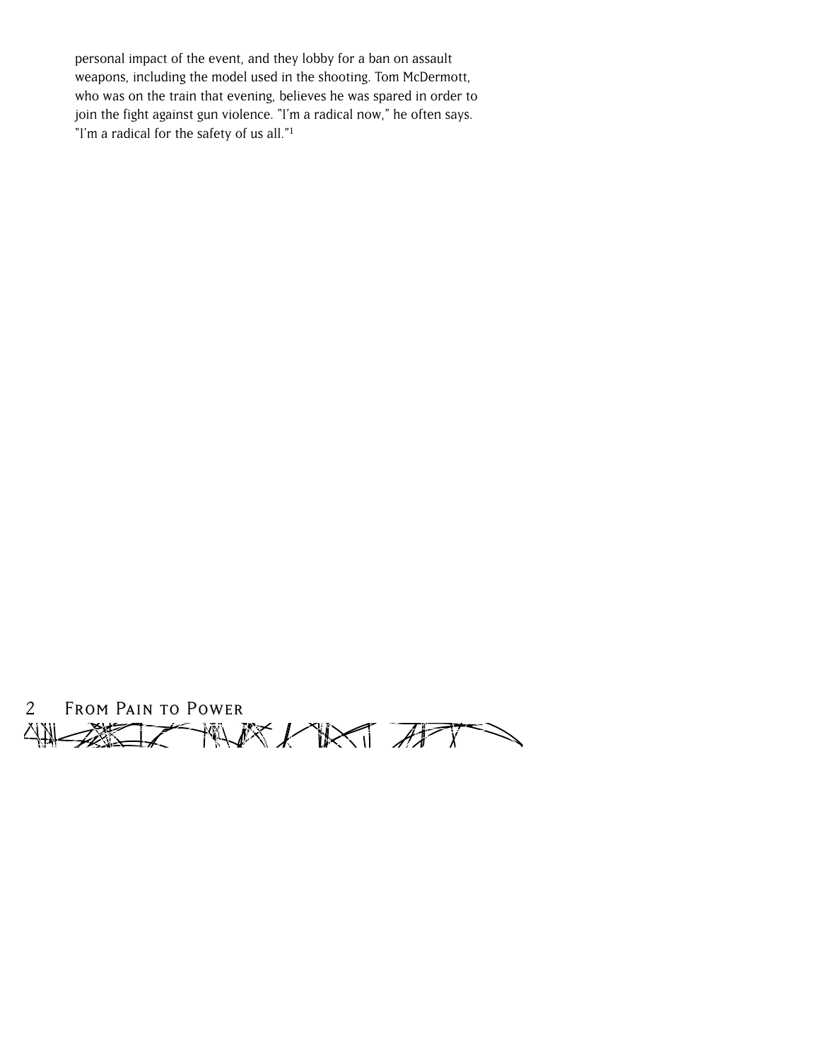personal impact of the event, and they lobby for a ban on assault weapons, including the model used in the shooting. Tom McDermott, who was on the train that evening, believes he was spared in order to join the fight against gun violence. "I'm a radical now," he often says. "I'm a radical for the safety of us all."[1]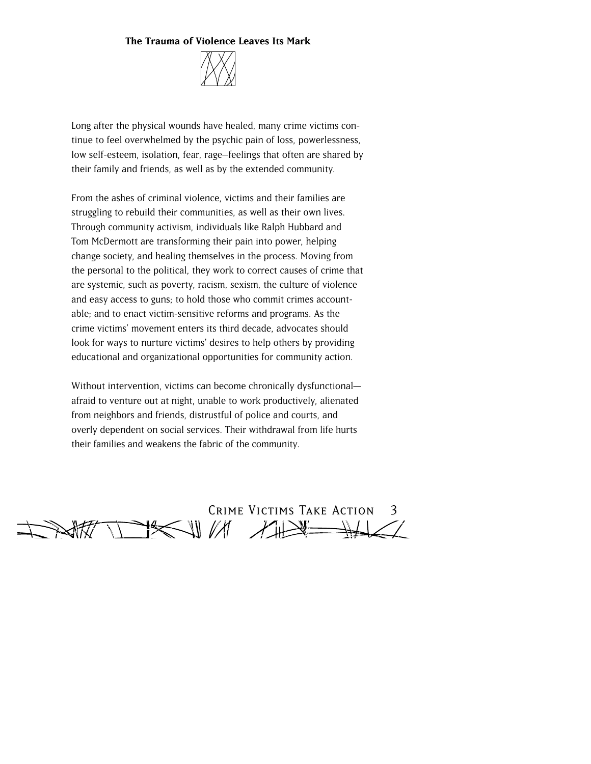## The Trauma of Violence Leaves Its Mark

Long after the physical wounds have healed, many crime victims continue to feel overwhelmed by the psychic pain of loss, powerlessness, low self-esteem, isolation, fear, rage—feelings that often are shared by their family and friends, as well as by the extended community.

From the ashes of criminal violence, victims and their families are struggling to rebuild their communities, as well as their own lives. Through community activism, individuals like Ralph Hubbard and Tom McDermott are transforming their pain into power, helping change society, and healing themselves in the process. Moving from the personal to the political, they work to correct causes of crime that are systemic, such as poverty, racism, sexism, the culture of violence and easy access to guns; to hold those who commit crimes accountable; and to enact victim-sensitive reforms and programs. As the crime victims' movement enters its third decade, advocates should look for ways to nurture victims' desires to help others by providing educational and organizational opportunities for community action.

Without intervention, victims can become chronically dysfunctional—afraid to venture out at night, unable to work productively, alienated from neighbors and friends, distrustful of police and courts, and overly dependent on social services. Their withdrawal from life hurts their families and weakens the fabric of the community.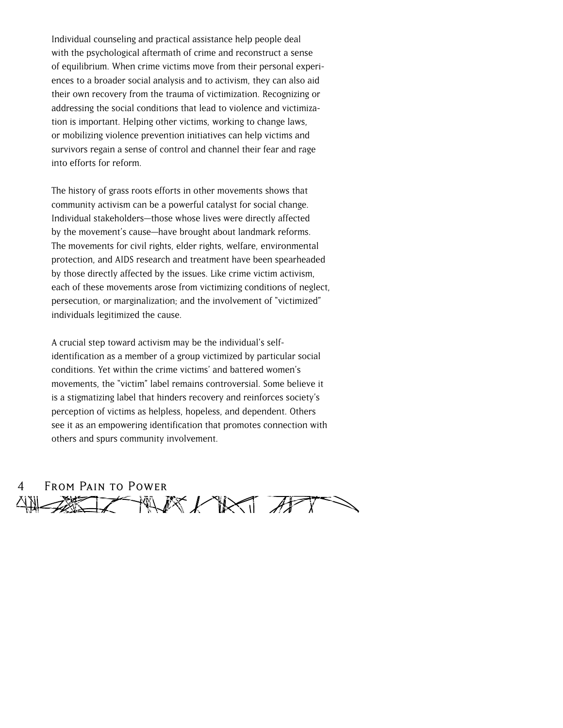Individual counseling and practical assistance help people deal with the psychological aftermath of crime and reconstruct a sense of equilibrium. When crime victims move from their personal experiences to a broader social analysis and to activism, they can also aid their own recovery from the trauma of victimization. Recognizing or addressing the social conditions that lead to violence and victimization is important. Helping other victims, working to change laws, or mobilizing violence prevention initiatives can help victims and survivors regain a sense of control and channel their fear and rage into efforts for reform.

The history of grass roots efforts in other movements shows that community activism can be a powerful catalyst for social change. Individual stakeholders—those whose lives were directly affected by the movement's cause—have brought about landmark reforms. The movements for civil rights, elder rights, welfare, environmental protection, and AIDS research and treatment have been spearheaded by those directly affected by the issues. Like crime victim activism, each of these movements arose from victimizing conditions of neglect, persecution, or marginalization; and the involvement of "victimized" individuals legitimized the cause.

A crucial step toward activism may be the individual's self-identification as a member of a group victimized by particular social conditions. Yet within the crime victims' and battered women's movements, the "victim" label remains controversial. Some believe it is a stigmatizing label that hinders recovery and reinforces society's perception of victims as helpless, hopeless, and dependent. Others see it as an empowering identification that promotes connection with others and spurs community involvement.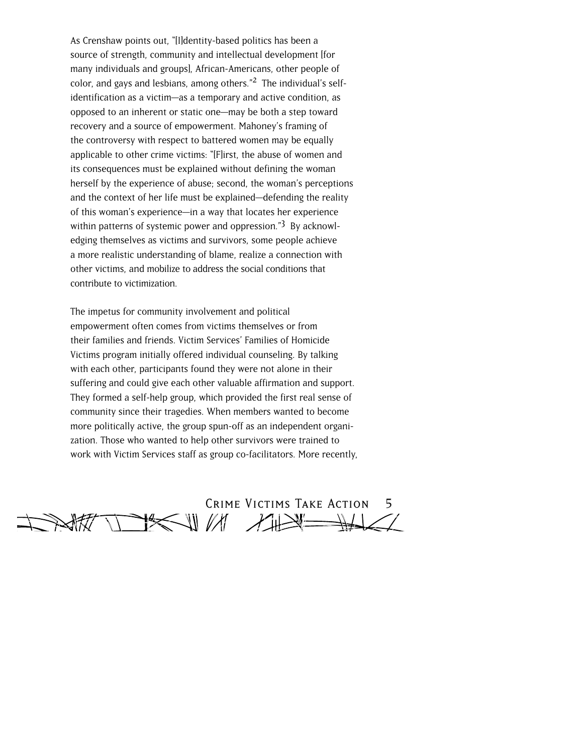As Crenshaw points out, "[I]dentity-based politics has been a source of strength, community and intellectual development [for many individuals and groups], African-Americans, other people of color, and gays and lesbians, among others."[2] The individual's self-identification as a victim—as a temporary and active condition, as opposed to an inherent or static one—may be both a step toward recovery and a source of empowerment. Mahoney's framing of the controversy with respect to battered women may be equally applicable to other crime victims: "[F]irst, the abuse of women and its consequences must be explained without defining the woman herself by the experience of abuse; second, the woman's perceptions and the context of her life must be explained—defending the reality of this woman's experience—in a way that locates her experience within patterns of systemic power and oppression."[3] By acknowledging themselves as victims and survivors, some people achieve a more realistic understanding of blame, realize a connection with other victims, and mobilize to address the social conditions that contribute to victimization.

The impetus for community involvement and political empowerment often comes from victims themselves or from their families and friends. Victim Services' Families of Homicide Victims program initially offered individual counseling. By talking with each other, participants found they were not alone in their suffering and could give each other valuable affirmation and support. They formed a self-help group, which provided the first real sense of community since their tragedies. When members wanted to become more politically active, the group spun-off as an independent organization. Those who wanted to help other survivors were trained to work with Victim Services staff as group co-facilitators. More recently,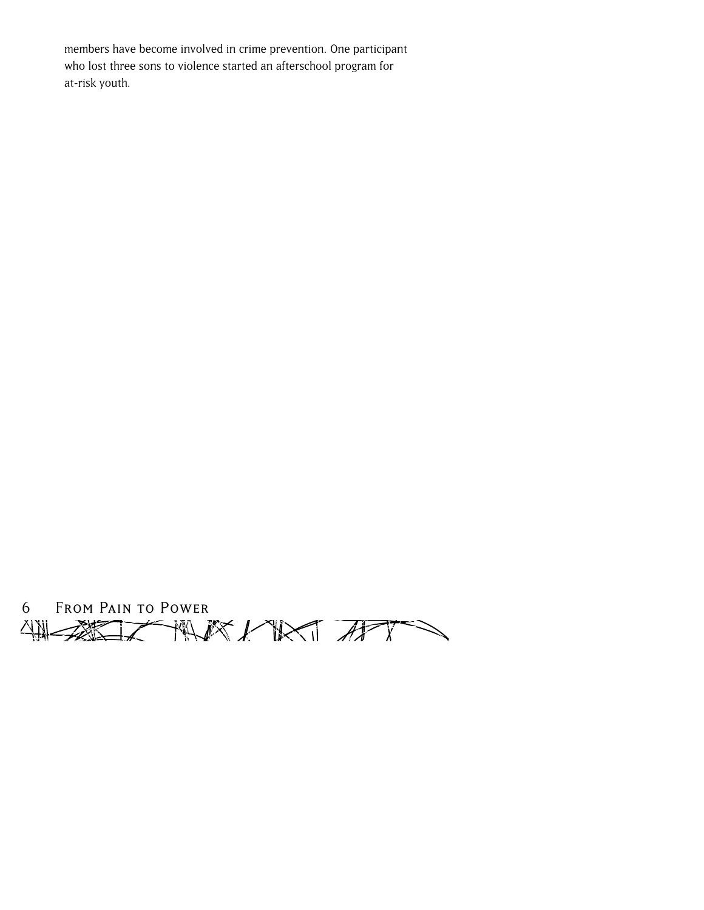members have become involved in crime prevention. One participant who lost three sons to violence started an afterschool program for at-risk youth.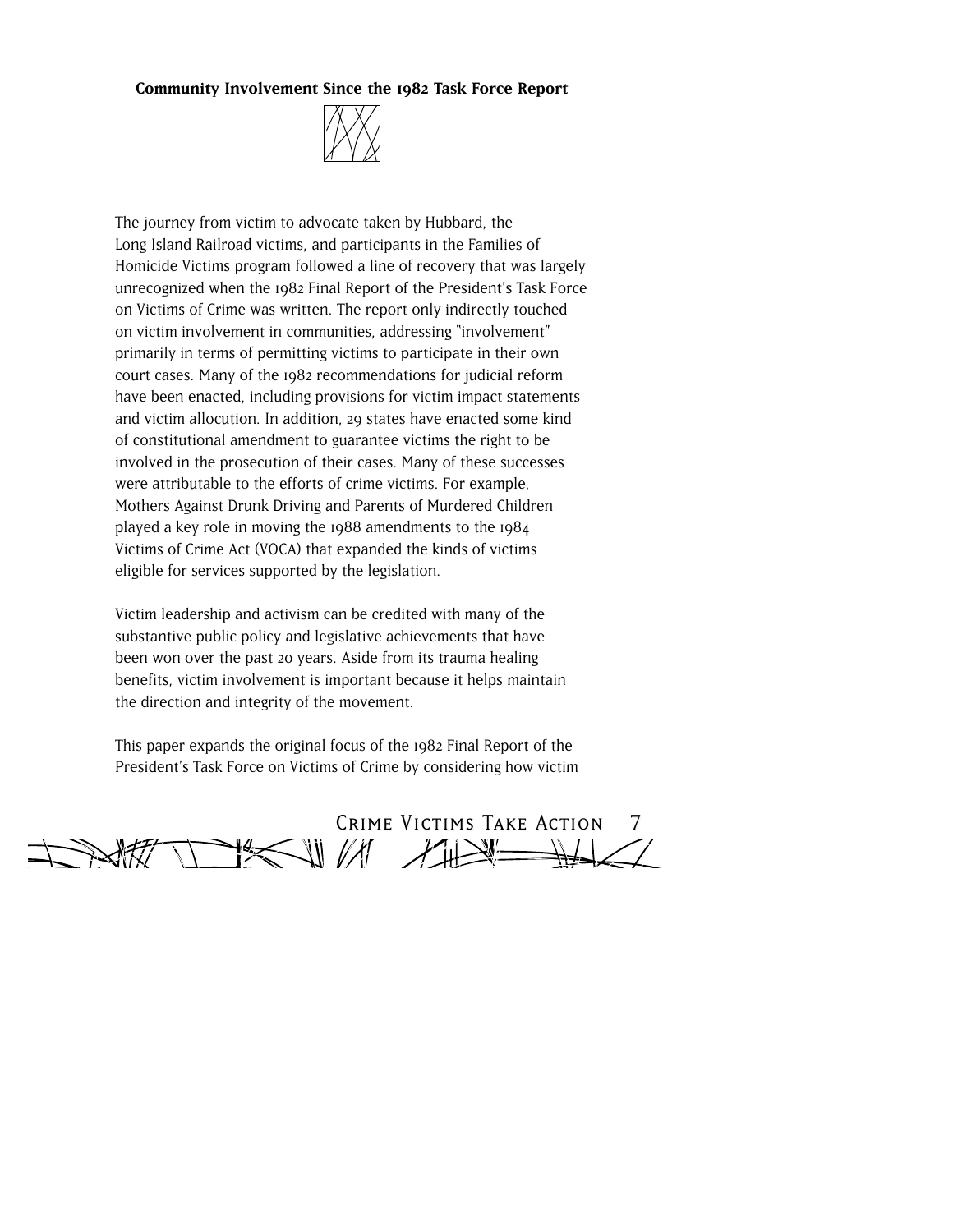### Community Involvement Since the 1982 Task Force Report

The journey from victim to advocate taken by Hubbard, the Long Island Railroad victims, and participants in the Families of Homicide Victims program followed a line of recovery that was largely unrecognized when the 1982 Final Report of the President's Task Force on Victims of Crime was written. The report only indirectly touched on victim involvement in communities, addressing "involvement" primarily in terms of permitting victims to participate in their own court cases. Many of the 1982 recommendations for judicial reform have been enacted, including provisions for victim impact statements and victim allocution. In addition, 29 states have enacted some kind of constitutional amendment to guarantee victims the right to be involved in the prosecution of their cases. Many of these successes were attributable to the efforts of crime victims. For example, Mothers Against Drunk Driving and Parents of Murdered Children played a key role in moving the 1988 amendments to the 1984 Victims of Crime Act (VOCA) that expanded the kinds of victims eligible for services supported by the legislation.

Victim leadership and activism can be credited with many of the substantive public policy and legislative achievements that have been won over the past 20 years. Aside from its trauma healing benefits, victim involvement is important because it helps maintain the direction and integrity of the movement.

This paper expands the original focus of the 1982 Final Report of the President's Task Force on Victims of Crime by considering how victim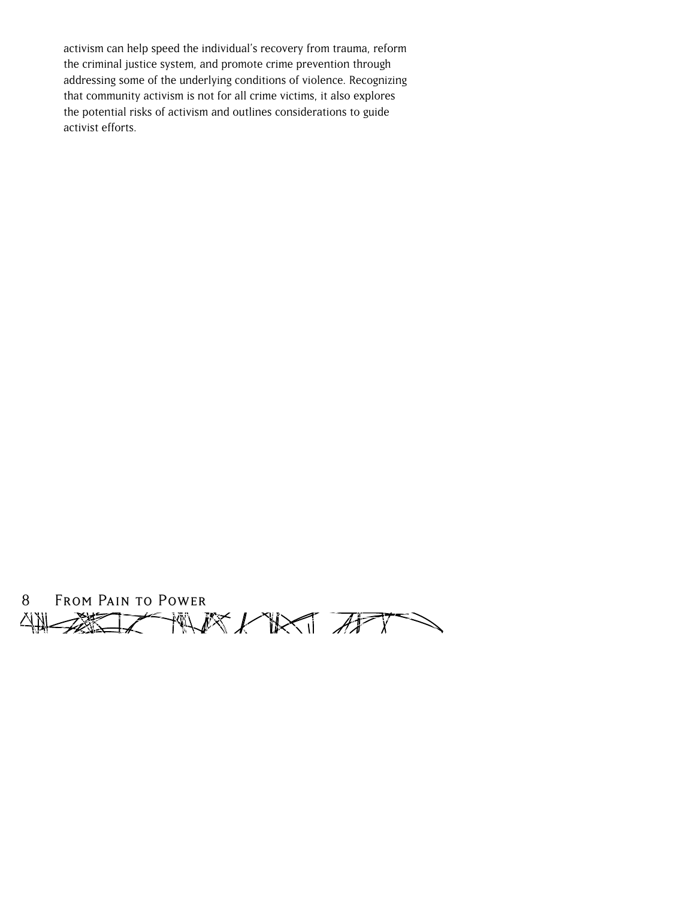activism can help speed the individual's recovery from trauma, reform the criminal justice system, and promote crime prevention through addressing some of the underlying conditions of violence. Recognizing that community activism is not for all crime victims, it also explores the potential risks of activism and outlines considerations to guide activist efforts.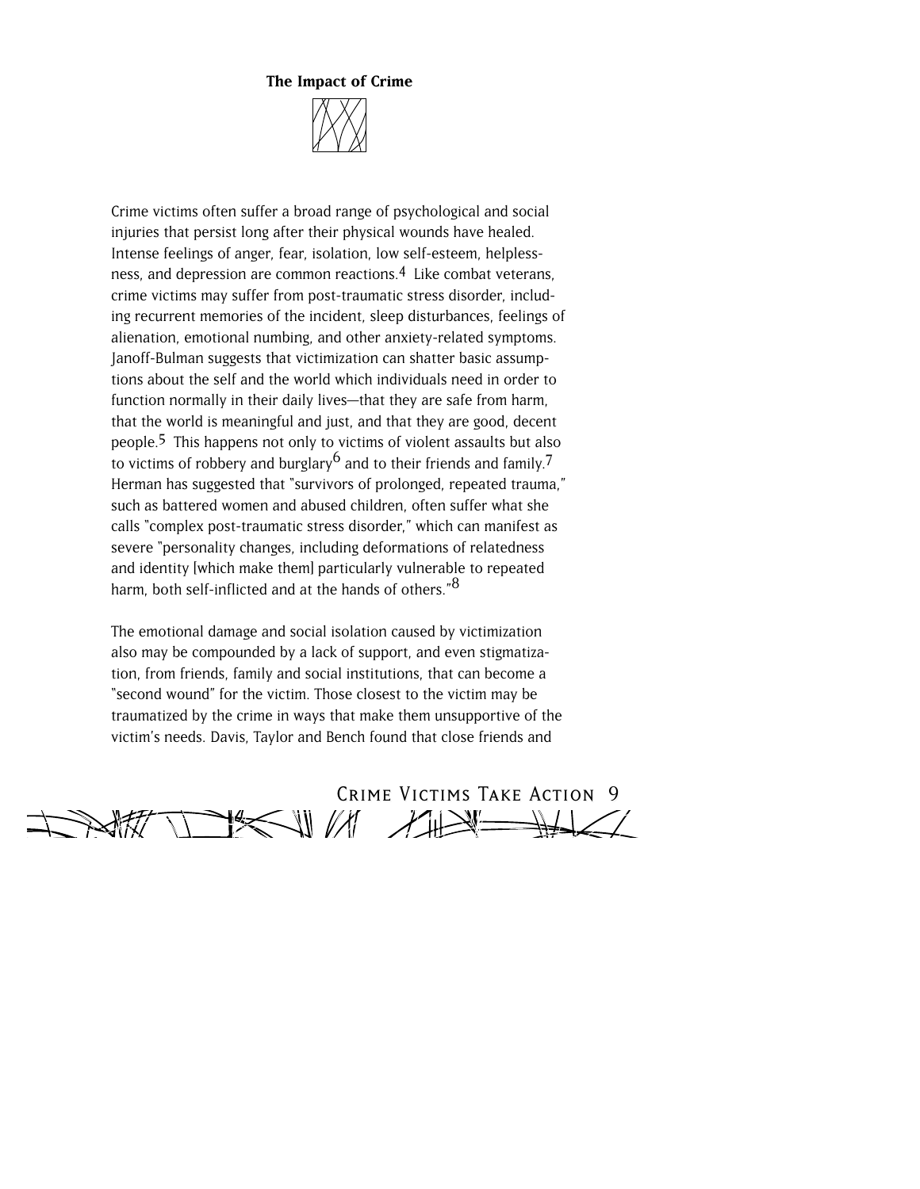## The Impact of Crime

Crime victims often suffer a broad range of psychological and social injuries that persist long after their physical wounds have healed. Intense feelings of anger, fear, isolation, low self-esteem, helplessness, and depression are common reactions.[4] Like combat veterans, crime victims may suffer from post-traumatic stress disorder, including recurrent memories of the incident, sleep disturbances, feelings of alienation, emotional numbing, and other anxiety-related symptoms. Janoff-Bulman suggests that victimization can shatter basic assumptions about the self and the world which individuals need in order to function normally in their daily lives—that they are safe from harm, that the world is meaningful and just, and that they are good, decent people.[5] This happens not only to victims of violent assaults but also to victims of robbery and burglary[6] and to their friends and family.[7] Herman has suggested that "survivors of prolonged, repeated trauma," such as battered women and abused children, often suffer what she calls "complex post-traumatic stress disorder," which can manifest as severe "personality changes, including deformations of relatedness and identity [which make them] particularly vulnerable to repeated harm, both self-inflicted and at the hands of others."[8]

The emotional damage and social isolation caused by victimization also may be compounded by a lack of support, and even stigmatization, from friends, family and social institutions, that can become a "second wound" for the victim. Those closest to the victim may be traumatized by the crime in ways that make them unsupportive of the victim's needs. Davis, Taylor and Bench found that close friends and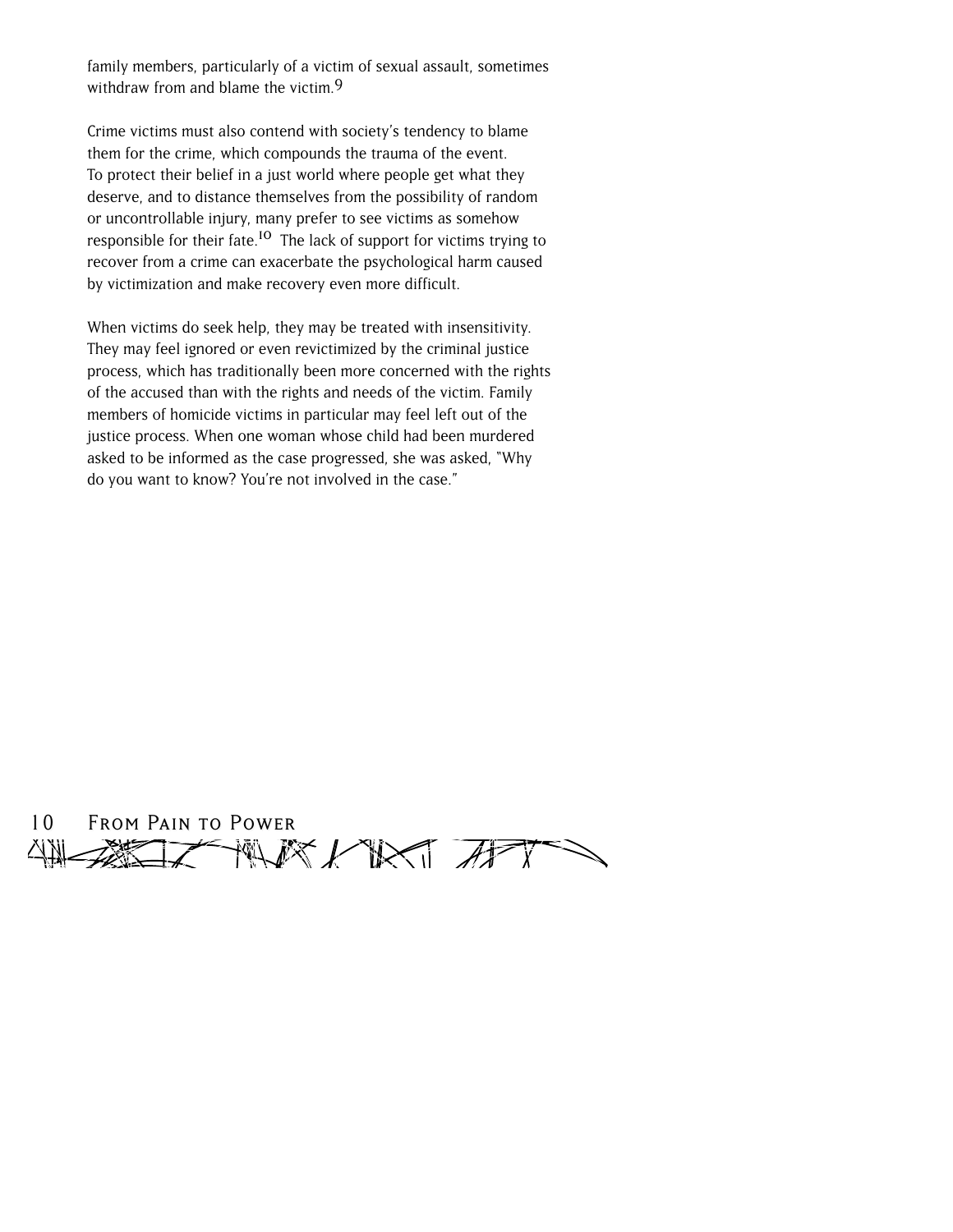family members, particularly of a victim of sexual assault, sometimes withdraw from and blame the victim.[9]

Crime victims must also contend with society's tendency to blame them for the crime, which compounds the trauma of the event. To protect their belief in a just world where people get what they deserve, and to distance themselves from the possibility of random or uncontrollable injury, many prefer to see victims as somehow responsible for their fate.[10] The lack of support for victims trying to recover from a crime can exacerbate the psychological harm caused by victimization and make recovery even more difficult.

When victims do seek help, they may be treated with insensitivity. They may feel ignored or even revictimized by the criminal justice process, which has traditionally been more concerned with the rights of the accused than with the rights and needs of the victim. Family members of homicide victims in particular may feel left out of the justice process. When one woman whose child had been murdered asked to be informed as the case progressed, she was asked, "Why do you want to know? You're not involved in the case."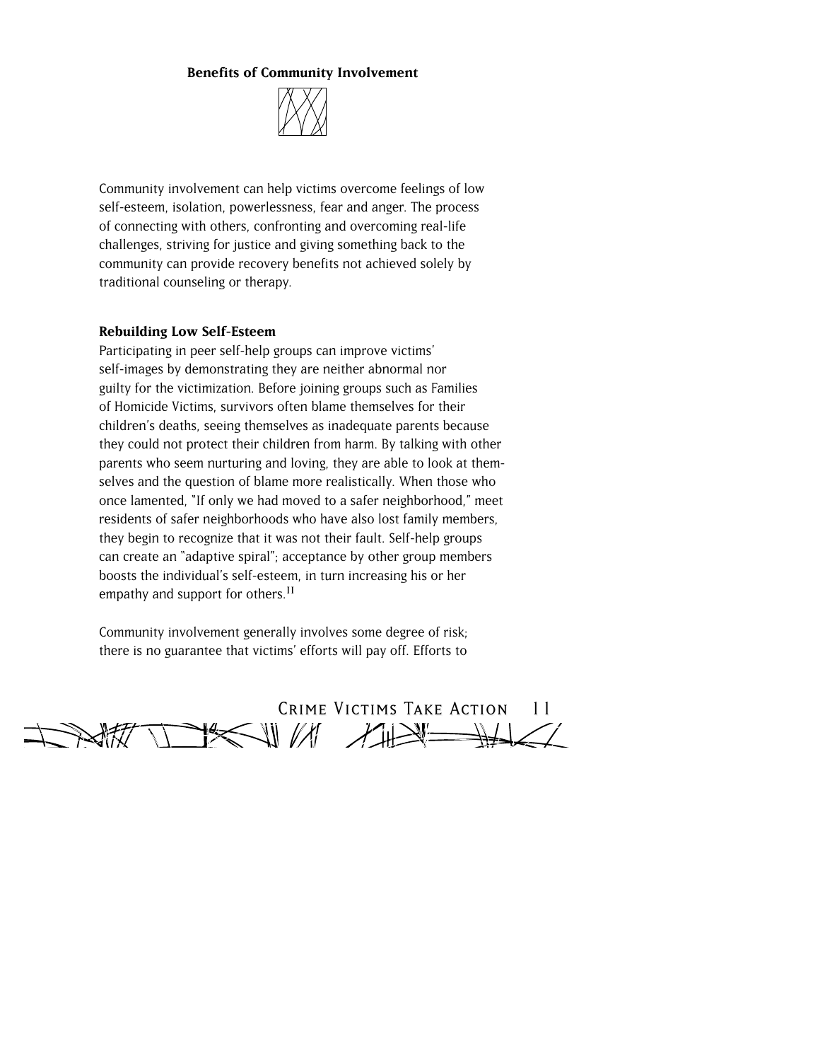## Benefits of Community Involvement

Community involvement can help victims overcome feelings of low self-esteem, isolation, powerlessness, fear and anger. The process of connecting with others, confronting and overcoming real-life challenges, striving for justice and giving something back to the community can provide recovery benefits not achieved solely by traditional counseling or therapy.

### Rebuilding Low Self-Esteem

Participating in peer self-help groups can improve victims' self-images by demonstrating they are neither abnormal nor guilty for the victimization. Before joining groups such as Families of Homicide Victims, survivors often blame themselves for their children's deaths, seeing themselves as inadequate parents because they could not protect their children from harm. By talking with other parents who seem nurturing and loving, they are able to look at themselves and the question of blame more realistically. When those who once lamented, "If only we had moved to a safer neighborhood," meet residents of safer neighborhoods who have also lost family members, they begin to recognize that it was not their fault. Self-help groups can create an "adaptive spiral"; acceptance by other group members boosts the individual's self-esteem, in turn increasing his or her empathy and support for others.[11]

Community involvement generally involves some degree of risk; there is no guarantee that victims' efforts will pay off. Efforts to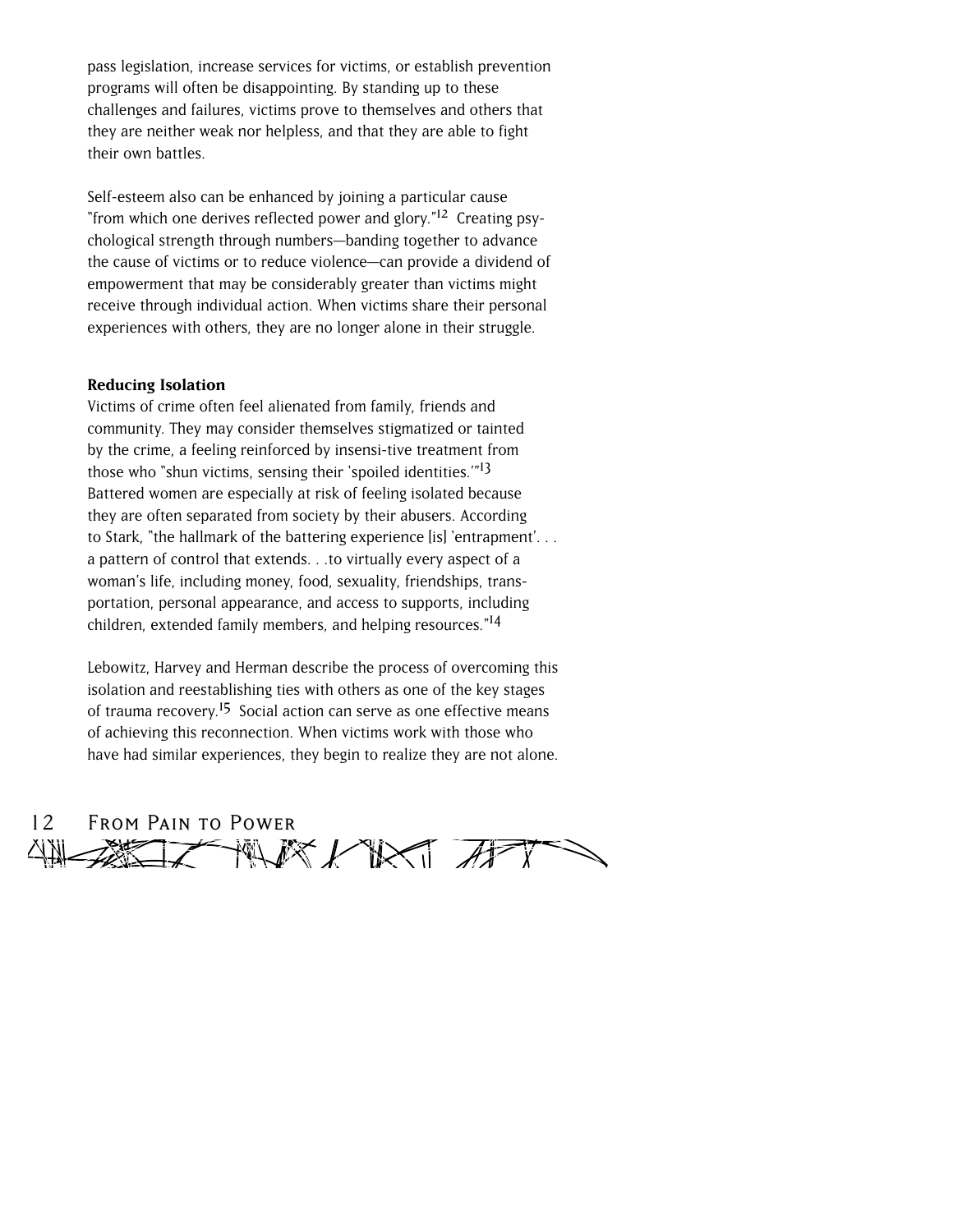pass legislation, increase services for victims, or establish prevention programs will often be disappointing. By standing up to these challenges and failures, victims prove to themselves and others that they are neither weak nor helpless, and that they are able to fight their own battles.

Self-esteem also can be enhanced by joining a particular cause "from which one derives reflected power and glory."[12] Creating psychological strength through numbers—banding together to advance the cause of victims or to reduce violence—can provide a dividend of empowerment that may be considerably greater than victims might receive through individual action. When victims share their personal experiences with others, they are no longer alone in their struggle.

**Reducing Isolation**

Victims of crime often feel alienated from family, friends and community. They may consider themselves stigmatized or tainted by the crime, a feeling reinforced by insensi-tive treatment from those who "shun victims, sensing their 'spoiled identities.'"[13] Battered women are especially at risk of feeling isolated because they are often separated from society by their abusers. According to Stark, "the hallmark of the battering experience [is] 'entrapment'. . . a pattern of control that extends. . .to virtually every aspect of a woman's life, including money, food, sexuality, friendships, transportation, personal appearance, and access to supports, including children, extended family members, and helping resources."[14]

Lebowitz, Harvey and Herman describe the process of overcoming this isolation and reestablishing ties with others as one of the key stages of trauma recovery.[15] Social action can serve as one effective means of achieving this reconnection. When victims work with those who have had similar experiences, they begin to realize they are not alone.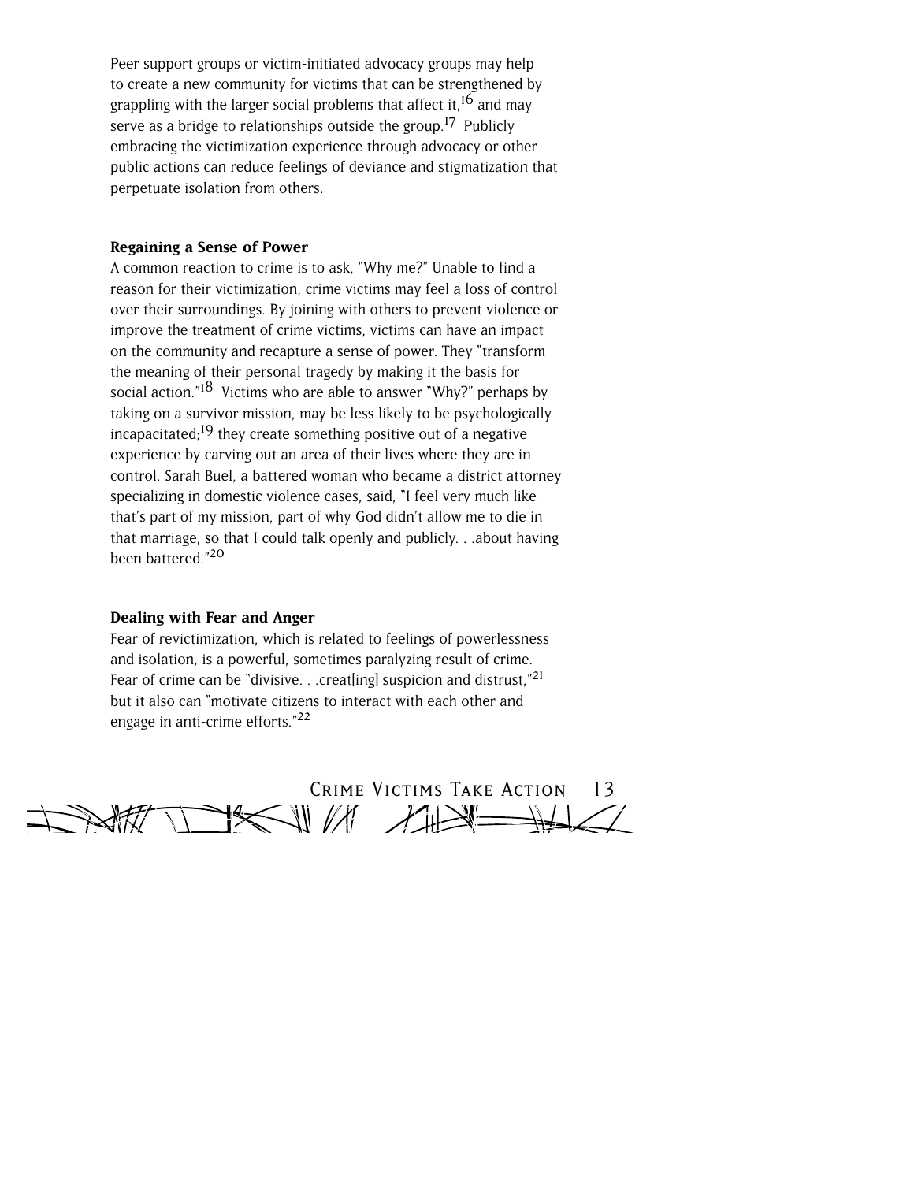Peer support groups or victim-initiated advocacy groups may help to create a new community for victims that can be strengthened by grappling with the larger social problems that affect it,[16] and may serve as a bridge to relationships outside the group.[17] Publicly embracing the victimization experience through advocacy or other public actions can reduce feelings of deviance and stigmatization that perpetuate isolation from others.

**Regaining a Sense of Power**

A common reaction to crime is to ask, "Why me?" Unable to find a reason for their victimization, crime victims may feel a loss of control over their surroundings. By joining with others to prevent violence or improve the treatment of crime victims, victims can have an impact on the community and recapture a sense of power. They "transform the meaning of their personal tragedy by making it the basis for social action."[18] Victims who are able to answer "Why?" perhaps by taking on a survivor mission, may be less likely to be psychologically incapacitated;[19] they create something positive out of a negative experience by carving out an area of their lives where they are in control. Sarah Buel, a battered woman who became a district attorney specializing in domestic violence cases, said, "I feel very much like that's part of my mission, part of why God didn't allow me to die in that marriage, so that I could talk openly and publicly. . .about having been battered."[20]

**Dealing with Fear and Anger**

Fear of revictimization, which is related to feelings of powerlessness and isolation, is a powerful, sometimes paralyzing result of crime. Fear of crime can be "divisive. . .creat[ing] suspicion and distrust,"[21] but it also can "motivate citizens to interact with each other and engage in anti-crime efforts."[22]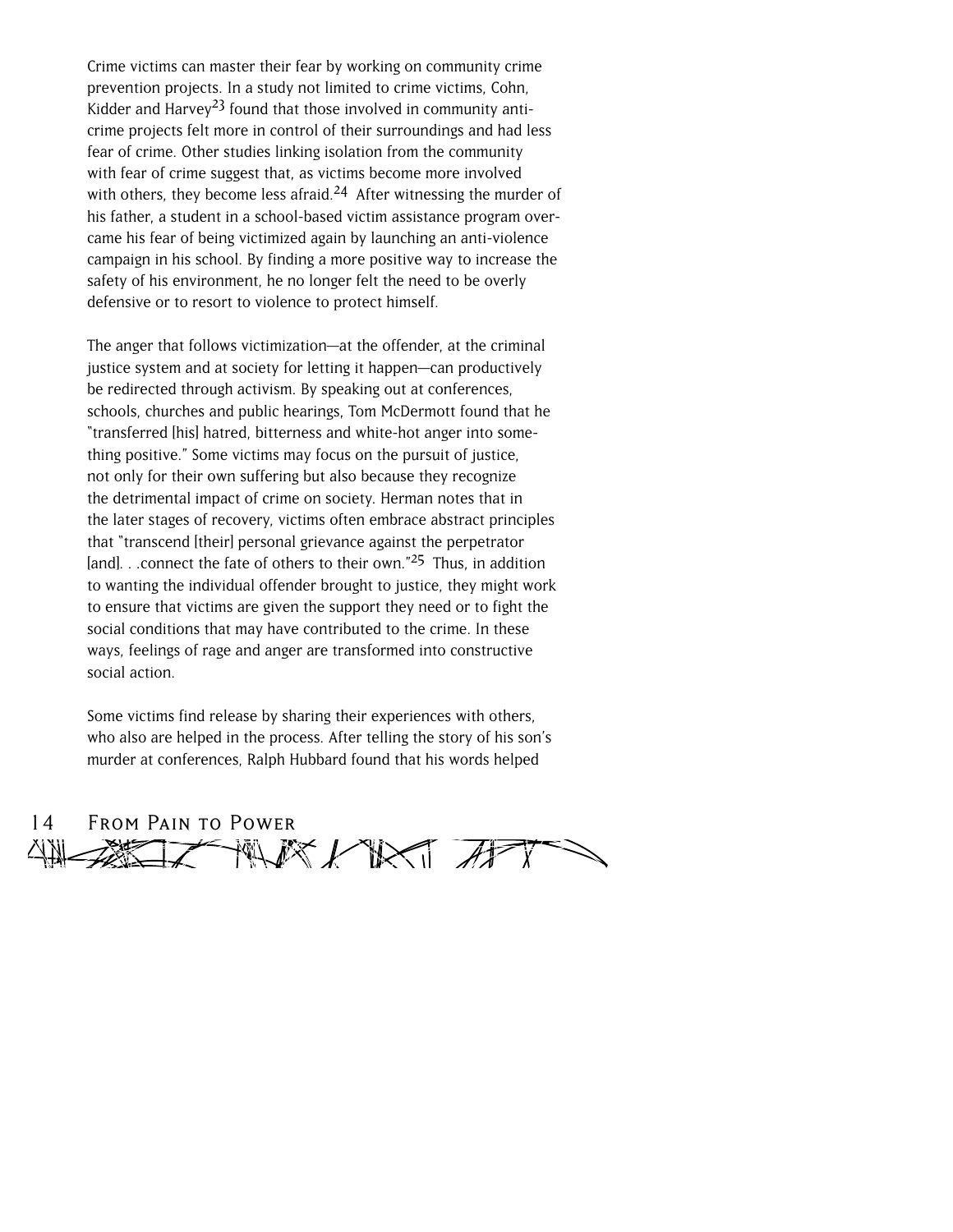Crime victims can master their fear by working on community crime prevention projects. In a study not limited to crime victims, Cohn, Kidder and Harvey[23] found that those involved in community anti-crime projects felt more in control of their surroundings and had less fear of crime. Other studies linking isolation from the community with fear of crime suggest that, as victims become more involved with others, they become less afraid.[24] After witnessing the murder of his father, a student in a school-based victim assistance program overcame his fear of being victimized again by launching an anti-violence campaign in his school. By finding a more positive way to increase the safety of his environment, he no longer felt the need to be overly defensive or to resort to violence to protect himself.

The anger that follows victimization—at the offender, at the criminal justice system and at society for letting it happen—can productively be redirected through activism. By speaking out at conferences, schools, churches and public hearings, Tom McDermott found that he "transferred [his] hatred, bitterness and white-hot anger into something positive." Some victims may focus on the pursuit of justice, not only for their own suffering but also because they recognize the detrimental impact of crime on society. Herman notes that in the later stages of recovery, victims often embrace abstract principles that "transcend [their] personal grievance against the perpetrator [and]. . .connect the fate of others to their own."[25] Thus, in addition to wanting the individual offender brought to justice, they might work to ensure that victims are given the support they need or to fight the social conditions that may have contributed to the crime. In these ways, feelings of rage and anger are transformed into constructive social action.

Some victims find release by sharing their experiences with others, who also are helped in the process. After telling the story of his son's murder at conferences, Ralph Hubbard found that his words helped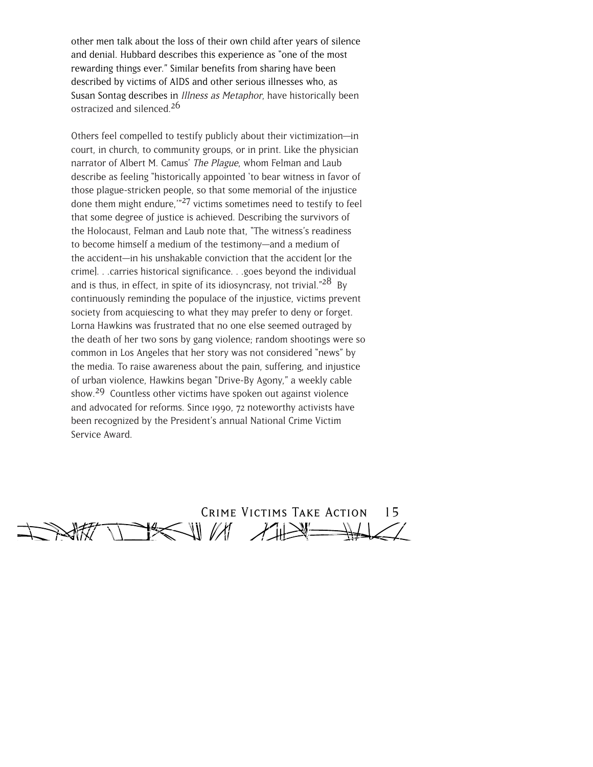other men talk about the loss of their own child after years of silence and denial. Hubbard describes this experience as "one of the most rewarding things ever." Similar benefits from sharing have been described by victims of AIDS and other serious illnesses who, as Susan Sontag describes in *Illness as Metaphor*, have historically been ostracized and silenced.[26]

Others feel compelled to testify publicly about their victimization—in court, in church, to community groups, or in print. Like the physician narrator of Albert M. Camus' *The Plague*, whom Felman and Laub describe as feeling "historically appointed 'to bear witness in favor of those plague-stricken people, so that some memorial of the injustice done them might endure,'"[27] victims sometimes need to testify to feel that some degree of justice is achieved. Describing the survivors of the Holocaust, Felman and Laub note that, "The witness's readiness to become himself a medium of the testimony—and a medium of the accident—in his unshakable conviction that the accident [or the crime]. . .carries historical significance. . .goes beyond the individual and is thus, in effect, in spite of its idiosyncrasy, not trivial."[28] By continuously reminding the populace of the injustice, victims prevent society from acquiescing to what they may prefer to deny or forget. Lorna Hawkins was frustrated that no one else seemed outraged by the death of her two sons by gang violence; random shootings were so common in Los Angeles that her story was not considered "news" by the media. To raise awareness about the pain, suffering, and injustice of urban violence, Hawkins began "Drive-By Agony," a weekly cable show.[29] Countless other victims have spoken out against violence and advocated for reforms. Since 1990, 72 noteworthy activists have been recognized by the President's annual National Crime Victim Service Award.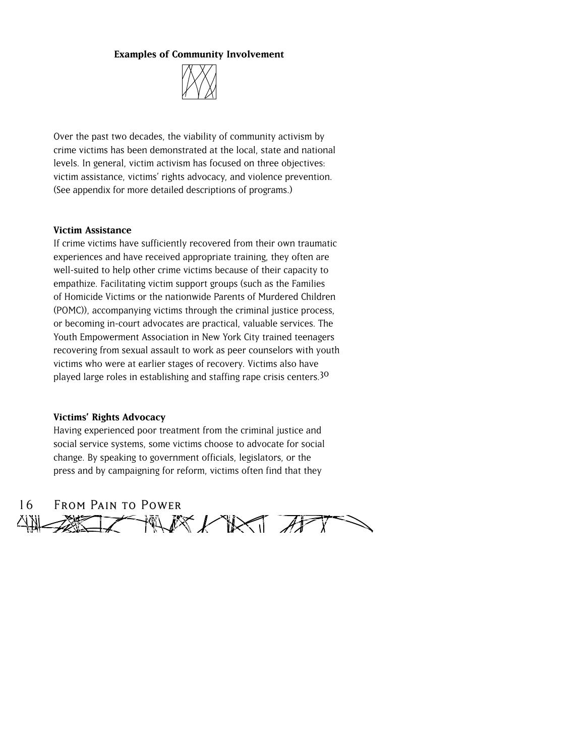## Examples of Community Involvement

Over the past two decades, the viability of community activism by crime victims has been demonstrated at the local, state and national levels. In general, victim activism has focused on three objectives: victim assistance, victims' rights advocacy, and violence prevention. (See appendix for more detailed descriptions of programs.)

### Victim Assistance

If crime victims have sufficiently recovered from their own traumatic experiences and have received appropriate training, they often are well-suited to help other crime victims because of their capacity to empathize. Facilitating victim support groups (such as the Families of Homicide Victims or the nationwide Parents of Murdered Children (POMC)), accompanying victims through the criminal justice process, or becoming in-court advocates are practical, valuable services. The Youth Empowerment Association in New York City trained teenagers recovering from sexual assault to work as peer counselors with youth victims who were at earlier stages of recovery. Victims also have played large roles in establishing and staffing rape crisis centers.[30]

### Victims' Rights Advocacy

Having experienced poor treatment from the criminal justice and social service systems, some victims choose to advocate for social change. By speaking to government officials, legislators, or the press and by campaigning for reform, victims often find that they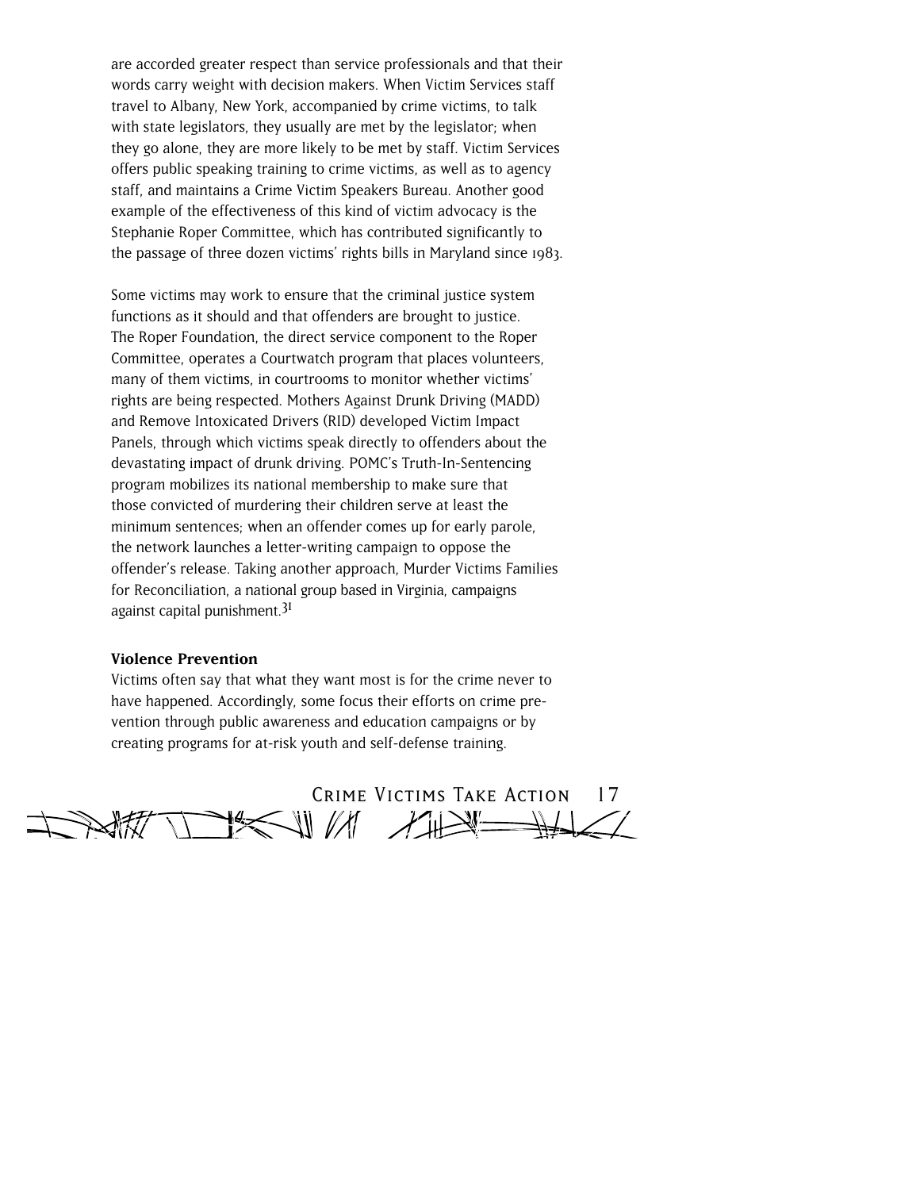are accorded greater respect than service professionals and that their words carry weight with decision makers. When Victim Services staff travel to Albany, New York, accompanied by crime victims, to talk with state legislators, they usually are met by the legislator; when they go alone, they are more likely to be met by staff. Victim Services offers public speaking training to crime victims, as well as to agency staff, and maintains a Crime Victim Speakers Bureau. Another good example of the effectiveness of this kind of victim advocacy is the Stephanie Roper Committee, which has contributed significantly to the passage of three dozen victims' rights bills in Maryland since 1983.

Some victims may work to ensure that the criminal justice system functions as it should and that offenders are brought to justice. The Roper Foundation, the direct service component to the Roper Committee, operates a Courtwatch program that places volunteers, many of them victims, in courtrooms to monitor whether victims' rights are being respected. Mothers Against Drunk Driving (MADD) and Remove Intoxicated Drivers (RID) developed Victim Impact Panels, through which victims speak directly to offenders about the devastating impact of drunk driving. POMC's Truth-In-Sentencing program mobilizes its national membership to make sure that those convicted of murdering their children serve at least the minimum sentences; when an offender comes up for early parole, the network launches a letter-writing campaign to oppose the offender's release. Taking another approach, Murder Victims Families for Reconciliation, a national group based in Virginia, campaigns against capital punishment.[31]

**Violence Prevention**

Victims often say that what they want most is for the crime never to have happened. Accordingly, some focus their efforts on crime prevention through public awareness and education campaigns or by creating programs for at-risk youth and self-defense training.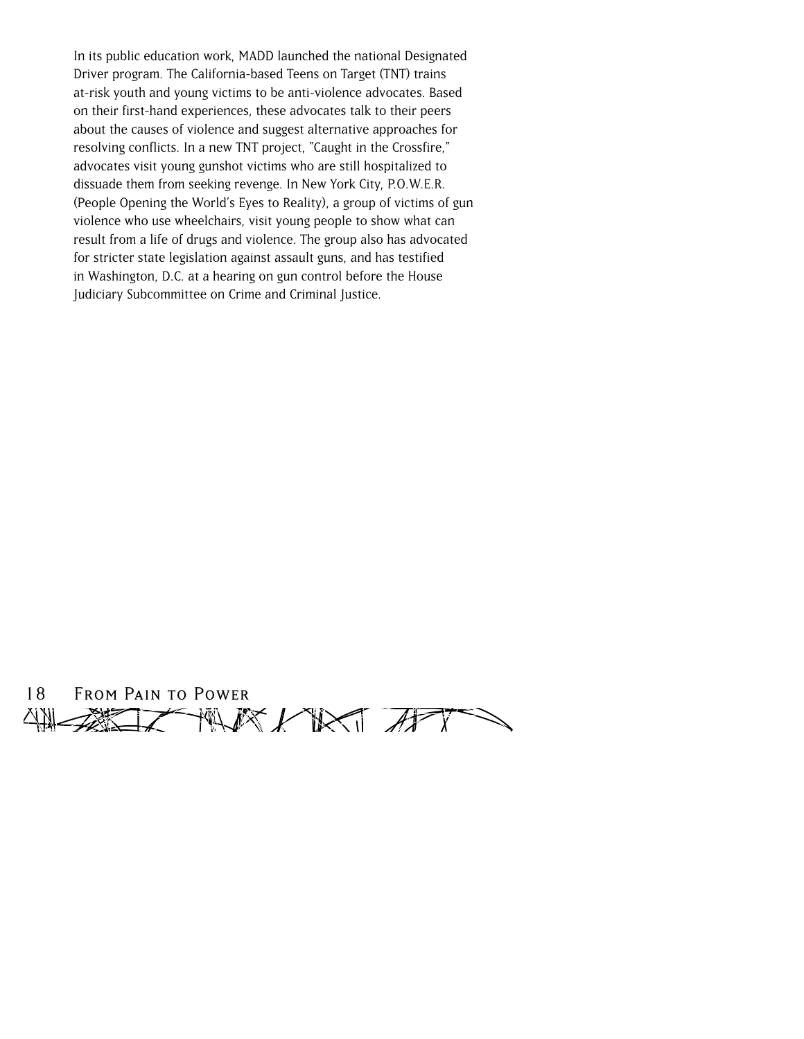In its public education work, MADD launched the national Designated Driver program. The California-based Teens on Target (TNT) trains at-risk youth and young victims to be anti-violence advocates. Based on their first-hand experiences, these advocates talk to their peers about the causes of violence and suggest alternative approaches for resolving conflicts. In a new TNT project, "Caught in the Crossfire," advocates visit young gunshot victims who are still hospitalized to dissuade them from seeking revenge. In New York City, P.O.W.E.R. (People Opening the World's Eyes to Reality), a group of victims of gun violence who use wheelchairs, visit young people to show what can result from a life of drugs and violence. The group also has advocated for stricter state legislation against assault guns, and has testified in Washington, D.C. at a hearing on gun control before the House Judiciary Subcommittee on Crime and Criminal Justice.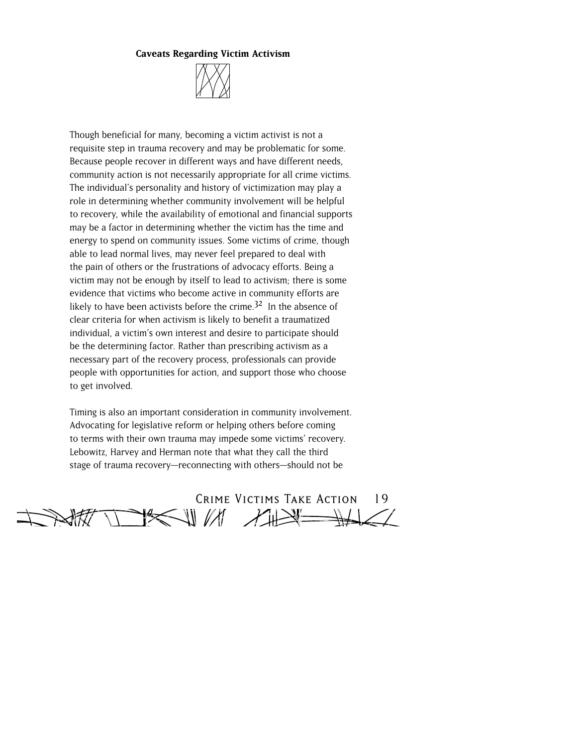### Caveats Regarding Victim Activism

Though beneficial for many, becoming a victim activist is not a requisite step in trauma recovery and may be problematic for some. Because people recover in different ways and have different needs, community action is not necessarily appropriate for all crime victims. The individual's personality and history of victimization may play a role in determining whether community involvement will be helpful to recovery, while the availability of emotional and financial supports may be a factor in determining whether the victim has the time and energy to spend on community issues. Some victims of crime, though able to lead normal lives, may never feel prepared to deal with the pain of others or the frustrations of advocacy efforts. Being a victim may not be enough by itself to lead to activism; there is some evidence that victims who become active in community efforts are likely to have been activists before the crime.[32] In the absence of clear criteria for when activism is likely to benefit a traumatized individual, a victim's own interest and desire to participate should be the determining factor. Rather than prescribing activism as a necessary part of the recovery process, professionals can provide people with opportunities for action, and support those who choose to get involved.

Timing is also an important consideration in community involvement. Advocating for legislative reform or helping others before coming to terms with their own trauma may impede some victims' recovery. Lebowitz, Harvey and Herman note that what they call the third stage of trauma recovery—reconnecting with others—should not be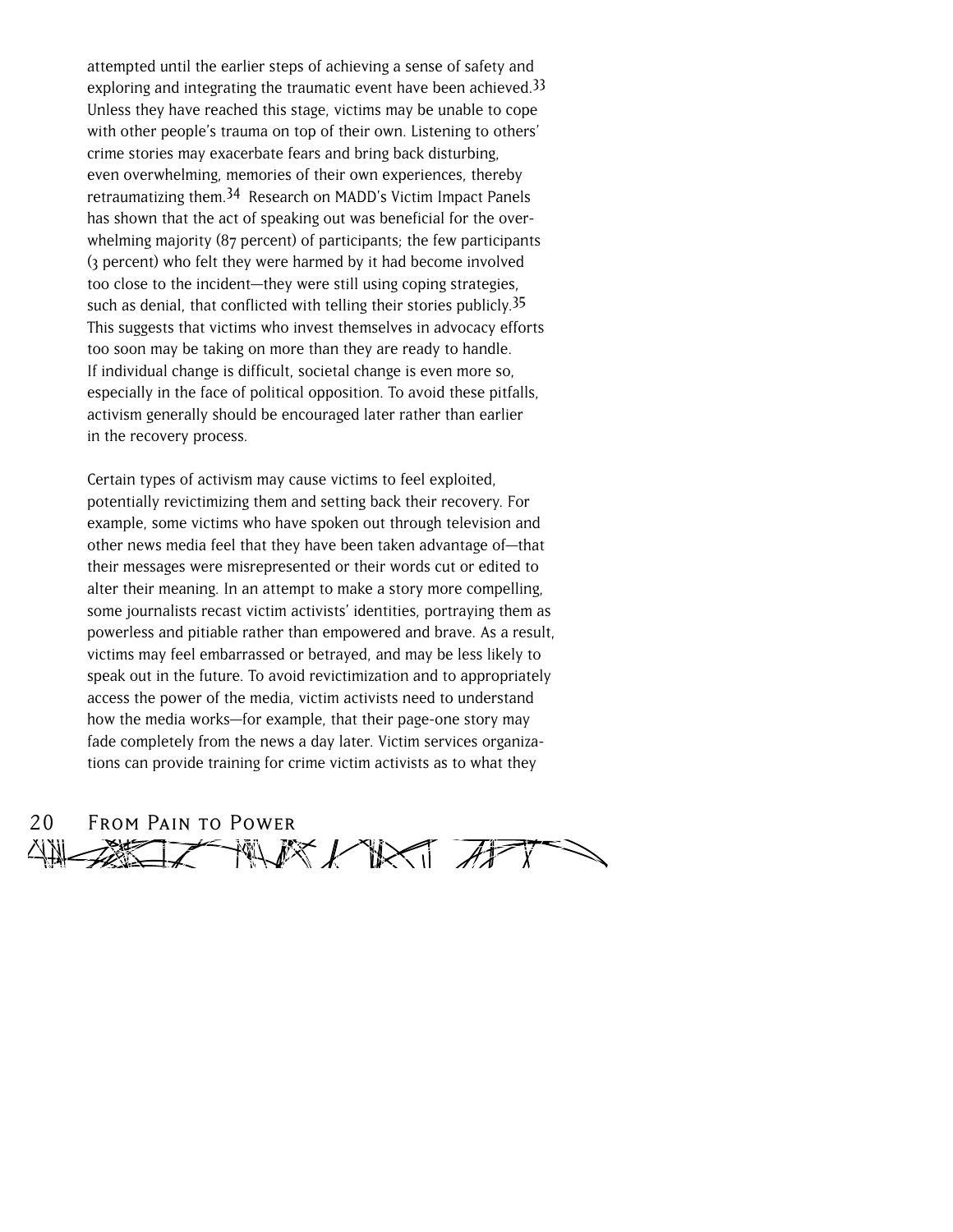attempted until the earlier steps of achieving a sense of safety and exploring and integrating the traumatic event have been achieved.[33] Unless they have reached this stage, victims may be unable to cope with other people's trauma on top of their own. Listening to others' crime stories may exacerbate fears and bring back disturbing, even overwhelming, memories of their own experiences, thereby retraumatizing them.[34] Research on MADD's Victim Impact Panels has shown that the act of speaking out was beneficial for the overwhelming majority (87 percent) of participants; the few participants (3 percent) who felt they were harmed by it had become involved too close to the incident—they were still using coping strategies, such as denial, that conflicted with telling their stories publicly.[35] This suggests that victims who invest themselves in advocacy efforts too soon may be taking on more than they are ready to handle. If individual change is difficult, societal change is even more so, especially in the face of political opposition. To avoid these pitfalls, activism generally should be encouraged later rather than earlier in the recovery process.

Certain types of activism may cause victims to feel exploited, potentially revictimizing them and setting back their recovery. For example, some victims who have spoken out through television and other news media feel that they have been taken advantage of—that their messages were misrepresented or their words cut or edited to alter their meaning. In an attempt to make a story more compelling, some journalists recast victim activists' identities, portraying them as powerless and pitiable rather than empowered and brave. As a result, victims may feel embarrassed or betrayed, and may be less likely to speak out in the future. To avoid revictimization and to appropriately access the power of the media, victim activists need to understand how the media works—for example, that their page-one story may fade completely from the news a day later. Victim services organizations can provide training for crime victim activists as to what they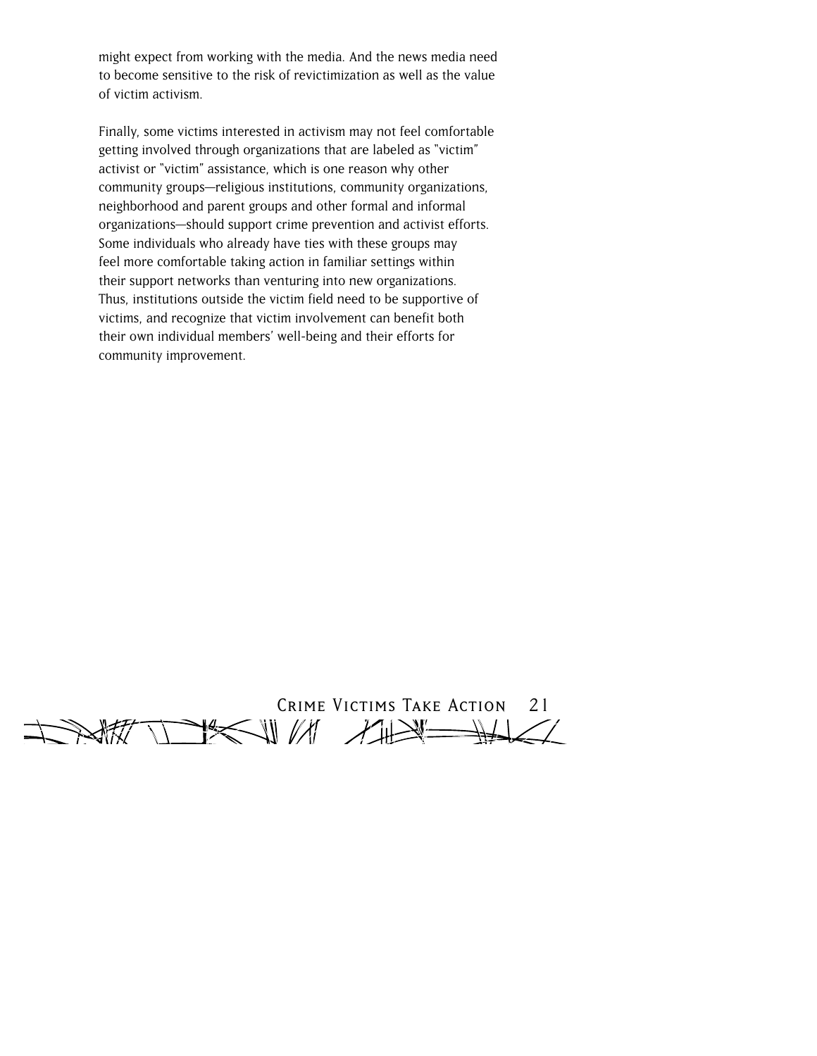might expect from working with the media. And the news media need to become sensitive to the risk of revictimization as well as the value of victim activism.

Finally, some victims interested in activism may not feel comfortable getting involved through organizations that are labeled as "victim" activist or "victim" assistance, which is one reason why other community groups—religious institutions, community organizations, neighborhood and parent groups and other formal and informal organizations—should support crime prevention and activist efforts. Some individuals who already have ties with these groups may feel more comfortable taking action in familiar settings within their support networks than venturing into new organizations. Thus, institutions outside the victim field need to be supportive of victims, and recognize that victim involvement can benefit both their own individual members' well-being and their efforts for community improvement.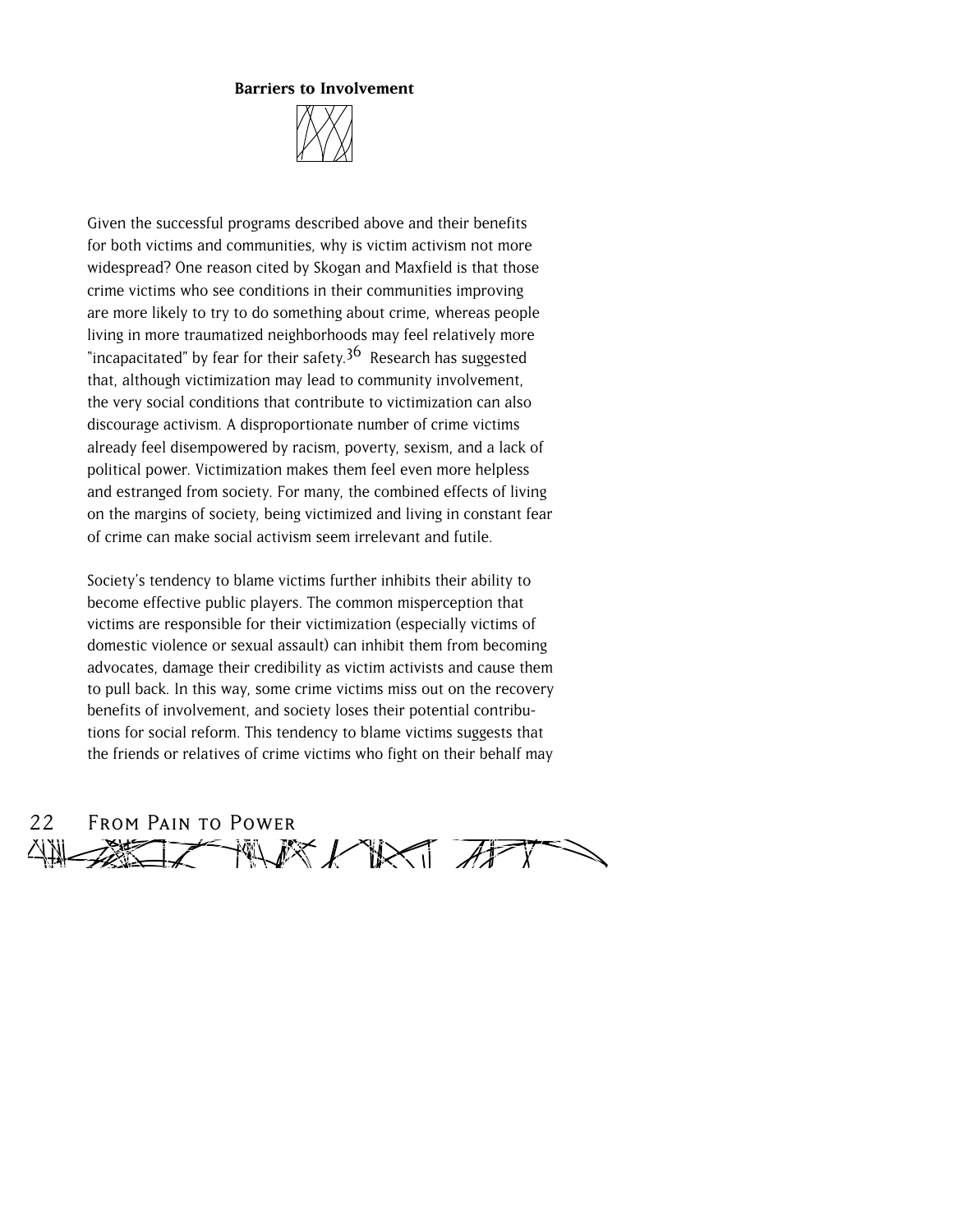### Barriers to Involvement

Given the successful programs described above and their benefits for both victims and communities, why is victim activism not more widespread? One reason cited by Skogan and Maxfield is that those crime victims who see conditions in their communities improving are more likely to try to do something about crime, whereas people living in more traumatized neighborhoods may feel relatively more "incapacitated" by fear for their safety.[36] Research has suggested that, although victimization may lead to community involvement, the very social conditions that contribute to victimization can also discourage activism. A disproportionate number of crime victims already feel disempowered by racism, poverty, sexism, and a lack of political power. Victimization makes them feel even more helpless and estranged from society. For many, the combined effects of living on the margins of society, being victimized and living in constant fear of crime can make social activism seem irrelevant and futile.

Society's tendency to blame victims further inhibits their ability to become effective public players. The common misperception that victims are responsible for their victimization (especially victims of domestic violence or sexual assault) can inhibit them from becoming advocates, damage their credibility as victim activists and cause them to pull back. In this way, some crime victims miss out on the recovery benefits of involvement, and society loses their potential contributions for social reform. This tendency to blame victims suggests that the friends or relatives of crime victims who fight on their behalf may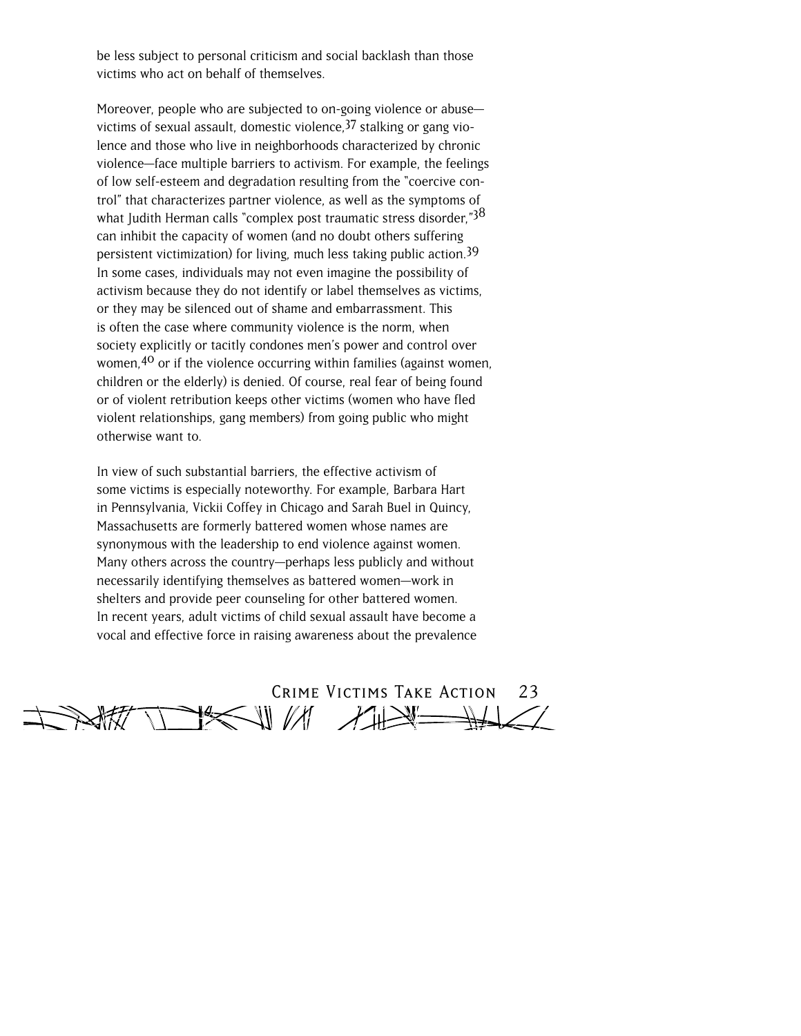be less subject to personal criticism and social backlash than those victims who act on behalf of themselves.

Moreover, people who are subjected to on-going violence or abuse—victims of sexual assault, domestic violence,[37] stalking or gang violence and those who live in neighborhoods characterized by chronic violence—face multiple barriers to activism. For example, the feelings of low self-esteem and degradation resulting from the "coercive control" that characterizes partner violence, as well as the symptoms of what Judith Herman calls "complex post traumatic stress disorder,"[38] can inhibit the capacity of women (and no doubt others suffering persistent victimization) for living, much less taking public action.[39] In some cases, individuals may not even imagine the possibility of activism because they do not identify or label themselves as victims, or they may be silenced out of shame and embarrassment. This is often the case where community violence is the norm, when society explicitly or tacitly condones men's power and control over women,[40] or if the violence occurring within families (against women, children or the elderly) is denied. Of course, real fear of being found or of violent retribution keeps other victims (women who have fled violent relationships, gang members) from going public who might otherwise want to.

In view of such substantial barriers, the effective activism of some victims is especially noteworthy. For example, Barbara Hart in Pennsylvania, Vickii Coffey in Chicago and Sarah Buel in Quincy, Massachusetts are formerly battered women whose names are synonymous with the leadership to end violence against women. Many others across the country—perhaps less publicly and without necessarily identifying themselves as battered women—work in shelters and provide peer counseling for other battered women. In recent years, adult victims of child sexual assault have become a vocal and effective force in raising awareness about the prevalence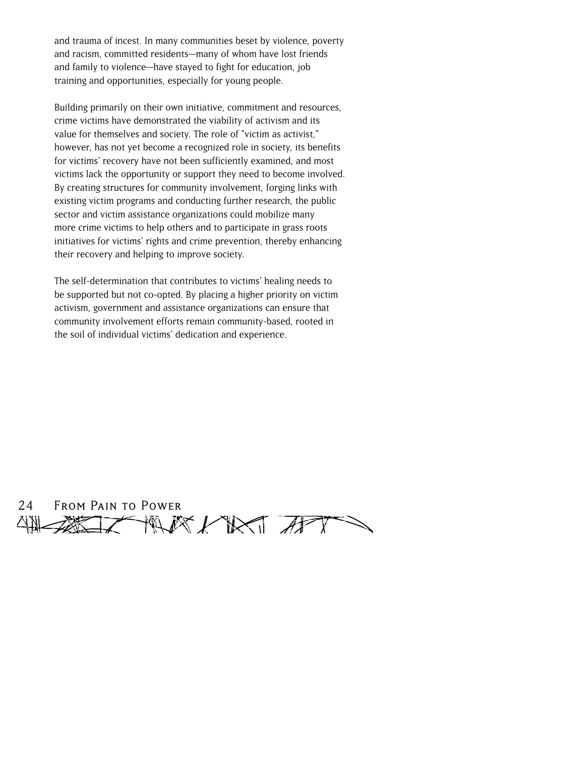and trauma of incest. In many communities beset by violence, poverty and racism, committed residents—many of whom have lost friends and family to violence—have stayed to fight for education, job training and opportunities, especially for young people.

Building primarily on their own initiative, commitment and resources, crime victims have demonstrated the viability of activism and its value for themselves and society. The role of "victim as activist," however, has not yet become a recognized role in society, its benefits for victims' recovery have not been sufficiently examined, and most victims lack the opportunity or support they need to become involved. By creating structures for community involvement, forging links with existing victim programs and conducting further research, the public sector and victim assistance organizations could mobilize many more crime victims to help others and to participate in grass roots initiatives for victims' rights and crime prevention, thereby enhancing their recovery and helping to improve society.

The self-determination that contributes to victims' healing needs to be supported but not co-opted. By placing a higher priority on victim activism, government and assistance organizations can ensure that community involvement efforts remain community-based, rooted in the soil of individual victims' dedication and experience.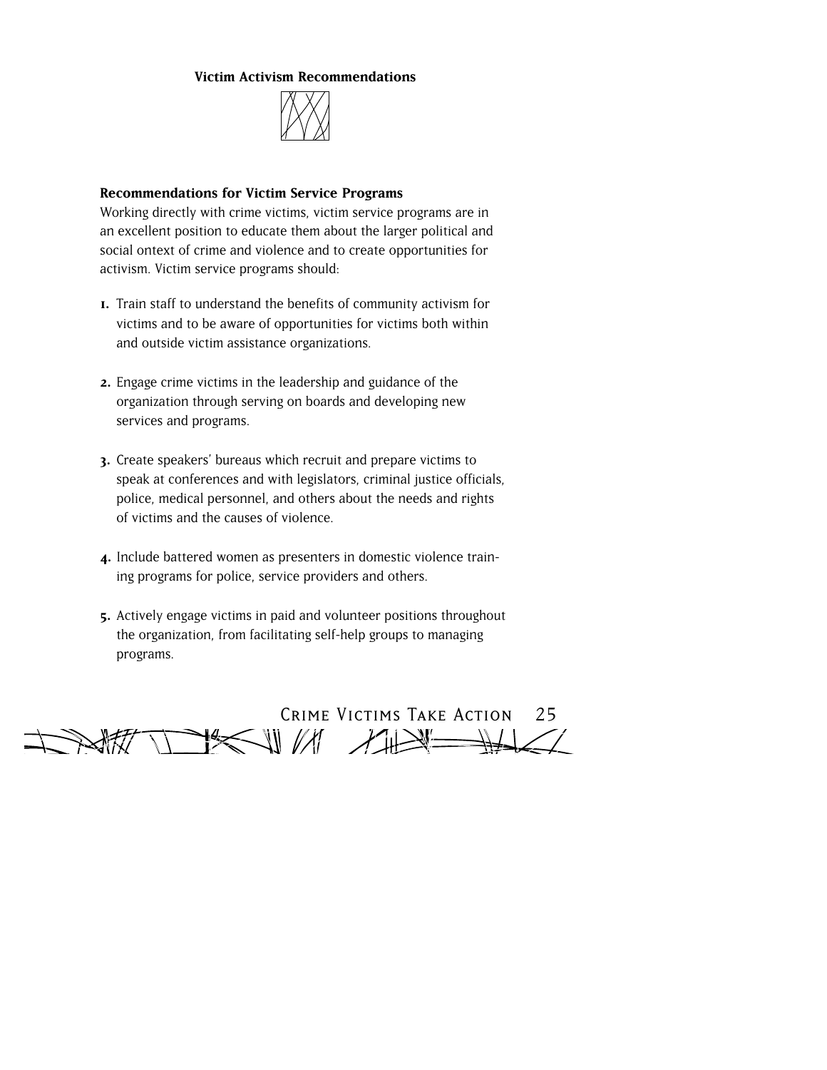## Victim Activism Recommendations

### Recommendations for Victim Service Programs

Working directly with crime victims, victim service programs are in an excellent position to educate them about the larger political and social ontext of crime and violence and to create opportunities for activism. Victim service programs should:

1. Train staff to understand the benefits of community activism for victims and to be aware of opportunities for victims both within and outside victim assistance organizations.

2. Engage crime victims in the leadership and guidance of the organization through serving on boards and developing new services and programs.

3. Create speakers' bureaus which recruit and prepare victims to speak at conferences and with legislators, criminal justice officials, police, medical personnel, and others about the needs and rights of victims and the causes of violence.

4. Include battered women as presenters in domestic violence training programs for police, service providers and others.

5. Actively engage victims in paid and volunteer positions throughout the organization, from facilitating self-help groups to managing programs.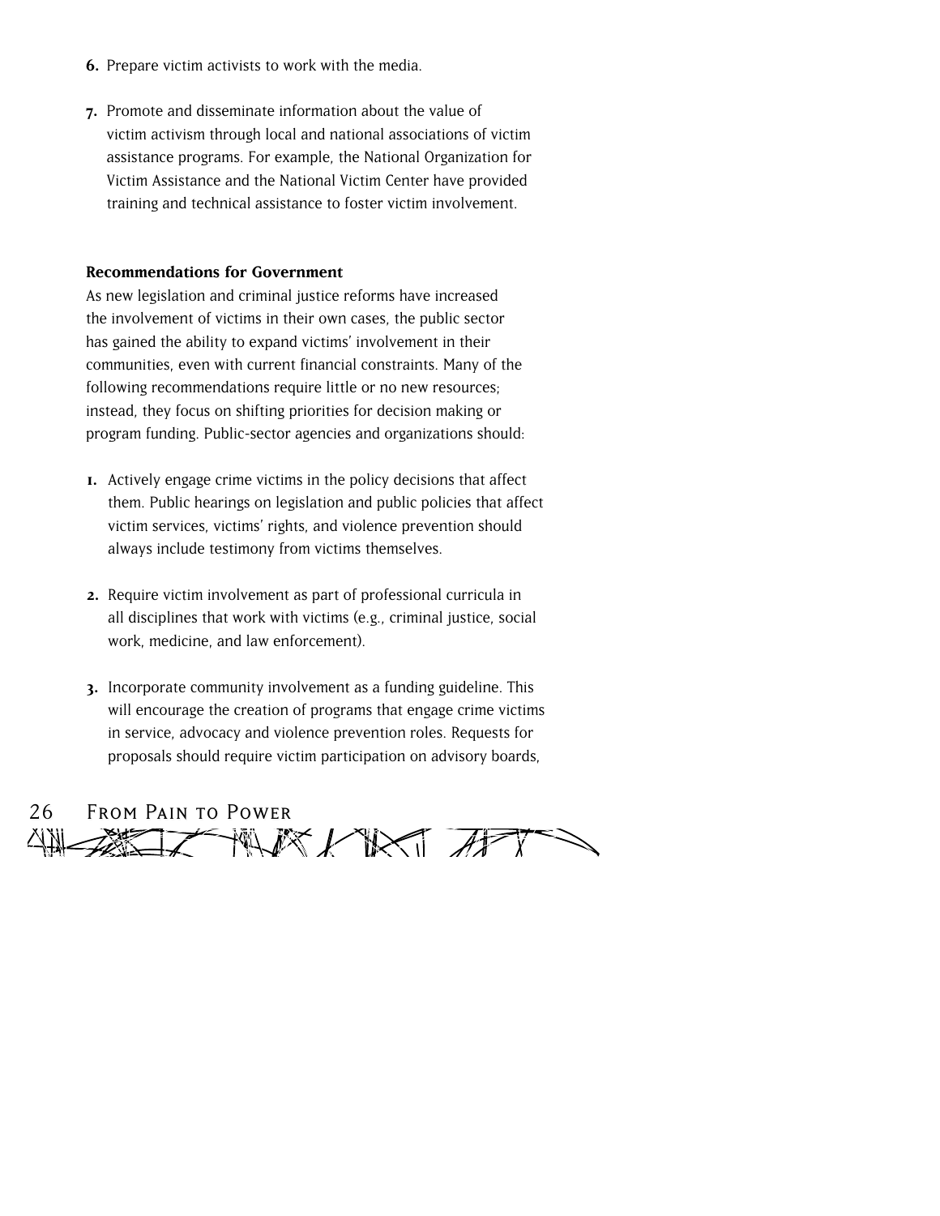6. Prepare victim activists to work with the media.

7. Promote and disseminate information about the value of victim activism through local and national associations of victim assistance programs. For example, the National Organization for Victim Assistance and the National Victim Center have provided training and technical assistance to foster victim involvement.

**Recommendations for Government**

As new legislation and criminal justice reforms have increased the involvement of victims in their own cases, the public sector has gained the ability to expand victims' involvement in their communities, even with current financial constraints. Many of the following recommendations require little or no new resources; instead, they focus on shifting priorities for decision making or program funding. Public-sector agencies and organizations should:

1. Actively engage crime victims in the policy decisions that affect them. Public hearings on legislation and public policies that affect victim services, victims' rights, and violence prevention should always include testimony from victims themselves.

2. Require victim involvement as part of professional curricula in all disciplines that work with victims (e.g., criminal justice, social work, medicine, and law enforcement).

3. Incorporate community involvement as a funding guideline. This will encourage the creation of programs that engage crime victims in service, advocacy and violence prevention roles. Requests for proposals should require victim participation on advisory boards,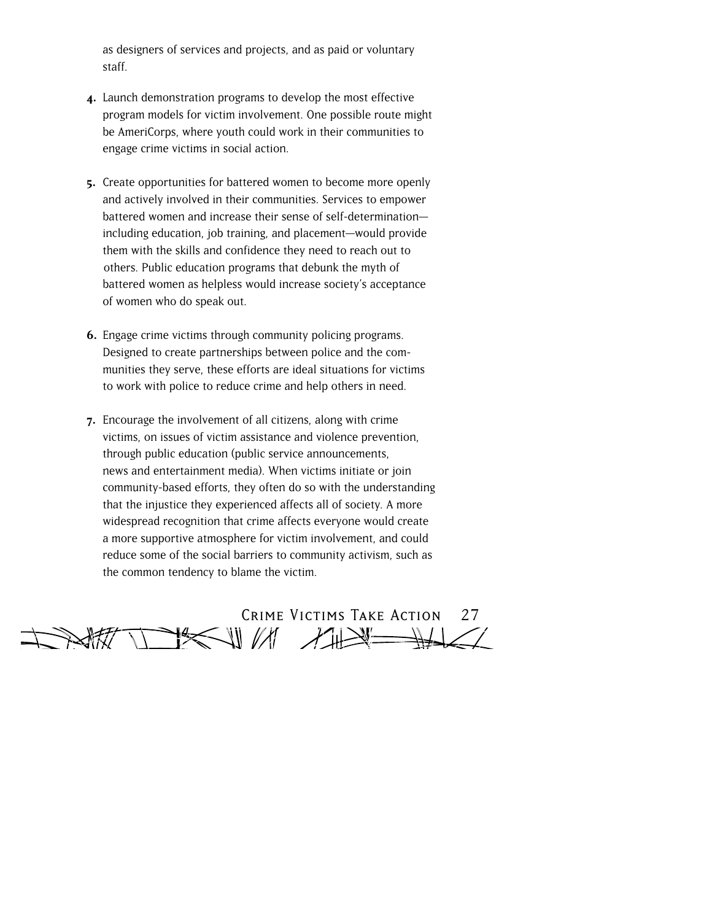as designers of services and projects, and as paid or voluntary staff.

4. Launch demonstration programs to develop the most effective program models for victim involvement. One possible route might be AmeriCorps, where youth could work in their communities to engage crime victims in social action.

5. Create opportunities for battered women to become more openly and actively involved in their communities. Services to empower battered women and increase their sense of self-determination—including education, job training, and placement—would provide them with the skills and confidence they need to reach out to others. Public education programs that debunk the myth of battered women as helpless would increase society's acceptance of women who do speak out.

6. Engage crime victims through community policing programs. Designed to create partnerships between police and the communities they serve, these efforts are ideal situations for victims to work with police to reduce crime and help others in need.

7. Encourage the involvement of all citizens, along with crime victims, on issues of victim assistance and violence prevention, through public education (public service announcements, news and entertainment media). When victims initiate or join community-based efforts, they often do so with the understanding that the injustice they experienced affects all of society. A more widespread recognition that crime affects everyone would create a more supportive atmosphere for victim involvement, and could reduce some of the social barriers to community activism, such as the common tendency to blame the victim.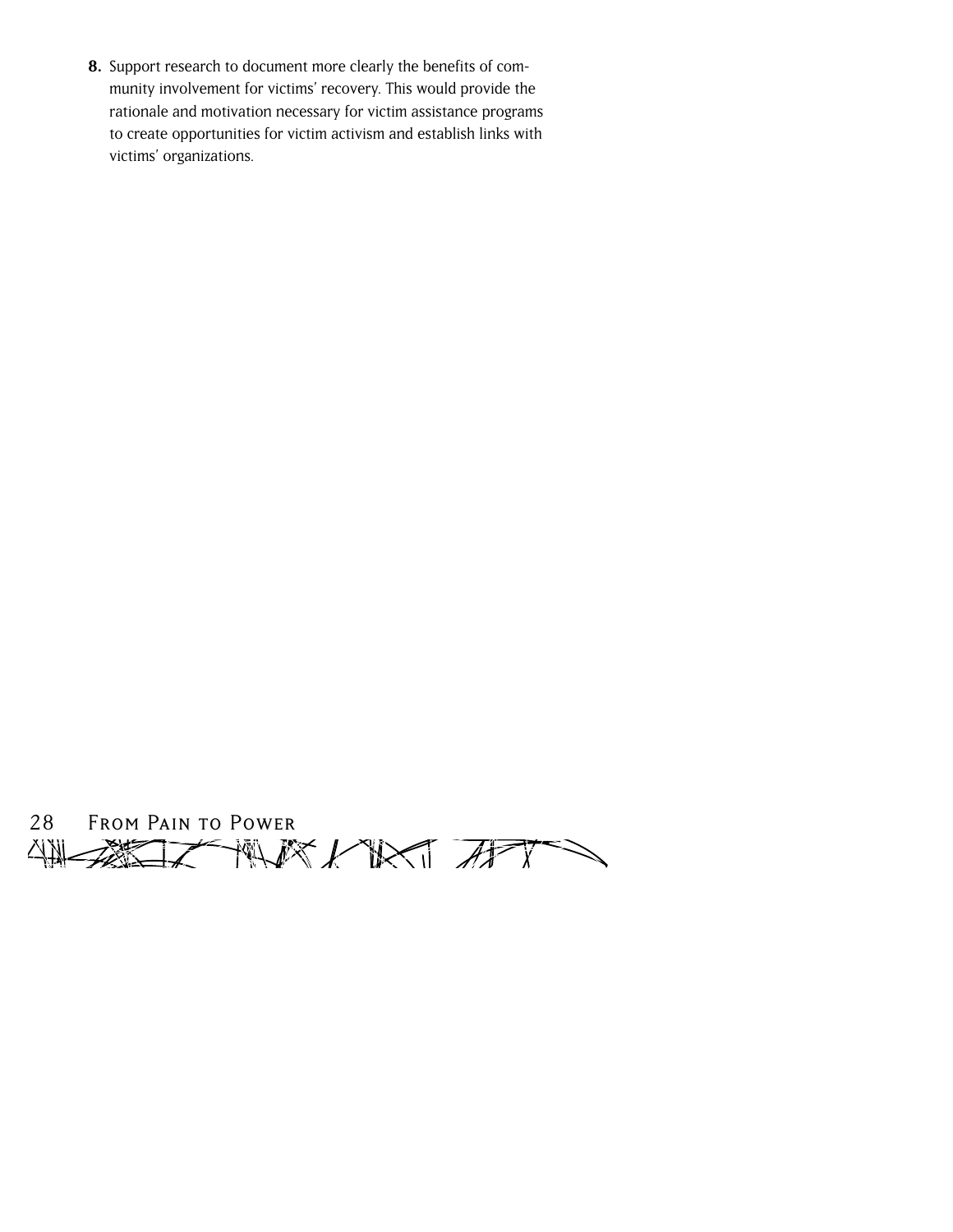8. Support research to document more clearly the benefits of community involvement for victims' recovery. This would provide the rationale and motivation necessary for victim assistance programs to create opportunities for victim activism and establish links with victims' organizations.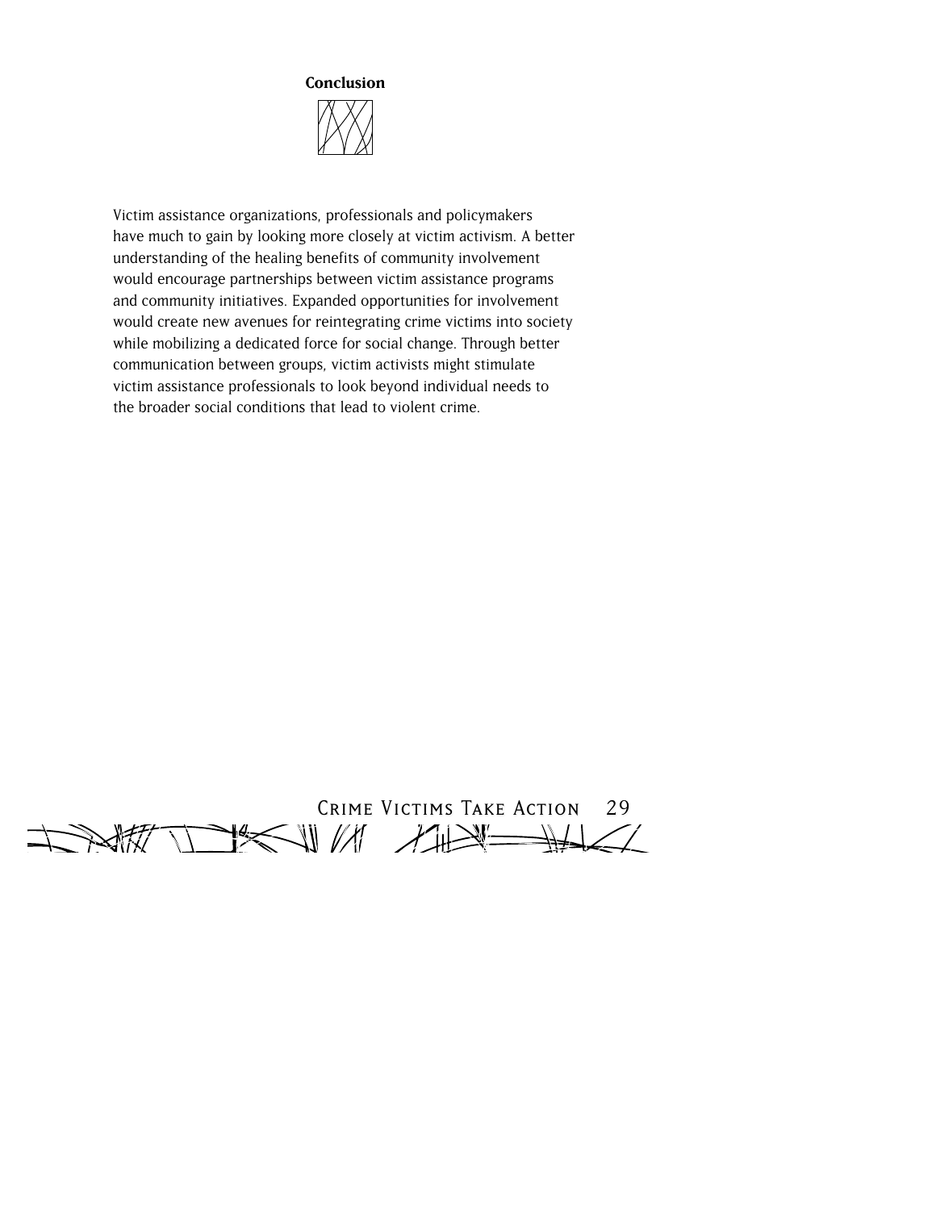## Conclusion

Victim assistance organizations, professionals and policymakers have much to gain by looking more closely at victim activism. A better understanding of the healing benefits of community involvement would encourage partnerships between victim assistance programs and community initiatives. Expanded opportunities for involvement would create new avenues for reintegrating crime victims into society while mobilizing a dedicated force for social change. Through better communication between groups, victim activists might stimulate victim assistance professionals to look beyond individual needs to the broader social conditions that lead to violent crime.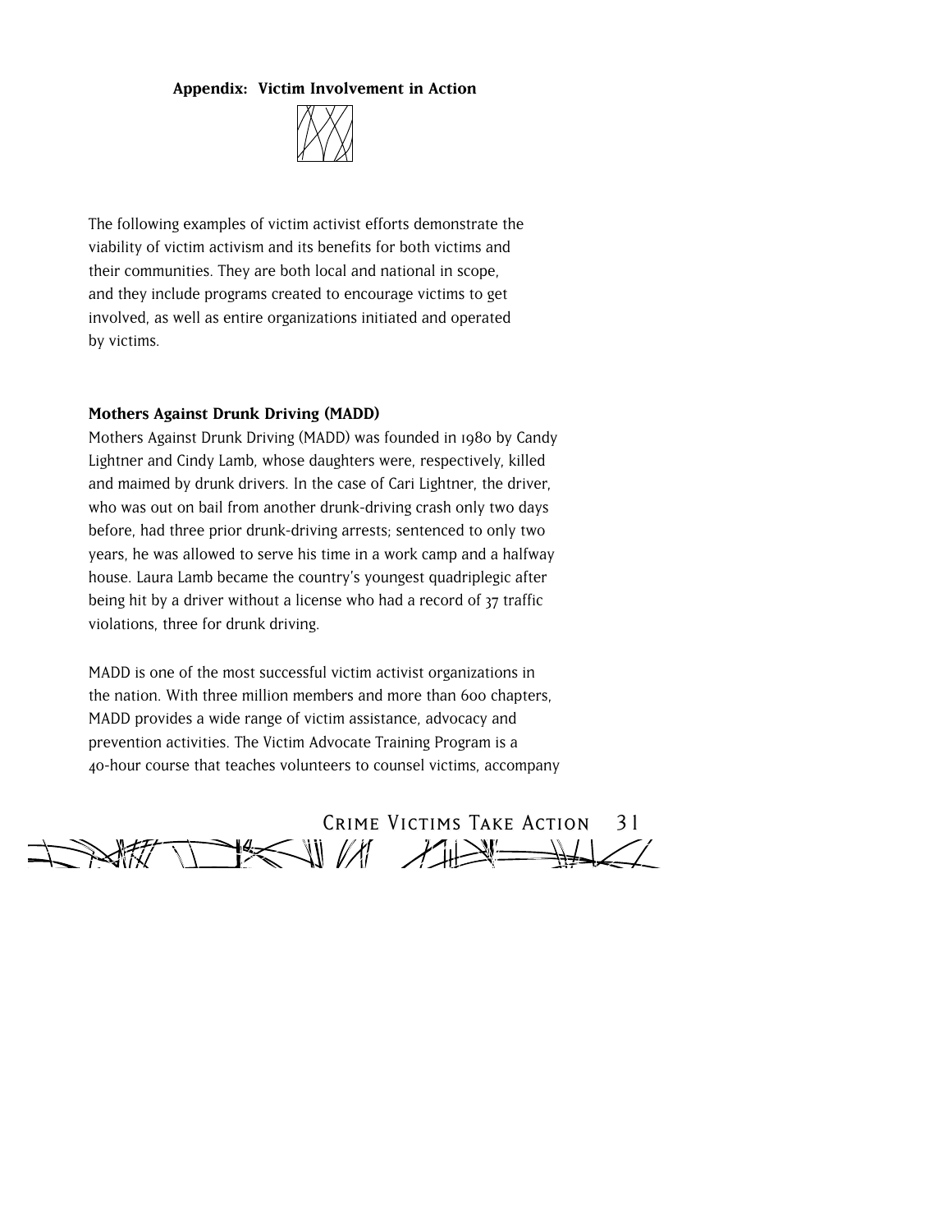**Appendix: Victim Involvement in Action**

The following examples of victim activist efforts demonstrate the viability of victim activism and its benefits for both victims and their communities. They are both local and national in scope, and they include programs created to encourage victims to get involved, as well as entire organizations initiated and operated by victims.

**Mothers Against Drunk Driving (MADD)**

Mothers Against Drunk Driving (MADD) was founded in 1980 by Candy Lightner and Cindy Lamb, whose daughters were, respectively, killed and maimed by drunk drivers. In the case of Cari Lightner, the driver, who was out on bail from another drunk-driving crash only two days before, had three prior drunk-driving arrests; sentenced to only two years, he was allowed to serve his time in a work camp and a halfway house. Laura Lamb became the country's youngest quadriplegic after being hit by a driver without a license who had a record of 37 traffic violations, three for drunk driving.

MADD is one of the most successful victim activist organizations in the nation. With three million members and more than 600 chapters, MADD provides a wide range of victim assistance, advocacy and prevention activities. The Victim Advocate Training Program is a 40-hour course that teaches volunteers to counsel victims, accompany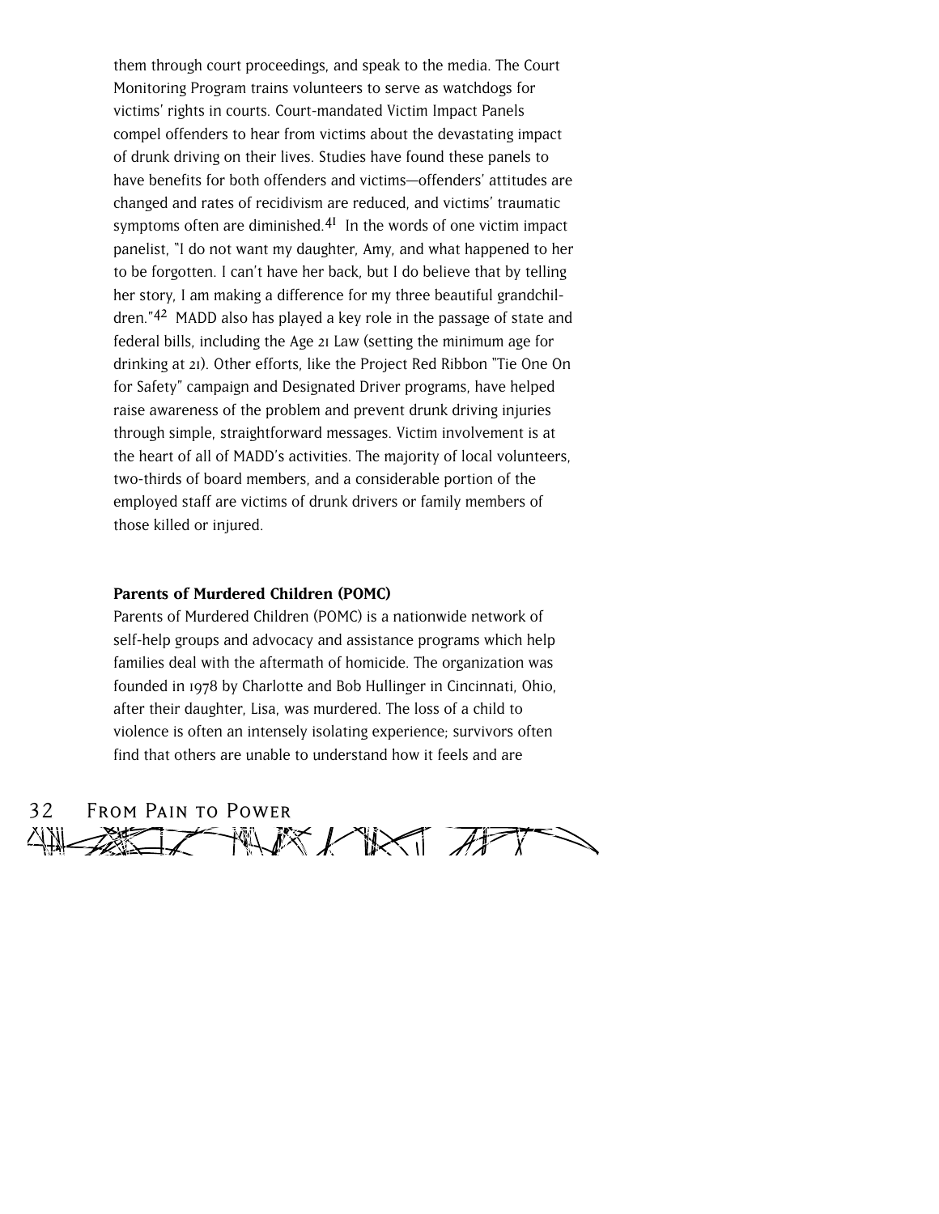them through court proceedings, and speak to the media. The Court Monitoring Program trains volunteers to serve as watchdogs for victims' rights in courts. Court-mandated Victim Impact Panels compel offenders to hear from victims about the devastating impact of drunk driving on their lives. Studies have found these panels to have benefits for both offenders and victims—offenders' attitudes are changed and rates of recidivism are reduced, and victims' traumatic symptoms often are diminished.[41] In the words of one victim impact panelist, "I do not want my daughter, Amy, and what happened to her to be forgotten. I can't have her back, but I do believe that by telling her story, I am making a difference for my three beautiful grandchildren."[42] MADD also has played a key role in the passage of state and federal bills, including the Age 21 Law (setting the minimum age for drinking at 21). Other efforts, like the Project Red Ribbon "Tie One On for Safety" campaign and Designated Driver programs, have helped raise awareness of the problem and prevent drunk driving injuries through simple, straightforward messages. Victim involvement is at the heart of all of MADD's activities. The majority of local volunteers, two-thirds of board members, and a considerable portion of the employed staff are victims of drunk drivers or family members of those killed or injured.

**Parents of Murdered Children (POMC)**

Parents of Murdered Children (POMC) is a nationwide network of self-help groups and advocacy and assistance programs which help families deal with the aftermath of homicide. The organization was founded in 1978 by Charlotte and Bob Hullinger in Cincinnati, Ohio, after their daughter, Lisa, was murdered. The loss of a child to violence is often an intensely isolating experience; survivors often find that others are unable to understand how it feels and are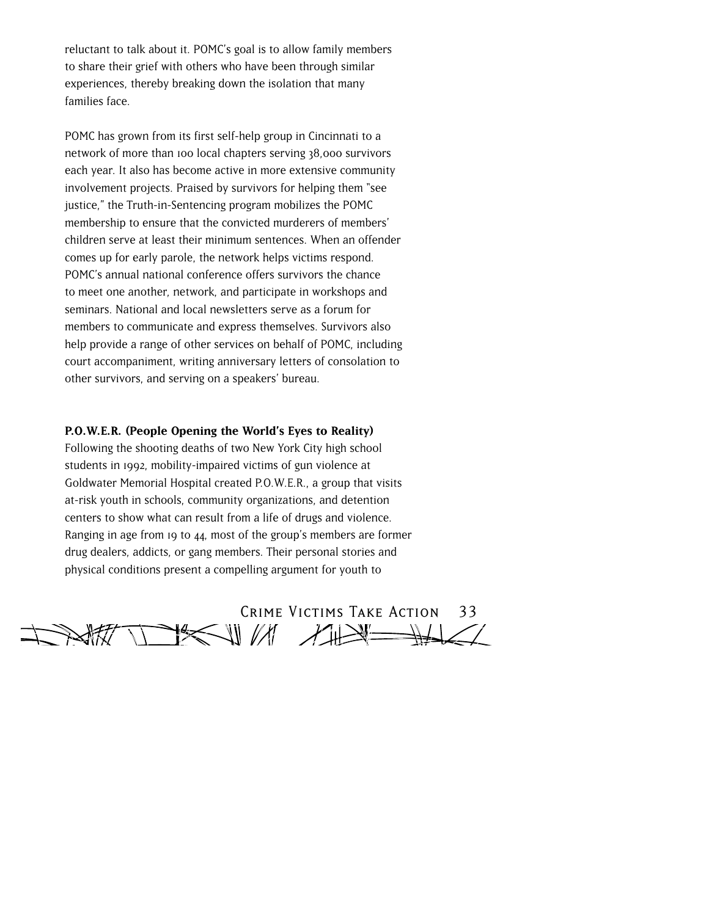reluctant to talk about it. POMC's goal is to allow family members to share their grief with others who have been through similar experiences, thereby breaking down the isolation that many families face.

POMC has grown from its first self-help group in Cincinnati to a network of more than 100 local chapters serving 38,000 survivors each year. It also has become active in more extensive community involvement projects. Praised by survivors for helping them "see justice," the Truth-in-Sentencing program mobilizes the POMC membership to ensure that the convicted murderers of members' children serve at least their minimum sentences. When an offender comes up for early parole, the network helps victims respond. POMC's annual national conference offers survivors the chance to meet one another, network, and participate in workshops and seminars. National and local newsletters serve as a forum for members to communicate and express themselves. Survivors also help provide a range of other services on behalf of POMC, including court accompaniment, writing anniversary letters of consolation to other survivors, and serving on a speakers' bureau.

**P.O.W.E.R. (People Opening the World's Eyes to Reality)**

Following the shooting deaths of two New York City high school students in 1992, mobility-impaired victims of gun violence at Goldwater Memorial Hospital created P.O.W.E.R., a group that visits at-risk youth in schools, community organizations, and detention centers to show what can result from a life of drugs and violence. Ranging in age from 19 to 44, most of the group's members are former drug dealers, addicts, or gang members. Their personal stories and physical conditions present a compelling argument for youth to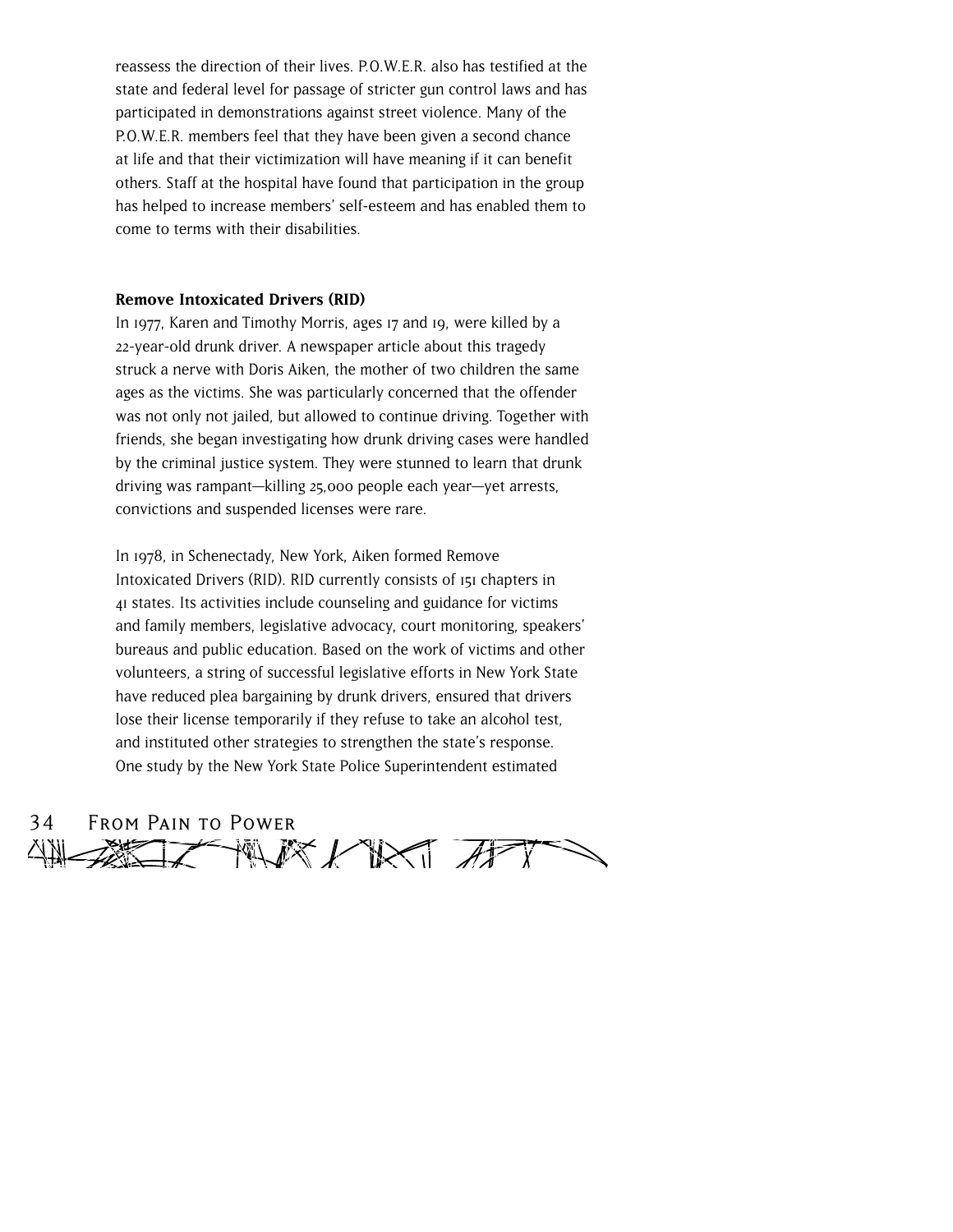reassess the direction of their lives. P.O.W.E.R. also has testified at the state and federal level for passage of stricter gun control laws and has participated in demonstrations against street violence. Many of the P.O.W.E.R. members feel that they have been given a second chance at life and that their victimization will have meaning if it can benefit others. Staff at the hospital have found that participation in the group has helped to increase members' self-esteem and has enabled them to come to terms with their disabilities.

**Remove Intoxicated Drivers (RID)**

In 1977, Karen and Timothy Morris, ages 17 and 19, were killed by a 22-year-old drunk driver. A newspaper article about this tragedy struck a nerve with Doris Aiken, the mother of two children the same ages as the victims. She was particularly concerned that the offender was not only not jailed, but allowed to continue driving. Together with friends, she began investigating how drunk driving cases were handled by the criminal justice system. They were stunned to learn that drunk driving was rampant—killing 25,000 people each year—yet arrests, convictions and suspended licenses were rare.

In 1978, in Schenectady, New York, Aiken formed Remove Intoxicated Drivers (RID). RID currently consists of 151 chapters in 41 states. Its activities include counseling and guidance for victims and family members, legislative advocacy, court monitoring, speakers' bureaus and public education. Based on the work of victims and other volunteers, a string of successful legislative efforts in New York State have reduced plea bargaining by drunk drivers, ensured that drivers lose their license temporarily if they refuse to take an alcohol test, and instituted other strategies to strengthen the state's response. One study by the New York State Police Superintendent estimated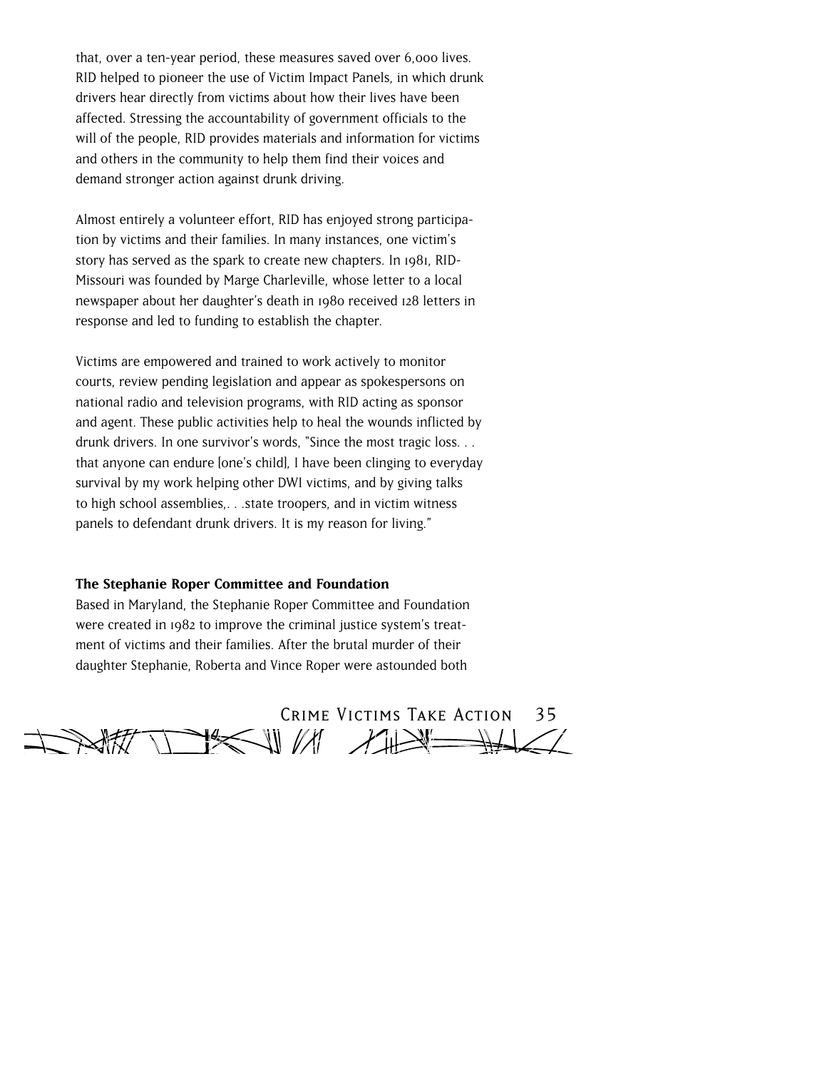that, over a ten-year period, these measures saved over 6,000 lives. RID helped to pioneer the use of Victim Impact Panels, in which drunk drivers hear directly from victims about how their lives have been affected. Stressing the accountability of government officials to the will of the people, RID provides materials and information for victims and others in the community to help them find their voices and demand stronger action against drunk driving.

Almost entirely a volunteer effort, RID has enjoyed strong participation by victims and their families. In many instances, one victim's story has served as the spark to create new chapters. In 1981, RID-Missouri was founded by Marge Charleville, whose letter to a local newspaper about her daughter's death in 1980 received 128 letters in response and led to funding to establish the chapter.

Victims are empowered and trained to work actively to monitor courts, review pending legislation and appear as spokespersons on national radio and television programs, with RID acting as sponsor and agent. These public activities help to heal the wounds inflicted by drunk drivers. In one survivor's words, "Since the most tragic loss. . . that anyone can endure [one's child], I have been clinging to everyday survival by my work helping other DWI victims, and by giving talks to high school assemblies,. . .state troopers, and in victim witness panels to defendant drunk drivers. It is my reason for living."

**The Stephanie Roper Committee and Foundation**

Based in Maryland, the Stephanie Roper Committee and Foundation were created in 1982 to improve the criminal justice system's treatment of victims and their families. After the brutal murder of their daughter Stephanie, Roberta and Vince Roper were astounded both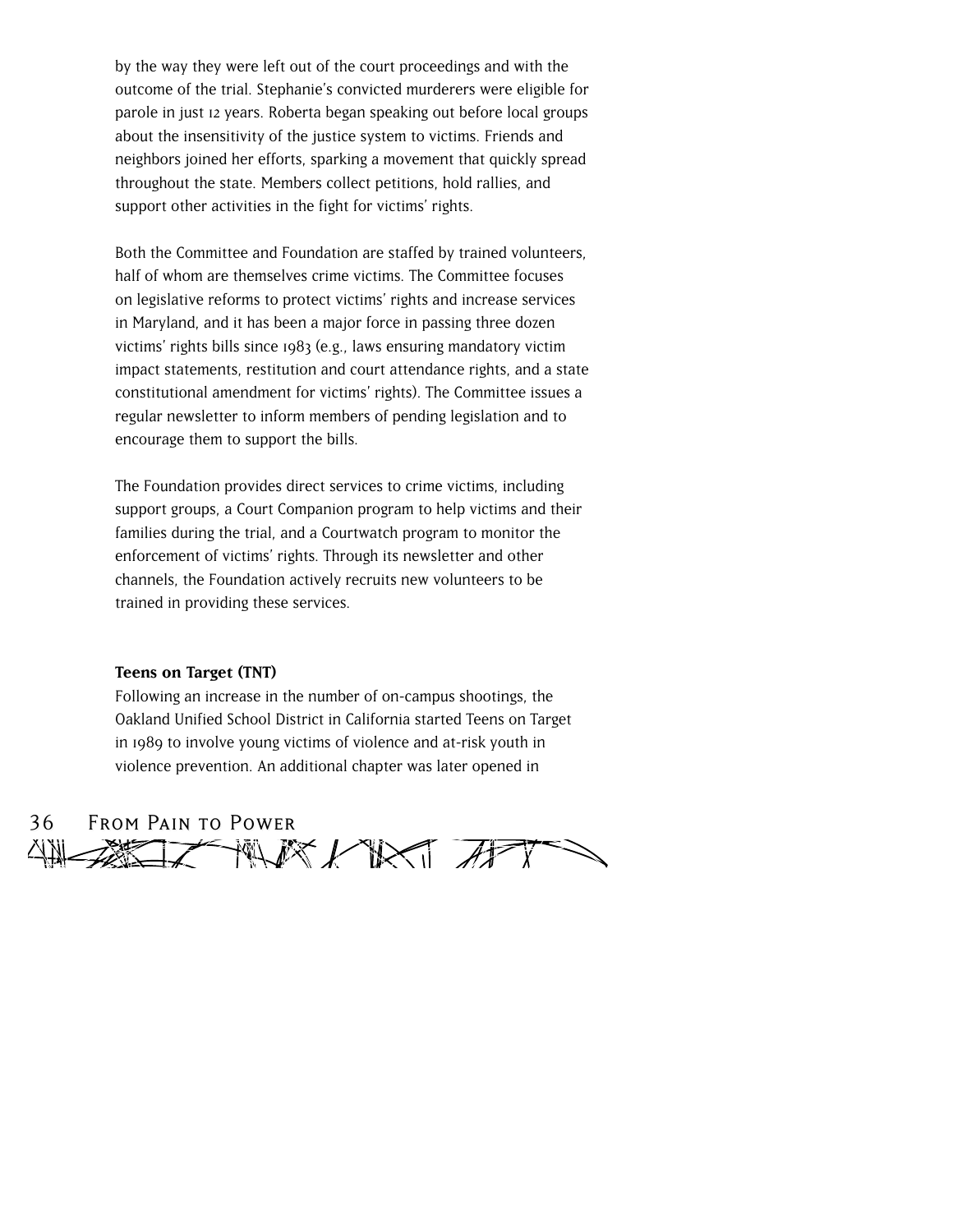by the way they were left out of the court proceedings and with the outcome of the trial. Stephanie's convicted murderers were eligible for parole in just 12 years. Roberta began speaking out before local groups about the insensitivity of the justice system to victims. Friends and neighbors joined her efforts, sparking a movement that quickly spread throughout the state. Members collect petitions, hold rallies, and support other activities in the fight for victims' rights.

Both the Committee and Foundation are staffed by trained volunteers, half of whom are themselves crime victims. The Committee focuses on legislative reforms to protect victims' rights and increase services in Maryland, and it has been a major force in passing three dozen victims' rights bills since 1983 (e.g., laws ensuring mandatory victim impact statements, restitution and court attendance rights, and a state constitutional amendment for victims' rights). The Committee issues a regular newsletter to inform members of pending legislation and to encourage them to support the bills.

The Foundation provides direct services to crime victims, including support groups, a Court Companion program to help victims and their families during the trial, and a Courtwatch program to monitor the enforcement of victims' rights. Through its newsletter and other channels, the Foundation actively recruits new volunteers to be trained in providing these services.

**Teens on Target (TNT)**

Following an increase in the number of on-campus shootings, the Oakland Unified School District in California started Teens on Target in 1989 to involve young victims of violence and at-risk youth in violence prevention. An additional chapter was later opened in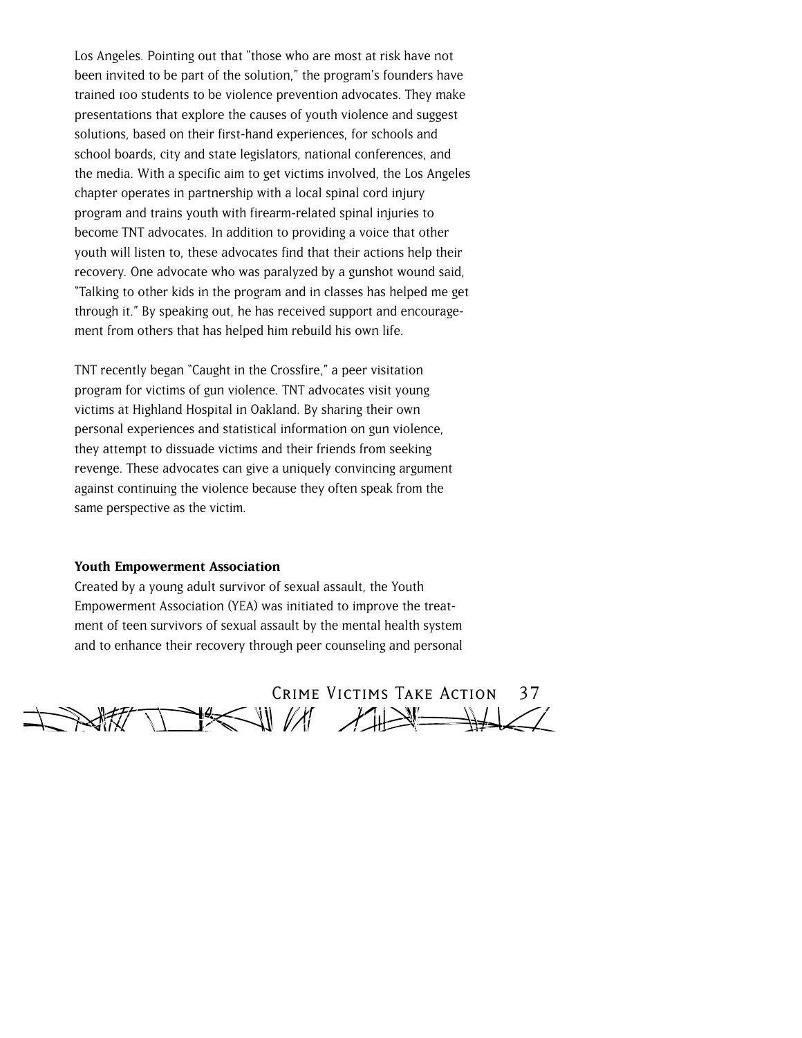Los Angeles. Pointing out that "those who are most at risk have not been invited to be part of the solution," the program's founders have trained 100 students to be violence prevention advocates. They make presentations that explore the causes of youth violence and suggest solutions, based on their first-hand experiences, for schools and school boards, city and state legislators, national conferences, and the media. With a specific aim to get victims involved, the Los Angeles chapter operates in partnership with a local spinal cord injury program and trains youth with firearm-related spinal injuries to become TNT advocates. In addition to providing a voice that other youth will listen to, these advocates find that their actions help their recovery. One advocate who was paralyzed by a gunshot wound said, "Talking to other kids in the program and in classes has helped me get through it." By speaking out, he has received support and encouragement from others that has helped him rebuild his own life.

TNT recently began "Caught in the Crossfire," a peer visitation program for victims of gun violence. TNT advocates visit young victims at Highland Hospital in Oakland. By sharing their own personal experiences and statistical information on gun violence, they attempt to dissuade victims and their friends from seeking revenge. These advocates can give a uniquely convincing argument against continuing the violence because they often speak from the same perspective as the victim.

**Youth Empowerment Association**

Created by a young adult survivor of sexual assault, the Youth Empowerment Association (YEA) was initiated to improve the treatment of teen survivors of sexual assault by the mental health system and to enhance their recovery through peer counseling and personal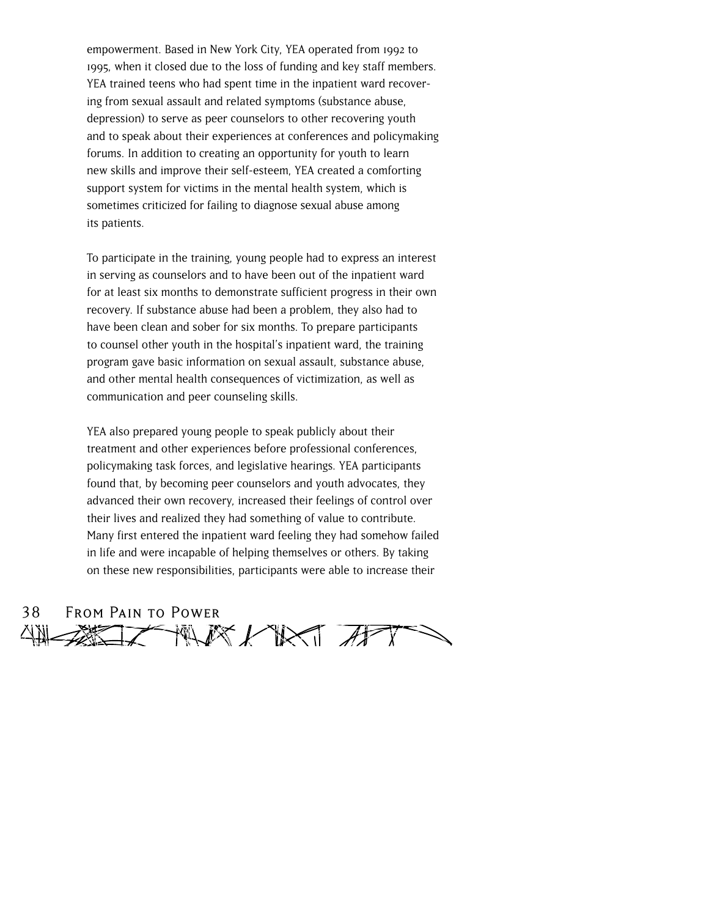empowerment. Based in New York City, YEA operated from 1992 to 1995, when it closed due to the loss of funding and key staff members. YEA trained teens who had spent time in the inpatient ward recovering from sexual assault and related symptoms (substance abuse, depression) to serve as peer counselors to other recovering youth and to speak about their experiences at conferences and policymaking forums. In addition to creating an opportunity for youth to learn new skills and improve their self-esteem, YEA created a comforting support system for victims in the mental health system, which is sometimes criticized for failing to diagnose sexual abuse among its patients.

To participate in the training, young people had to express an interest in serving as counselors and to have been out of the inpatient ward for at least six months to demonstrate sufficient progress in their own recovery. If substance abuse had been a problem, they also had to have been clean and sober for six months. To prepare participants to counsel other youth in the hospital's inpatient ward, the training program gave basic information on sexual assault, substance abuse, and other mental health consequences of victimization, as well as communication and peer counseling skills.

YEA also prepared young people to speak publicly about their treatment and other experiences before professional conferences, policymaking task forces, and legislative hearings. YEA participants found that, by becoming peer counselors and youth advocates, they advanced their own recovery, increased their feelings of control over their lives and realized they had something of value to contribute. Many first entered the inpatient ward feeling they had somehow failed in life and were incapable of helping themselves or others. By taking on these new responsibilities, participants were able to increase their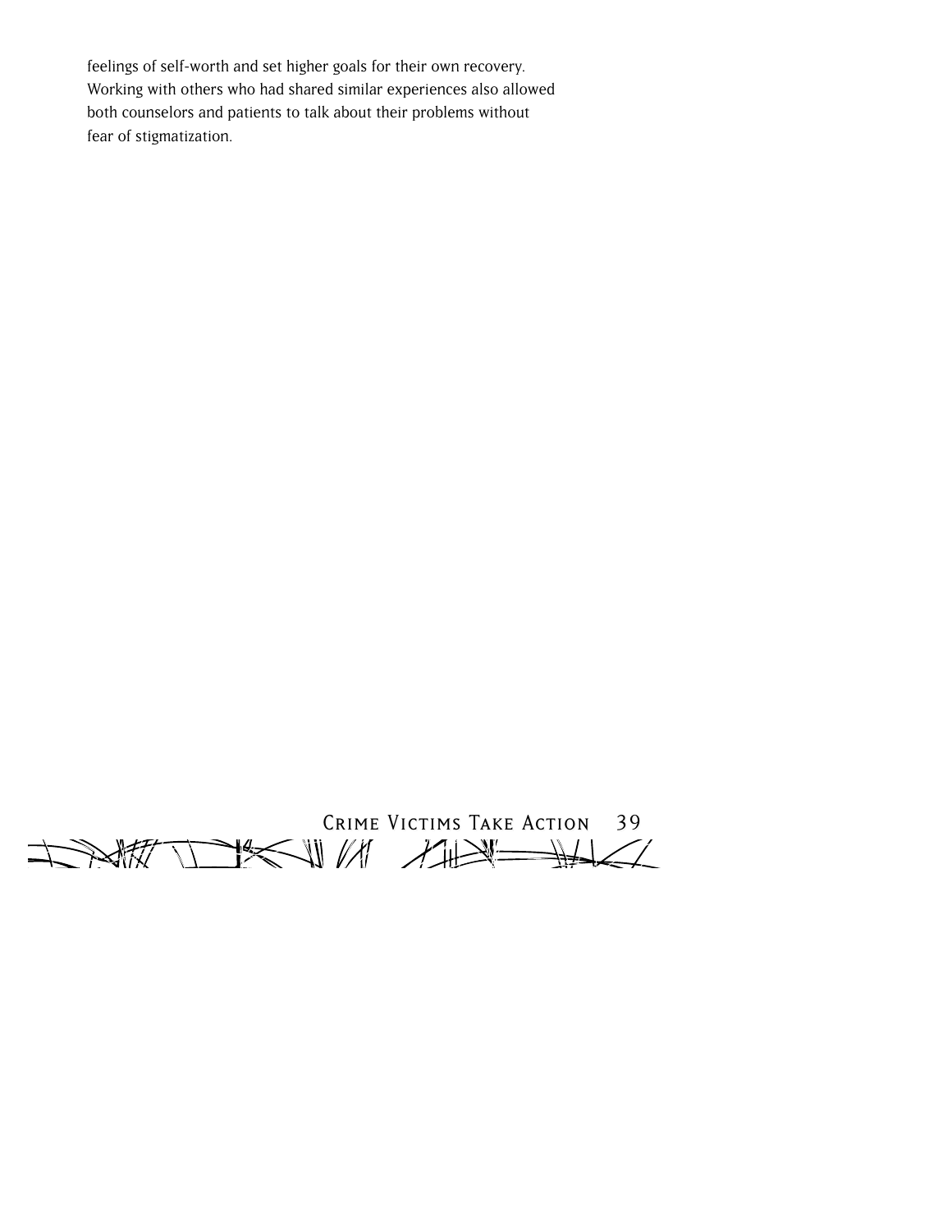feelings of self-worth and set higher goals for their own recovery. Working with others who had shared similar experiences also allowed both counselors and patients to talk about their problems without fear of stigmatization.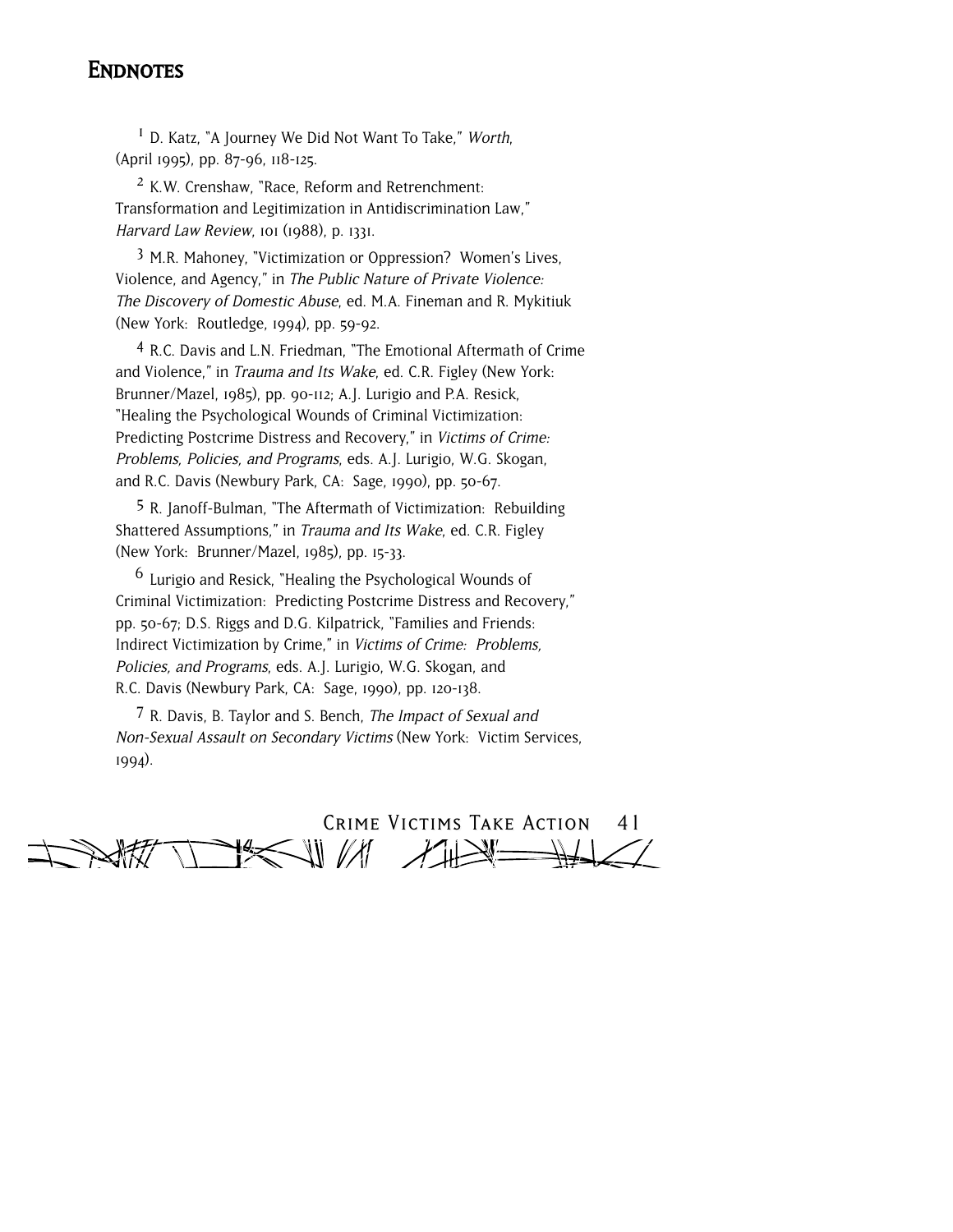# Endnotes

[1] D. Katz, "A Journey We Did Not Want To Take," *Worth*, (April 1995), pp. 87-96, 118-125.

[2] K.W. Crenshaw, "Race, Reform and Retrenchment: Transformation and Legitimization in Antidiscrimination Law," *Harvard Law Review*, 101 (1988), p. 1331.

[3] M.R. Mahoney, "Victimization or Oppression? Women's Lives, Violence, and Agency," in *The Public Nature of Private Violence: The Discovery of Domestic Abuse*, ed. M.A. Fineman and R. Mykitiuk (New York: Routledge, 1994), pp. 59-92.

[4] R.C. Davis and L.N. Friedman, "The Emotional Aftermath of Crime and Violence," in *Trauma and Its Wake*, ed. C.R. Figley (New York: Brunner/Mazel, 1985), pp. 90-112; A.J. Lurigio and P.A. Resick, "Healing the Psychological Wounds of Criminal Victimization: Predicting Postcrime Distress and Recovery," in *Victims of Crime: Problems, Policies, and Programs*, eds. A.J. Lurigio, W.G. Skogan, and R.C. Davis (Newbury Park, CA: Sage, 1990), pp. 50-67.

[5] R. Janoff-Bulman, "The Aftermath of Victimization: Rebuilding Shattered Assumptions," in *Trauma and Its Wake*, ed. C.R. Figley (New York: Brunner/Mazel, 1985), pp. 15-33.

[6] Lurigio and Resick, "Healing the Psychological Wounds of Criminal Victimization: Predicting Postcrime Distress and Recovery," pp. 50-67; D.S. Riggs and D.G. Kilpatrick, "Families and Friends: Indirect Victimization by Crime," in *Victims of Crime: Problems, Policies, and Programs*, eds. A.J. Lurigio, W.G. Skogan, and R.C. Davis (Newbury Park, CA: Sage, 1990), pp. 120-138.

[7] R. Davis, B. Taylor and S. Bench, *The Impact of Sexual and Non-Sexual Assault on Secondary Victims* (New York: Victim Services, 1994).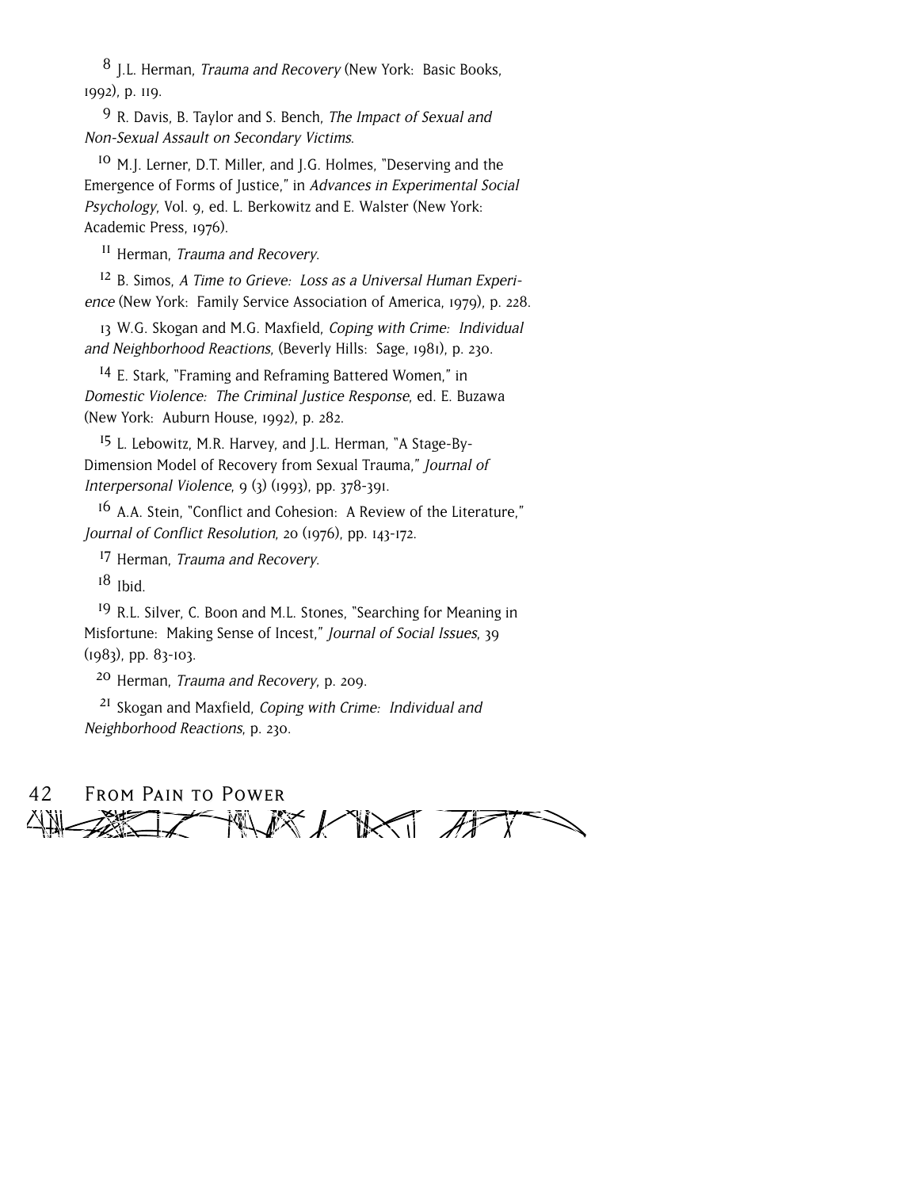[8] J.L. Herman, *Trauma and Recovery* (New York: Basic Books, 1992), p. 119.

[9] R. Davis, B. Taylor and S. Bench, *The Impact of Sexual and Non-Sexual Assault on Secondary Victims.*

[10] M.J. Lerner, D.T. Miller, and J.G. Holmes, "Deserving and the Emergence of Forms of Justice," in *Advances in Experimental Social Psychology*, Vol. 9, ed. L. Berkowitz and E. Walster (New York: Academic Press, 1976).

[11] Herman, *Trauma and Recovery.*

[12] B. Simos, *A Time to Grieve: Loss as a Universal Human Experience* (New York: Family Service Association of America, 1979), p. 228.

[13] W.G. Skogan and M.G. Maxfield, *Coping with Crime: Individual and Neighborhood Reactions*, (Beverly Hills: Sage, 1981), p. 230.

[14] E. Stark, "Framing and Reframing Battered Women," in *Domestic Violence: The Criminal Justice Response*, ed. E. Buzawa (New York: Auburn House, 1992), p. 282.

[15] L. Lebowitz, M.R. Harvey, and J.L. Herman, "A Stage-By-Dimension Model of Recovery from Sexual Trauma," *Journal of Interpersonal Violence*, 9 (3) (1993), pp. 378-391.

[16] A.A. Stein, "Conflict and Cohesion: A Review of the Literature," *Journal of Conflict Resolution*, 20 (1976), pp. 143-172.

[17] Herman, *Trauma and Recovery.*

[18] Ibid.

[19] R.L. Silver, C. Boon and M.L. Stones, "Searching for Meaning in Misfortune: Making Sense of Incest," *Journal of Social Issues*, 39 (1983), pp. 83-103.

[20] Herman, *Trauma and Recovery*, p. 209.

[21] Skogan and Maxfield, *Coping with Crime: Individual and Neighborhood Reactions*, p. 230.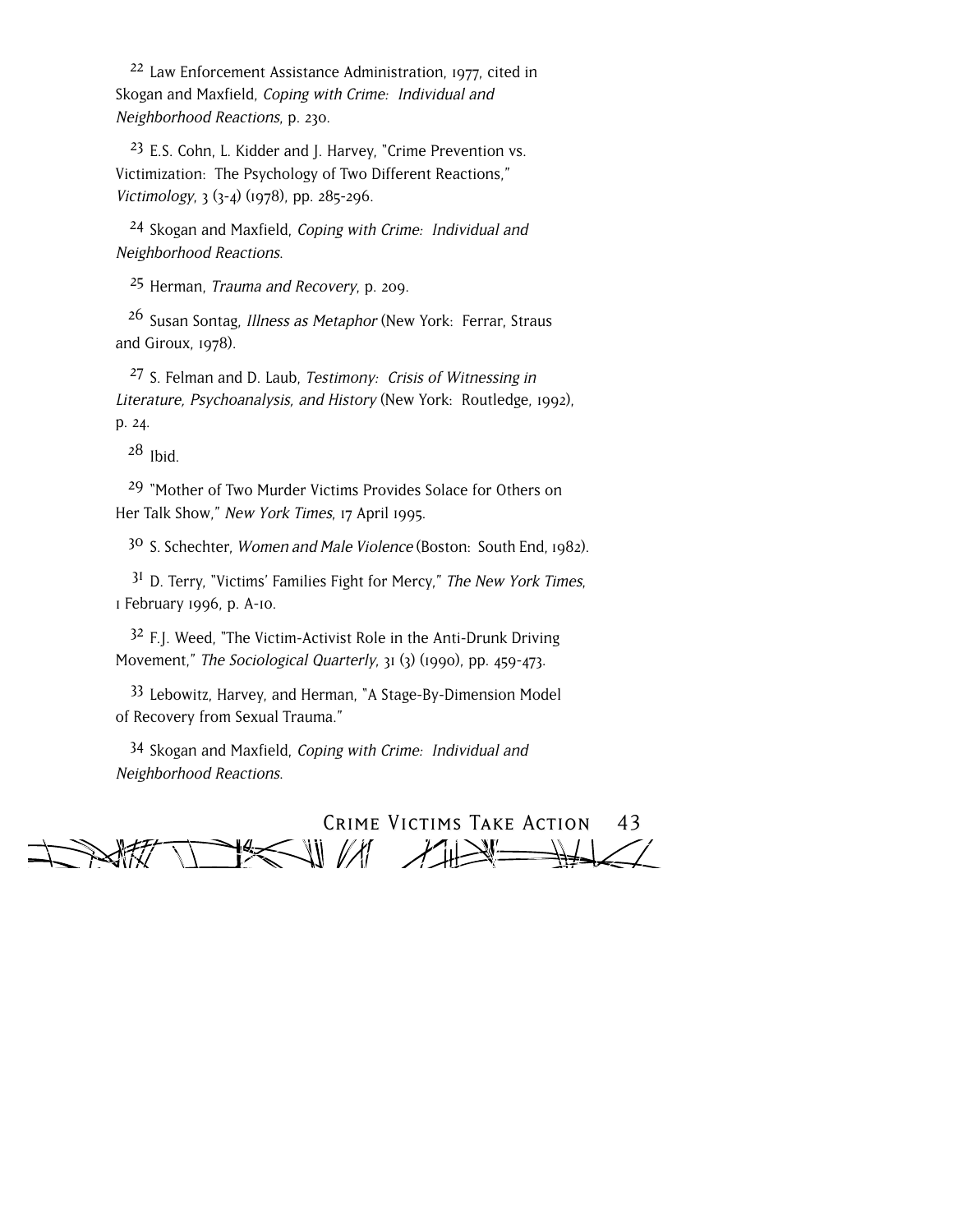[22] Law Enforcement Assistance Administration, 1977, cited in Skogan and Maxfield, *Coping with Crime: Individual and Neighborhood Reactions*, p. 230.

[23] E.S. Cohn, L. Kidder and J. Harvey, "Crime Prevention vs. Victimization: The Psychology of Two Different Reactions," *Victimology*, 3 (3-4) (1978), pp. 285-296.

[24] Skogan and Maxfield, *Coping with Crime: Individual and Neighborhood Reactions*.

[25] Herman, *Trauma and Recovery*, p. 209.

[26] Susan Sontag, *Illness as Metaphor* (New York: Ferrar, Straus and Giroux, 1978).

[27] S. Felman and D. Laub, *Testimony: Crisis of Witnessing in Literature, Psychoanalysis, and History* (New York: Routledge, 1992), p. 24.

[28] Ibid.

[29] "Mother of Two Murder Victims Provides Solace for Others on Her Talk Show," *New York Times*, 17 April 1995.

[30] S. Schechter, *Women and Male Violence* (Boston: South End, 1982).

[31] D. Terry, "Victims' Families Fight for Mercy," *The New York Times*, 1 February 1996, p. A-10.

[32] F.J. Weed, "The Victim-Activist Role in the Anti-Drunk Driving Movement," *The Sociological Quarterly*, 31 (3) (1990), pp. 459-473.

[33] Lebowitz, Harvey, and Herman, "A Stage-By-Dimension Model of Recovery from Sexual Trauma."

[34] Skogan and Maxfield, *Coping with Crime: Individual and Neighborhood Reactions*.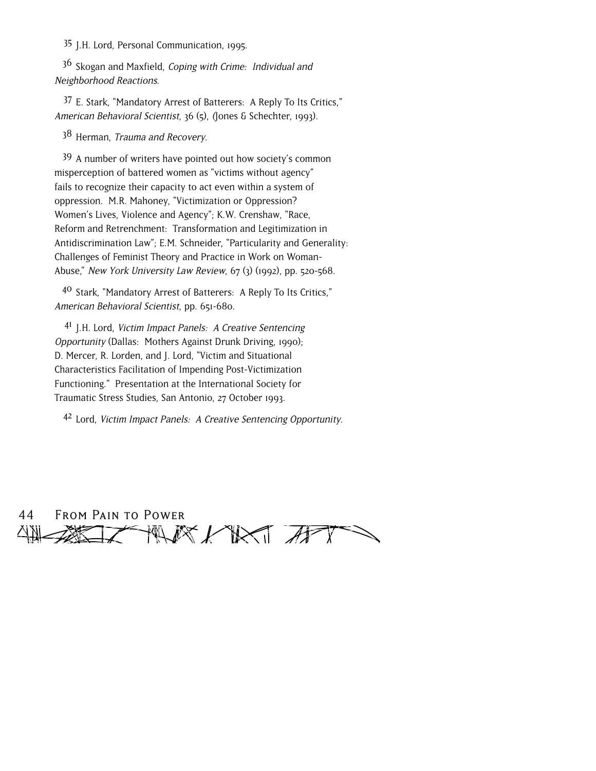[35] J.H. Lord, Personal Communication, 1995.

[36] Skogan and Maxfield, *Coping with Crime: Individual and Neighborhood Reactions*.

[37] E. Stark, "Mandatory Arrest of Batterers: A Reply To Its Critics," *American Behavioral Scientist*, 36 (5), (Jones & Schechter, 1993).

[38] Herman, *Trauma and Recovery*.

[39] A number of writers have pointed out how society's common misperception of battered women as "victims without agency" fails to recognize their capacity to act even within a system of oppression. M.R. Mahoney, "Victimization or Oppression? Women's Lives, Violence and Agency"; K.W. Crenshaw, "Race, Reform and Retrenchment: Transformation and Legitimization in Antidiscrimination Law"; E.M. Schneider, "Particularity and Generality: Challenges of Feminist Theory and Practice in Work on Woman-Abuse," *New York University Law Review*, 67 (3) (1992), pp. 520-568.

[40] Stark, "Mandatory Arrest of Batterers: A Reply To Its Critics," *American Behavioral Scientist*, pp. 651-680.

[41] J.H. Lord, *Victim Impact Panels: A Creative Sentencing Opportunity* (Dallas: Mothers Against Drunk Driving, 1990); D. Mercer, R. Lorden, and J. Lord, "Victim and Situational Characteristics Facilitation of Impending Post-Victimization Functioning." Presentation at the International Society for Traumatic Stress Studies, San Antonio, 27 October 1993.

[42] Lord, *Victim Impact Panels: A Creative Sentencing Opportunity*.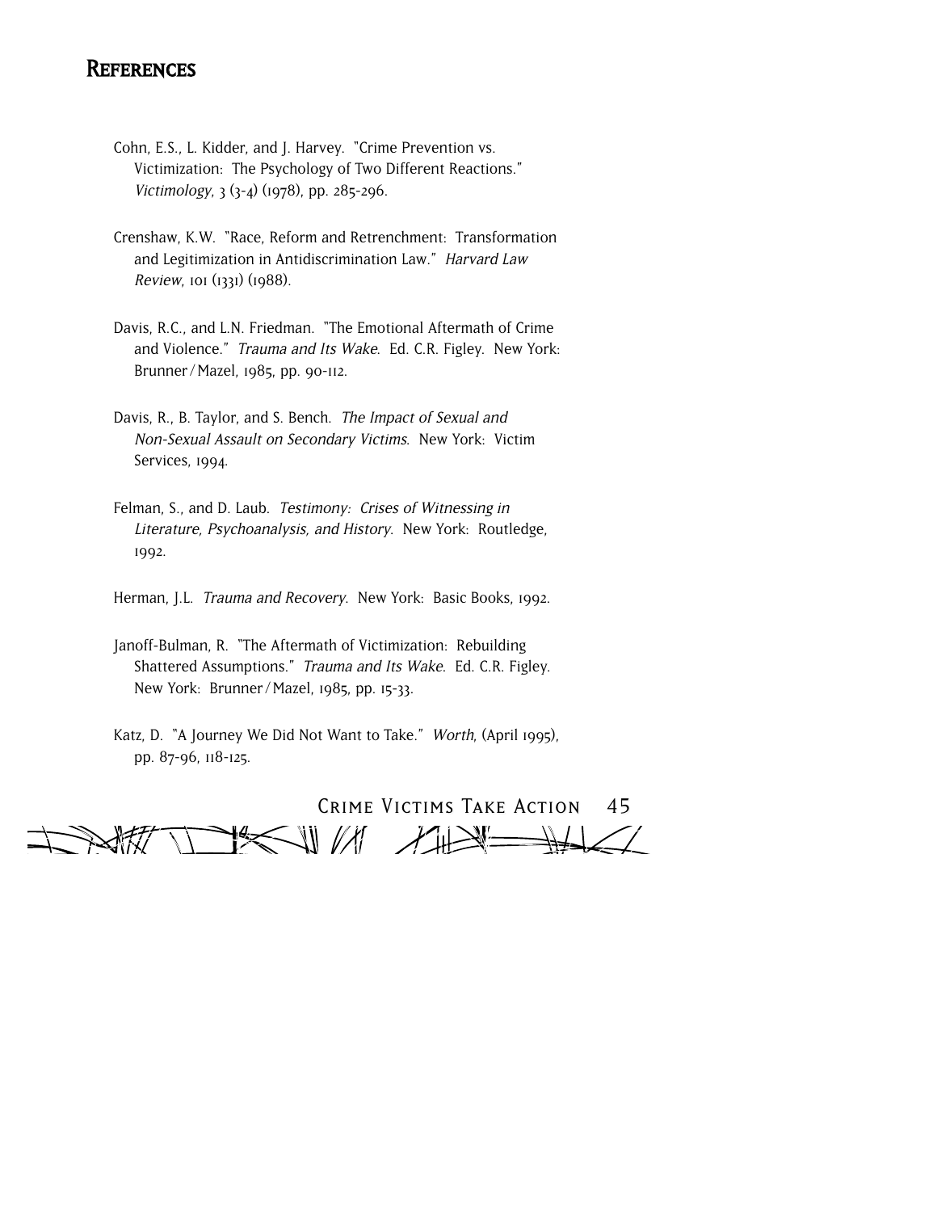# References

Cohn, E.S., L. Kidder, and J. Harvey. "Crime Prevention vs. Victimization: The Psychology of Two Different Reactions." *Victimology*, 3 (3-4) (1978), pp. 285-296.

Crenshaw, K.W. "Race, Reform and Retrenchment: Transformation and Legitimization in Antidiscrimination Law." *Harvard Law Review*, 101 (1331) (1988).

Davis, R.C., and L.N. Friedman. "The Emotional Aftermath of Crime and Violence." *Trauma and Its Wake*. Ed. C.R. Figley. New York: Brunner/Mazel, 1985, pp. 90-112.

Davis, R., B. Taylor, and S. Bench. *The Impact of Sexual and Non-Sexual Assault on Secondary Victims*. New York: Victim Services, 1994.

Felman, S., and D. Laub. *Testimony: Crises of Witnessing in Literature, Psychoanalysis, and History*. New York: Routledge, 1992.

Herman, J.L. *Trauma and Recovery*. New York: Basic Books, 1992.

Janoff-Bulman, R. "The Aftermath of Victimization: Rebuilding Shattered Assumptions." *Trauma and Its Wake*. Ed. C.R. Figley. New York: Brunner/Mazel, 1985, pp. 15-33.

Katz, D. "A Journey We Did Not Want to Take." *Worth*, (April 1995), pp. 87-96, 118-125.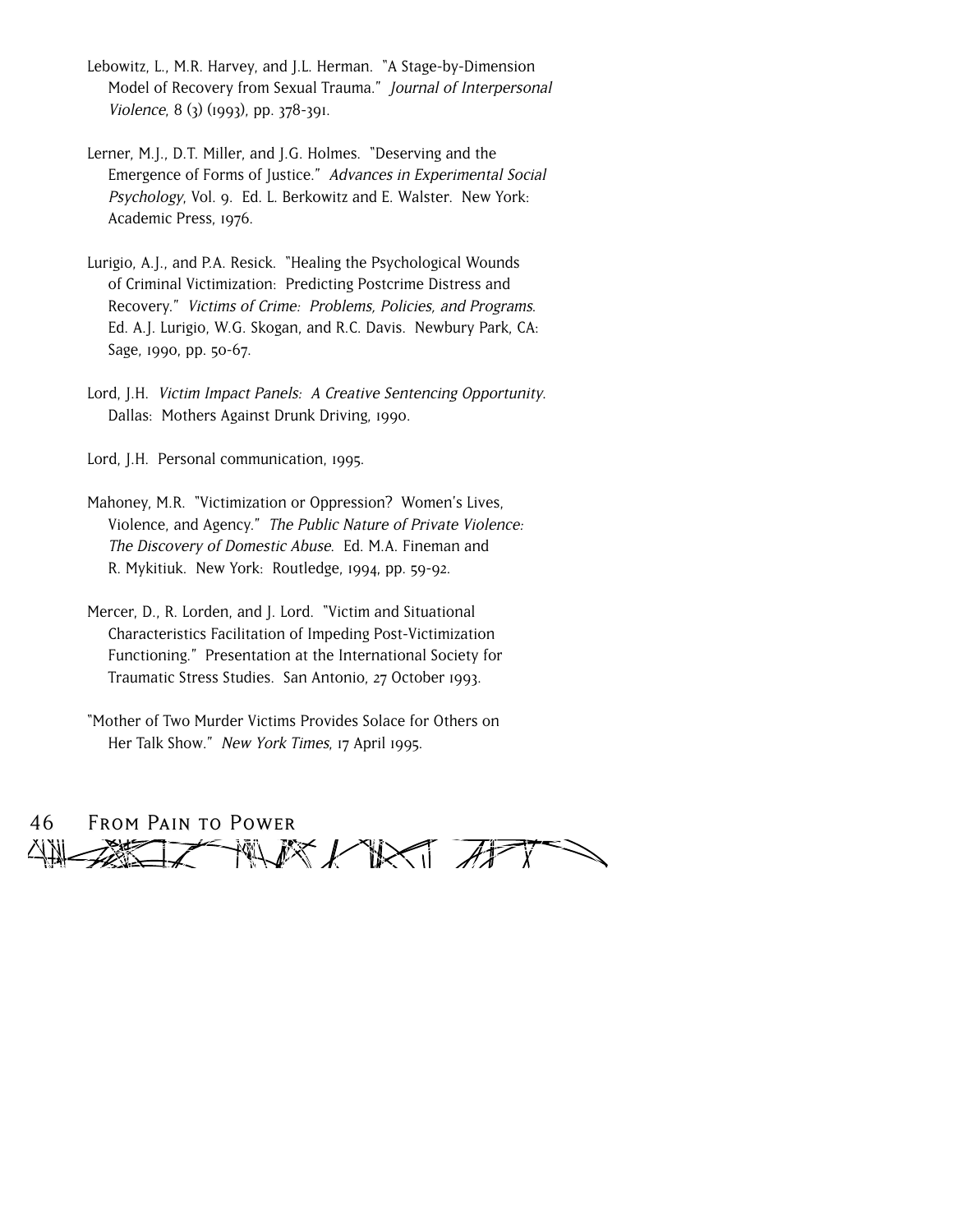Lebowitz, L., M.R. Harvey, and J.L. Herman. "A Stage-by-Dimension Model of Recovery from Sexual Trauma." *Journal of Interpersonal Violence*, 8 (3) (1993), pp. 378-391.

Lerner, M.J., D.T. Miller, and J.G. Holmes. "Deserving and the Emergence of Forms of Justice." *Advances in Experimental Social Psychology*, Vol. 9. Ed. L. Berkowitz and E. Walster. New York: Academic Press, 1976.

Lurigio, A.J., and P.A. Resick. "Healing the Psychological Wounds of Criminal Victimization: Predicting Postcrime Distress and Recovery." *Victims of Crime: Problems, Policies, and Programs*. Ed. A.J. Lurigio, W.G. Skogan, and R.C. Davis. Newbury Park, CA: Sage, 1990, pp. 50-67.

Lord, J.H. *Victim Impact Panels: A Creative Sentencing Opportunity*. Dallas: Mothers Against Drunk Driving, 1990.

Lord, J.H. Personal communication, 1995.

Mahoney, M.R. "Victimization or Oppression? Women's Lives, Violence, and Agency." *The Public Nature of Private Violence: The Discovery of Domestic Abuse*. Ed. M.A. Fineman and R. Mykitiuk. New York: Routledge, 1994, pp. 59-92.

Mercer, D., R. Lorden, and J. Lord. "Victim and Situational Characteristics Facilitation of Impeding Post-Victimization Functioning." Presentation at the International Society for Traumatic Stress Studies. San Antonio, 27 October 1993.

"Mother of Two Murder Victims Provides Solace for Others on Her Talk Show." *New York Times*, 17 April 1995.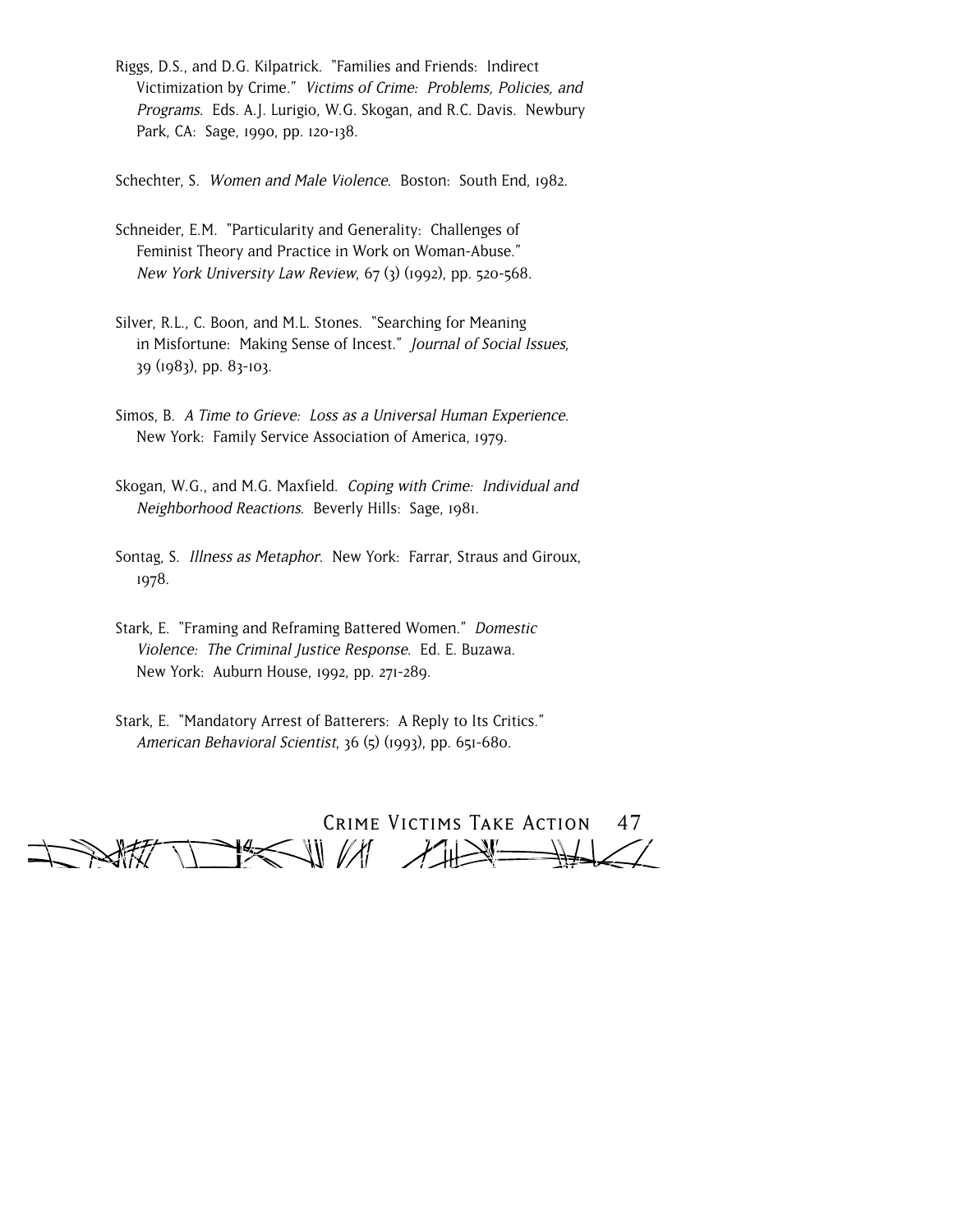Riggs, D.S., and D.G. Kilpatrick. "Families and Friends: Indirect Victimization by Crime." *Victims of Crime: Problems, Policies, and Programs*. Eds. A.J. Lurigio, W.G. Skogan, and R.C. Davis. Newbury Park, CA: Sage, 1990, pp. 120-138.

Schechter, S. *Women and Male Violence*. Boston: South End, 1982.

Schneider, E.M. "Particularity and Generality: Challenges of Feminist Theory and Practice in Work on Woman-Abuse." *New York University Law Review*, 67 (3) (1992), pp. 520-568.

Silver, R.L., C. Boon, and M.L. Stones. "Searching for Meaning in Misfortune: Making Sense of Incest." *Journal of Social Issues*, 39 (1983), pp. 83-103.

Simos, B. *A Time to Grieve: Loss as a Universal Human Experience*. New York: Family Service Association of America, 1979.

Skogan, W.G., and M.G. Maxfield. *Coping with Crime: Individual and Neighborhood Reactions*. Beverly Hills: Sage, 1981.

Sontag, S. *Illness as Metaphor*. New York: Farrar, Straus and Giroux, 1978.

Stark, E. "Framing and Reframing Battered Women." *Domestic Violence: The Criminal Justice Response*. Ed. E. Buzawa. New York: Auburn House, 1992, pp. 271-289.

Stark, E. "Mandatory Arrest of Batterers: A Reply to Its Critics." *American Behavioral Scientist*, 36 (5) (1993), pp. 651-680.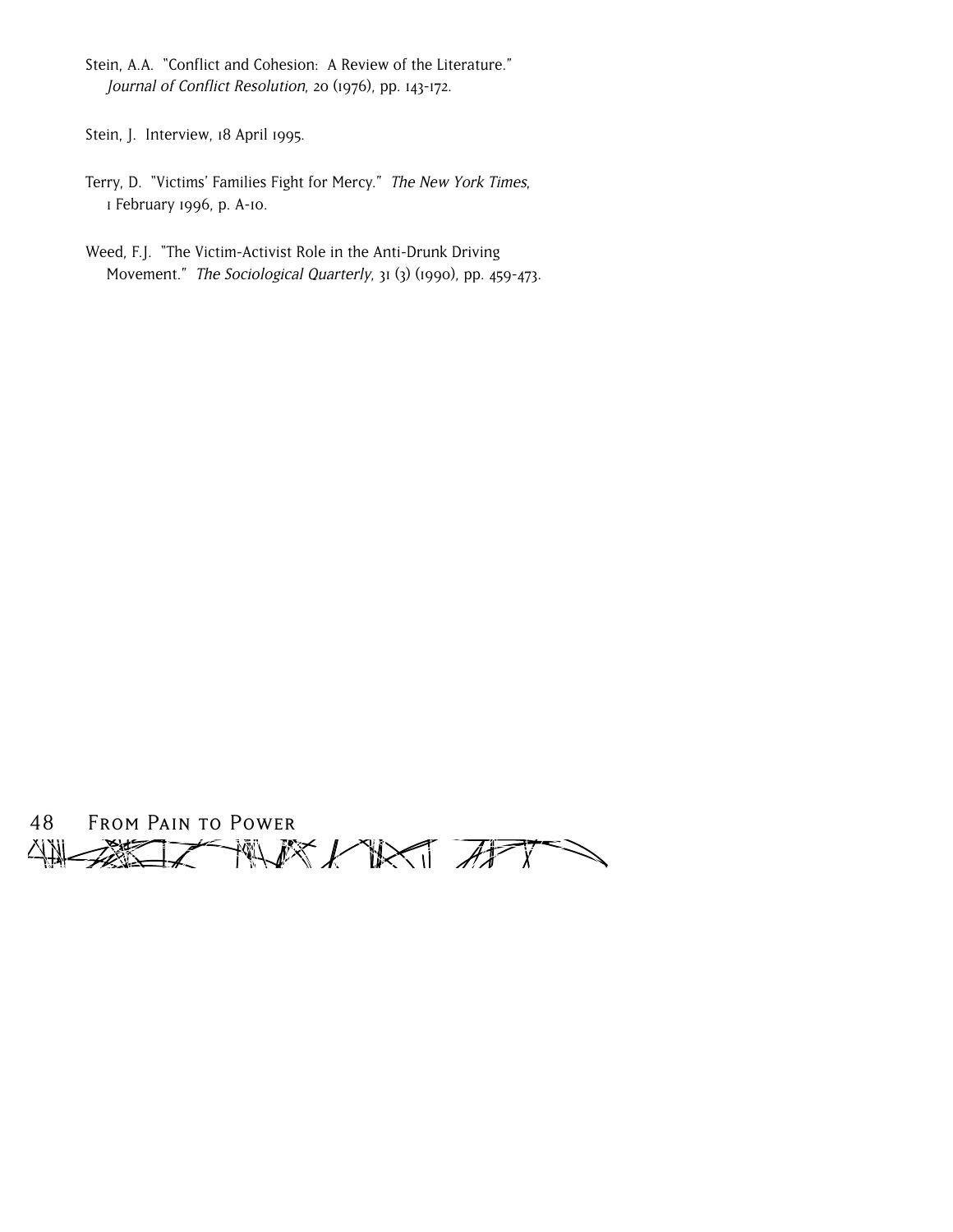Stein, A.A. "Conflict and Cohesion: A Review of the Literature." *Journal of Conflict Resolution*, 20 (1976), pp. 143-172.

Stein, J. Interview, 18 April 1995.

Terry, D. "Victims' Families Fight for Mercy." *The New York Times*, 1 February 1996, p. A-10.

Weed, F.J. "The Victim-Activist Role in the Anti-Drunk Driving Movement." *The Sociological Quarterly*, 31 (3) (1990), pp. 459-473.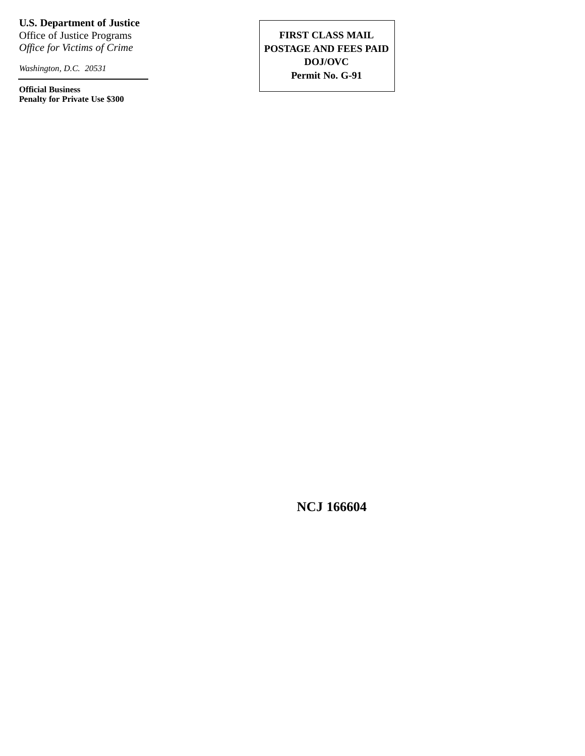**U.S. Department of Justice**
Office of Justice Programs
*Office for Victims of Crime*

*Washington, D.C. 20531*

**Official Business**
**Penalty for Private Use $300**

**FIRST CLASS MAIL**
**POSTAGE AND FEES PAID**
**DOJ/OVC**
**Permit No. G-91**

**NCJ 166604**